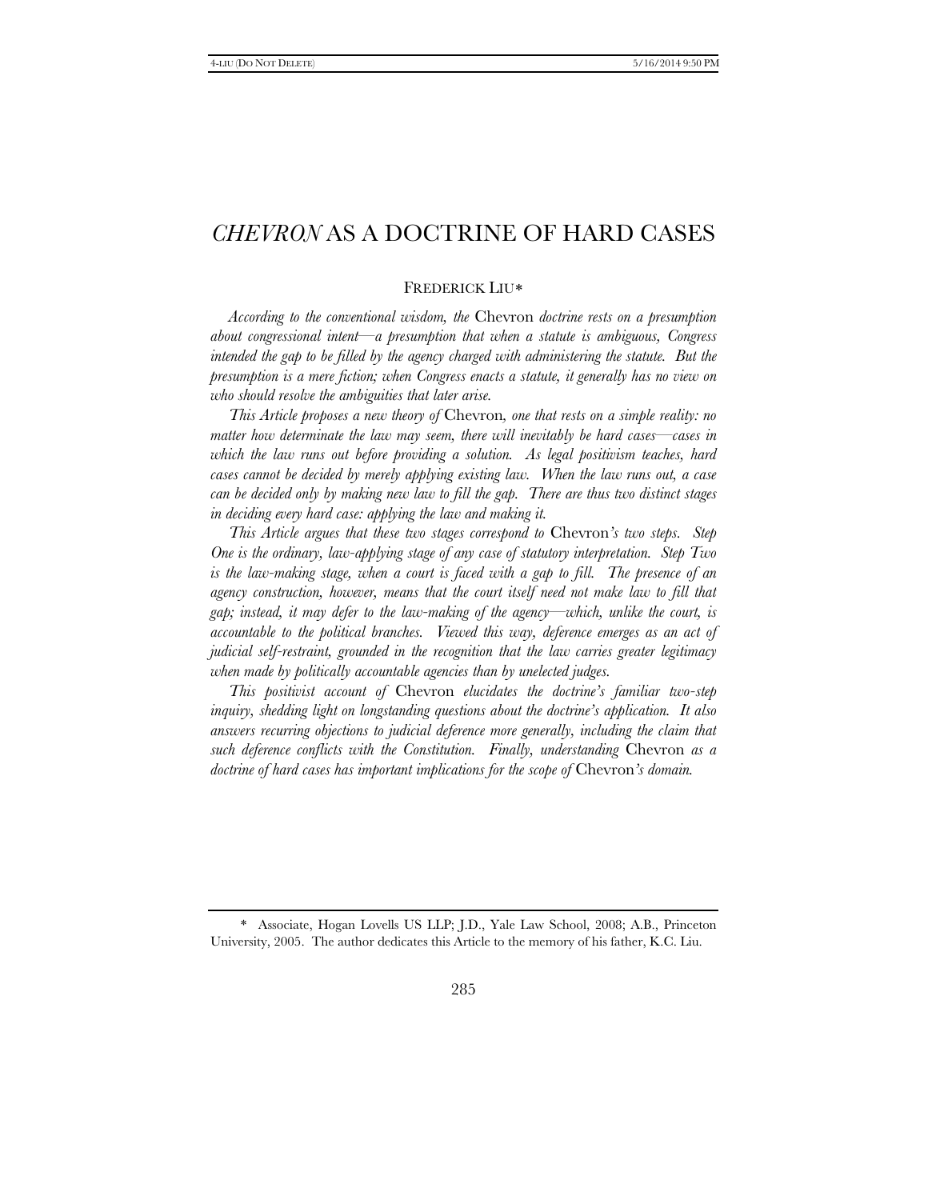# *CHEVRON* AS A DOCTRINE OF HARD CASES

FREDERICK LIU*

*According to the conventional wisdom, the* Chevron *doctrine rests on a presumption about congressional intent—a presumption that when a statute is ambiguous, Congress intended the gap to be filled by the agency charged with administering the statute. But the presumption is a mere fiction; when Congress enacts a statute, it generally has no view on who should resolve the ambiguities that later arise.*

*This Article proposes a new theory of* Chevron*, one that rests on a simple reality: no matter how determinate the law may seem, there will inevitably be hard cases—cases in which the law runs out before providing a solution. As legal positivism teaches, hard cases cannot be decided by merely applying existing law. When the law runs out, a case can be decided only by making new law to fill the gap. There are thus two distinct stages in deciding every hard case: applying the law and making it.*

*This Article argues that these two stages correspond to* Chevron*'s two steps. Step One is the ordinary, law-applying stage of any case of statutory interpretation. Step Two is the law-making stage, when a court is faced with a gap to fill. The presence of an agency construction, however, means that the court itself need not make law to fill that gap; instead, it may defer to the law-making of the agency—which, unlike the court, is accountable to the political branches. Viewed this way, deference emerges as an act of judicial self-restraint, grounded in the recognition that the law carries greater legitimacy when made by politically accountable agencies than by unelected judges.*

*This positivist account of* Chevron *elucidates the doctrine's familiar two-step inquiry, shedding light on longstanding questions about the doctrine's application. It also answers recurring objections to judicial deference more generally, including the claim that such deference conflicts with the Constitution. Finally, understanding* Chevron *as a doctrine of hard cases has important implications for the scope of* Chevron*'s domain.*

\* Associate, Hogan Lovells US LLP; J.D., Yale Law School, 2008; A.B., Princeton University, 2005. The author dedicates this Article to the memory of his father, K.C. Liu.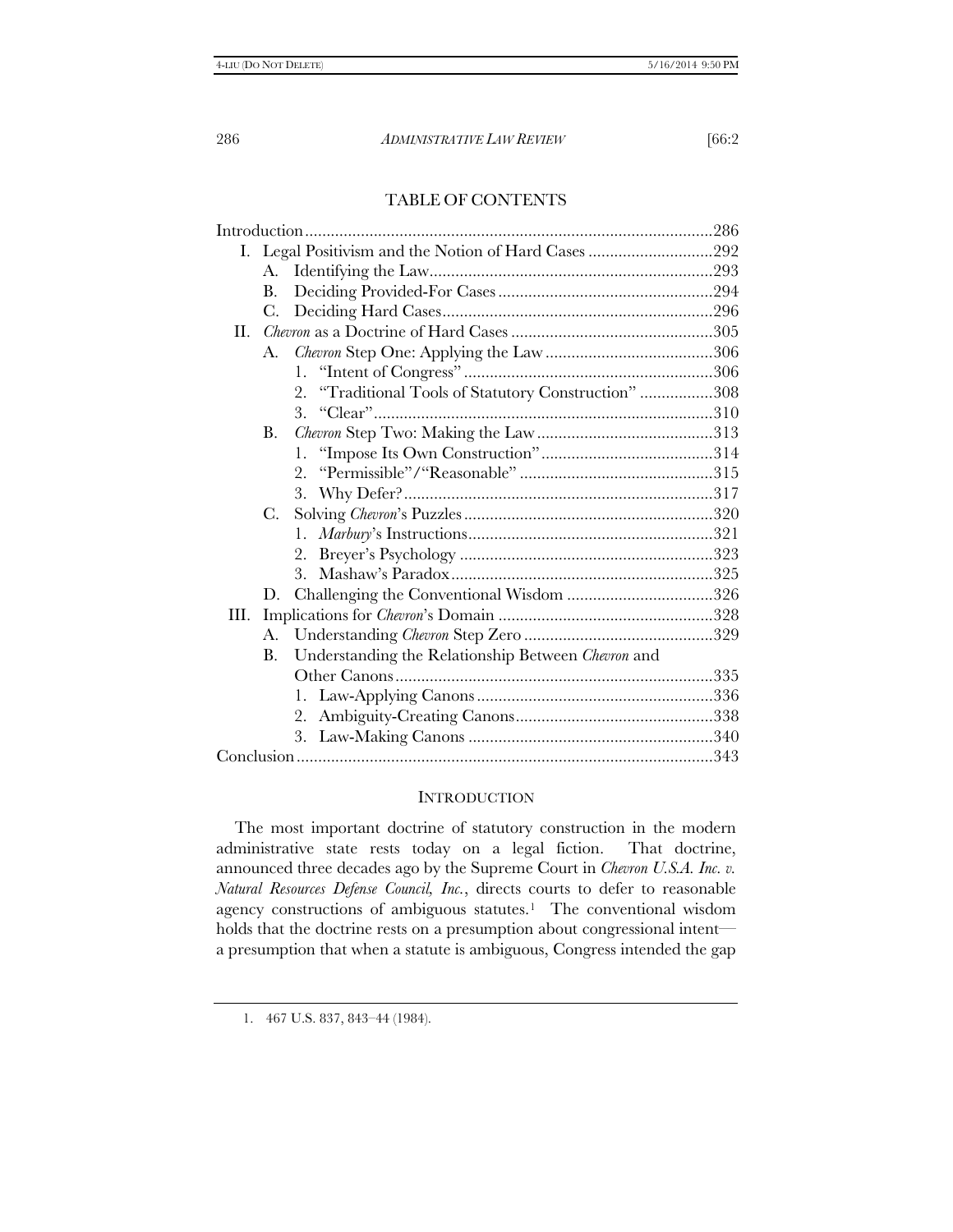## TABLE OF CONTENTS

- Introduction ... 286
- I. Legal Positivism and the Notion of Hard Cases ... 292
  - A. Identifying the Law ... 293
  - B. Deciding Provided-For Cases ... 294
  - C. Deciding Hard Cases ... 296
- II. *Chevron* as a Doctrine of Hard Cases ... 305
  - A. *Chevron* Step One: Applying the Law ... 306
    - 1. "Intent of Congress" ... 306
    - 2. "Traditional Tools of Statutory Construction" ... 308
    - 3. "Clear" ... 310
  - B. *Chevron* Step Two: Making the Law ... 313
    - 1. "Impose Its Own Construction" ... 314
    - 2. "Permissible"/"Reasonable" ... 315
    - 3. Why Defer? ... 317
  - C. Solving *Chevron*'s Puzzles ... 320
    - 1. *Marbury*'s Instructions ... 321
    - 2. Breyer's Psychology ... 323
    - 3. Mashaw's Paradox ... 325
  - D. Challenging the Conventional Wisdom ... 326
- III. Implications for *Chevron*'s Domain ... 328
  - A. Understanding *Chevron* Step Zero ... 329
  - B. Understanding the Relationship Between *Chevron* and Other Canons ... 335
    - 1. Law-Applying Canons ... 336
    - 2. Ambiguity-Creating Canons ... 338
    - 3. Law-Making Canons ... 340
- Conclusion ... 343

## INTRODUCTION

The most important doctrine of statutory construction in the modern administrative state rests today on a legal fiction. That doctrine, announced three decades ago by the Supreme Court in *Chevron U.S.A. Inc. v. Natural Resources Defense Council, Inc.*, directs courts to defer to reasonable agency constructions of ambiguous statutes.[1] The conventional wisdom holds that the doctrine rests on a presumption about congressional intent—a presumption that when a statute is ambiguous, Congress intended the gap

1. 467 U.S. 837, 843–44 (1984).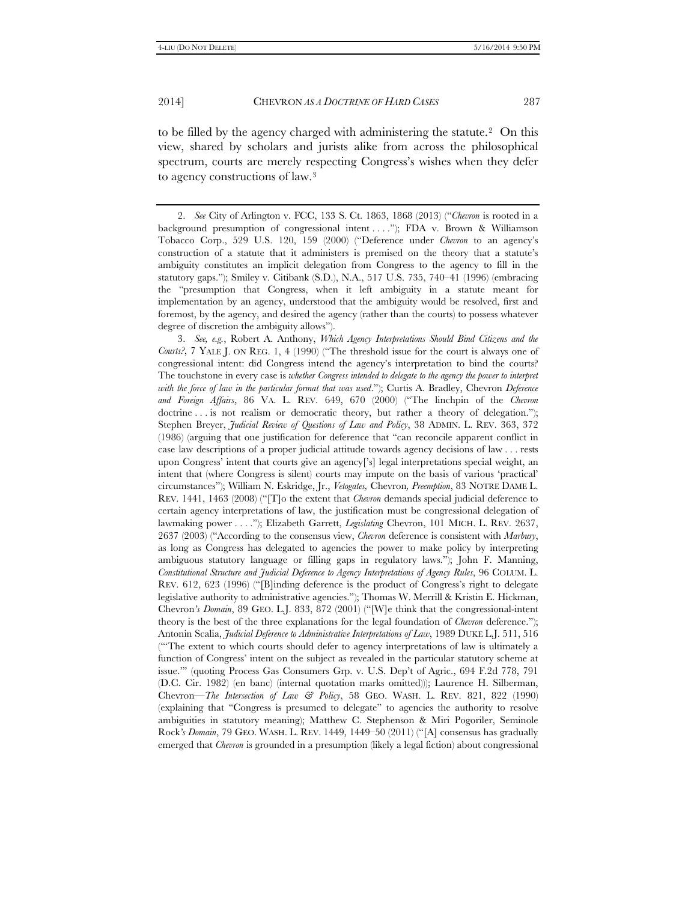to be filled by the agency charged with administering the statute.[2] On this view, shared by scholars and jurists alike from across the philosophical spectrum, courts are merely respecting Congress's wishes when they defer to agency constructions of law.[3]

---

2. *See* City of Arlington v. FCC, 133 S. Ct. 1863, 1868 (2013) ("*Chevron* is rooted in a background presumption of congressional intent . . . ."); FDA v. Brown & Williamson Tobacco Corp., 529 U.S. 120, 159 (2000) ("Deference under *Chevron* to an agency's construction of a statute that it administers is premised on the theory that a statute's ambiguity constitutes an implicit delegation from Congress to the agency to fill in the statutory gaps."); Smiley v. Citibank (S.D.), N.A., 517 U.S. 735, 740–41 (1996) (embracing the "presumption that Congress, when it left ambiguity in a statute meant for implementation by an agency, understood that the ambiguity would be resolved, first and foremost, by the agency, and desired the agency (rather than the courts) to possess whatever degree of discretion the ambiguity allows").

3. *See, e.g.*, Robert A. Anthony, *Which Agency Interpretations Should Bind Citizens and the Courts?*, 7 YALE J. ON REG. 1, 4 (1990) ("The threshold issue for the court is always one of congressional intent: did Congress intend the agency's interpretation to bind the courts? The touchstone in every case is *whether Congress intended to delegate to the agency the power to interpret with the force of law in the particular format that was used*."); Curtis A. Bradley, Chevron *Deference and Foreign Affairs*, 86 VA. L. REV. 649, 670 (2000) ("The linchpin of the *Chevron* doctrine . . . is not realism or democratic theory, but rather a theory of delegation."); Stephen Breyer, *Judicial Review of Questions of Law and Policy*, 38 ADMIN. L. REV. 363, 372 (1986) (arguing that one justification for deference that "can reconcile apparent conflict in case law descriptions of a proper judicial attitude towards agency decisions of law . . . rests upon Congress' intent that courts give an agency['s] legal interpretations special weight, an intent that (where Congress is silent) courts may impute on the basis of various 'practical' circumstances"); William N. Eskridge, Jr., *Vetogates,* Chevron*, Preemption*, 83 NOTRE DAME L. REV. 1441, 1463 (2008) ("[T]o the extent that *Chevron* demands special judicial deference to certain agency interpretations of law, the justification must be congressional delegation of lawmaking power . . . ."); Elizabeth Garrett, *Legislating* Chevron, 101 MICH. L. REV. 2637, 2637 (2003) ("According to the consensus view, *Chevron* deference is consistent with *Marbury*, as long as Congress has delegated to agencies the power to make policy by interpreting ambiguous statutory language or filling gaps in regulatory laws."); John F. Manning, *Constitutional Structure and Judicial Deference to Agency Interpretations of Agency Rules*, 96 COLUM. L. REV. 612, 623 (1996) ("[B]inding deference is the product of Congress's right to delegate legislative authority to administrative agencies."); Thomas W. Merrill & Kristin E. Hickman, Chevron*'s Domain*, 89 GEO. L.J. 833, 872 (2001) ("[W]e think that the congressional-intent theory is the best of the three explanations for the legal foundation of *Chevron* deference."); Antonin Scalia, *Judicial Deference to Administrative Interpretations of Law*, 1989 DUKE L.J. 511, 516 ("'The extent to which courts should defer to agency interpretations of law is ultimately a function of Congress' intent on the subject as revealed in the particular statutory scheme at issue.'" (quoting Process Gas Consumers Grp. v. U.S. Dep't of Agric., 694 F.2d 778, 791 (D.C. Cir. 1982) (en banc) (internal quotation marks omitted))); Laurence H. Silberman, Chevron*—The Intersection of Law & Policy*, 58 GEO. WASH. L. REV. 821, 822 (1990) (explaining that "Congress is presumed to delegate" to agencies the authority to resolve ambiguities in statutory meaning); Matthew C. Stephenson & Miri Pogoriler, Seminole Rock*'s Domain*, 79 GEO. WASH. L. REV. 1449, 1449–50 (2011) ("[A] consensus has gradually emerged that *Chevron* is grounded in a presumption (likely a legal fiction) about congressional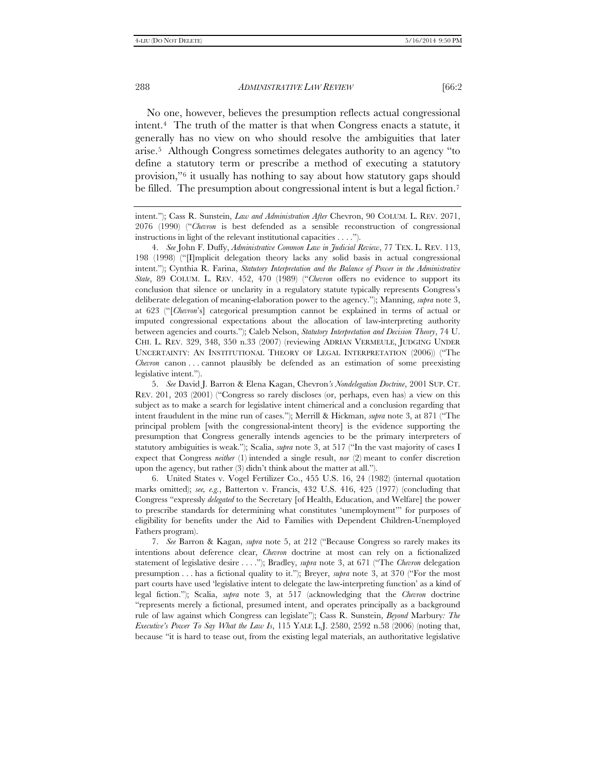No one, however, believes the presumption reflects actual congressional intent.[4] The truth of the matter is that when Congress enacts a statute, it generally has no view on who should resolve the ambiguities that later arise.[5] Although Congress sometimes delegates authority to an agency "to define a statutory term or prescribe a method of executing a statutory provision,"[6] it usually has nothing to say about how statutory gaps should be filled. The presumption about congressional intent is but a legal fiction.[7]

---

intent."); Cass R. Sunstein, *Law and Administration After* Chevron, 90 COLUM. L. REV. 2071, 2076 (1990) ("*Chevron* is best defended as a sensible reconstruction of congressional instructions in light of the relevant institutional capacities . . . .").

4. *See* John F. Duffy, *Administrative Common Law in Judicial Review*, 77 TEX. L. REV. 113, 198 (1998) ("[I]mplicit delegation theory lacks any solid basis in actual congressional intent."); Cynthia R. Farina, *Statutory Interpretation and the Balance of Power in the Administrative State*, 89 COLUM. L. REV. 452, 470 (1989) ("*Chevron* offers no evidence to support its conclusion that silence or unclarity in a regulatory statute typically represents Congress's deliberate delegation of meaning-elaboration power to the agency."); Manning, *supra* note 3, at 623 ("[*Chevron*'s] categorical presumption cannot be explained in terms of actual or imputed congressional expectations about the allocation of law-interpreting authority between agencies and courts."); Caleb Nelson, *Statutory Interpretation and Decision Theory*, 74 U. CHI. L. REV. 329, 348, 350 n.33 (2007) (reviewing ADRIAN VERMEULE, JUDGING UNDER UNCERTAINTY: AN INSTITUTIONAL THEORY OF LEGAL INTERPRETATION (2006)) ("The *Chevron* canon . . . cannot plausibly be defended as an estimation of some preexisting legislative intent.").

5. *See* David J. Barron & Elena Kagan, Chevron*'s Nondelegation Doctrine*, 2001 SUP. CT. REV. 201, 203 (2001) ("Congress so rarely discloses (or, perhaps, even has) a view on this subject as to make a search for legislative intent chimerical and a conclusion regarding that intent fraudulent in the mine run of cases."); Merrill & Hickman, *supra* note 3, at 871 ("The principal problem [with the congressional-intent theory] is the evidence supporting the presumption that Congress generally intends agencies to be the primary interpreters of statutory ambiguities is weak."); Scalia, *supra* note 3, at 517 ("In the vast majority of cases I expect that Congress *neither* (1) intended a single result, *nor* (2) meant to confer discretion upon the agency, but rather (3) didn't think about the matter at all.").

6. United States v. Vogel Fertilizer Co., 455 U.S. 16, 24 (1982) (internal quotation marks omitted); *see, e.g.*, Batterton v. Francis, 432 U.S. 416, 425 (1977) (concluding that Congress "expressly *delegated* to the Secretary [of Health, Education, and Welfare] the power to prescribe standards for determining what constitutes 'unemployment'" for purposes of eligibility for benefits under the Aid to Families with Dependent Children-Unemployed Fathers program).

7. *See* Barron & Kagan, *supra* note 5, at 212 ("Because Congress so rarely makes its intentions about deference clear, *Chevron* doctrine at most can rely on a fictionalized statement of legislative desire . . . ."); Bradley, *supra* note 3, at 671 ("The *Chevron* delegation presumption . . . has a fictional quality to it."); Breyer, *supra* note 3, at 370 ("For the most part courts have used 'legislative intent to delegate the law-interpreting function' as a kind of legal fiction."); Scalia, *supra* note 3, at 517 (acknowledging that the *Chevron* doctrine "represents merely a fictional, presumed intent, and operates principally as a background rule of law against which Congress can legislate"); Cass R. Sunstein, *Beyond* Marbury*: The Executive's Power To Say What the Law Is*, 115 YALE L.J. 2580, 2592 n.58 (2006) (noting that, because "it is hard to tease out, from the existing legal materials, an authoritative legislative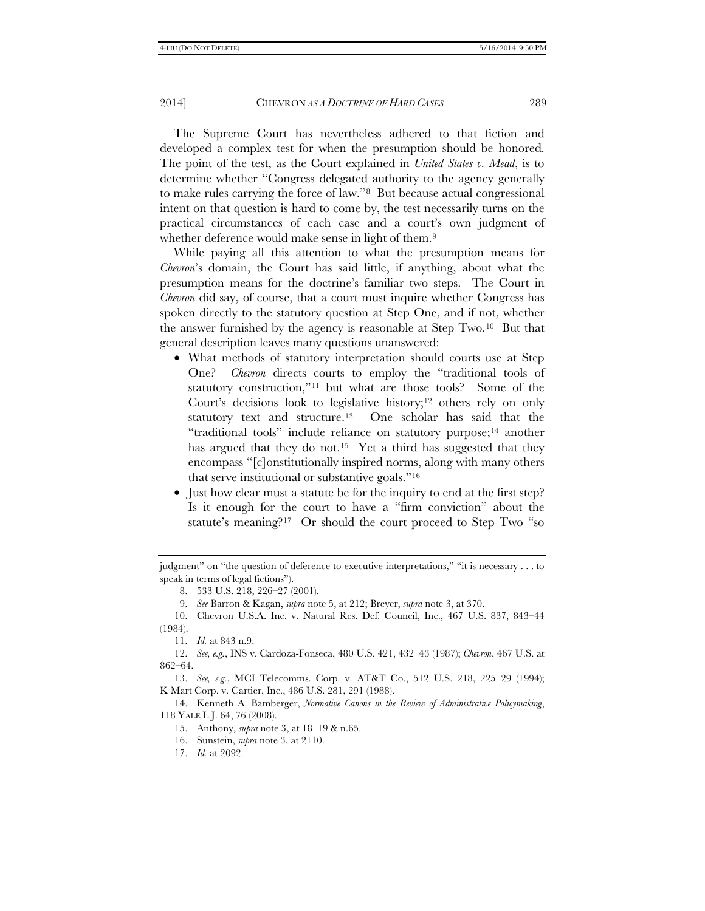The Supreme Court has nevertheless adhered to that fiction and developed a complex test for when the presumption should be honored. The point of the test, as the Court explained in *United States v. Mead*, is to determine whether "Congress delegated authority to the agency generally to make rules carrying the force of law."[8] But because actual congressional intent on that question is hard to come by, the test necessarily turns on the practical circumstances of each case and a court's own judgment of whether deference would make sense in light of them.[9]

While paying all this attention to what the presumption means for *Chevron*'s domain, the Court has said little, if anything, about what the presumption means for the doctrine's familiar two steps. The Court in *Chevron* did say, of course, that a court must inquire whether Congress has spoken directly to the statutory question at Step One, and if not, whether the answer furnished by the agency is reasonable at Step Two.[10] But that general description leaves many questions unanswered:

- What methods of statutory interpretation should courts use at Step One? *Chevron* directs courts to employ the "traditional tools of statutory construction,"[11] but what are those tools? Some of the Court's decisions look to legislative history;[12] others rely on only statutory text and structure.[13] One scholar has said that the "traditional tools" include reliance on statutory purpose;[14] another has argued that they do not.[15] Yet a third has suggested that they encompass "[c]onstitutionally inspired norms, along with many others that serve institutional or substantive goals."[16]
- Just how clear must a statute be for the inquiry to end at the first step? Is it enough for the court to have a "firm conviction" about the statute's meaning?[17] Or should the court proceed to Step Two "so

---

judgment" on "the question of deference to executive interpretations," "it is necessary . . . to speak in terms of legal fictions").

8. 533 U.S. 218, 226–27 (2001).

9. *See* Barron & Kagan, *supra* note 5, at 212; Breyer, *supra* note 3, at 370.

10. Chevron U.S.A. Inc. v. Natural Res. Def. Council, Inc., 467 U.S. 837, 843–44 (1984).

11. *Id.* at 843 n.9.

12. *See, e.g.*, INS v. Cardoza-Fonseca, 480 U.S. 421, 432–43 (1987); *Chevron*, 467 U.S. at 862–64.

13. *See, e.g.*, MCI Telecomms. Corp. v. AT&T Co., 512 U.S. 218, 225–29 (1994); K Mart Corp. v. Cartier, Inc., 486 U.S. 281, 291 (1988).

14. Kenneth A. Bamberger, *Normative Canons in the Review of Administrative Policymaking*, 118 YALE L.J. 64, 76 (2008).

15. Anthony, *supra* note 3, at 18–19 & n.65.

16. Sunstein, *supra* note 3, at 2110.

17. *Id.* at 2092.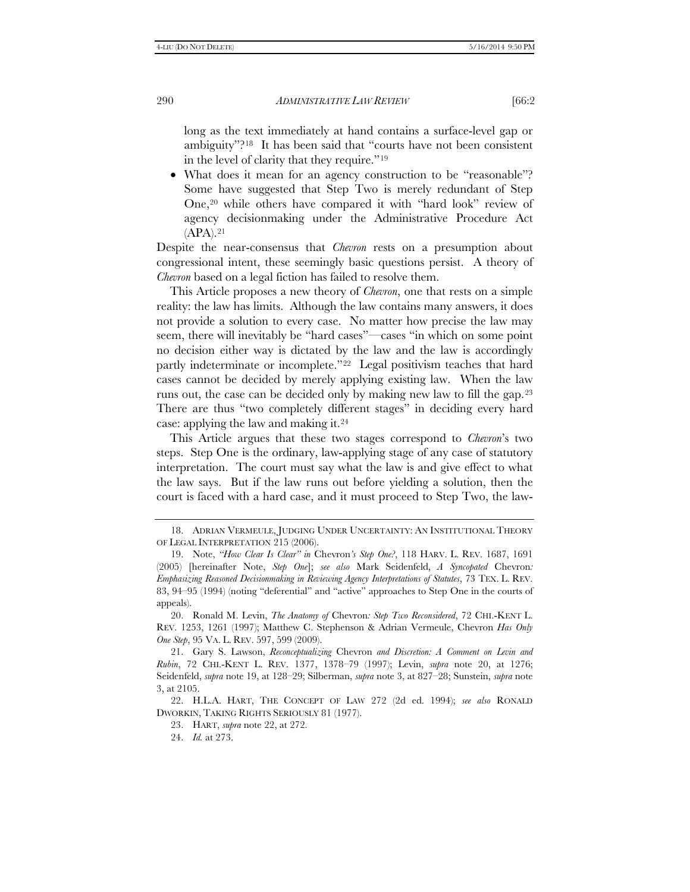long as the text immediately at hand contains a surface-level gap or ambiguity"?[18] It has been said that "courts have not been consistent in the level of clarity that they require."[19]

- What does it mean for an agency construction to be "reasonable"? Some have suggested that Step Two is merely redundant of Step One,[20] while others have compared it with "hard look" review of agency decisionmaking under the Administrative Procedure Act (APA).[21]

Despite the near-consensus that *Chevron* rests on a presumption about congressional intent, these seemingly basic questions persist. A theory of *Chevron* based on a legal fiction has failed to resolve them.

This Article proposes a new theory of *Chevron*, one that rests on a simple reality: the law has limits. Although the law contains many answers, it does not provide a solution to every case. No matter how precise the law may seem, there will inevitably be "hard cases"—cases "in which on some point no decision either way is dictated by the law and the law is accordingly partly indeterminate or incomplete."[22] Legal positivism teaches that hard cases cannot be decided by merely applying existing law. When the law runs out, the case can be decided only by making new law to fill the gap.[23] There are thus "two completely different stages" in deciding every hard case: applying the law and making it.[24]

This Article argues that these two stages correspond to *Chevron*'s two steps. Step One is the ordinary, law-applying stage of any case of statutory interpretation. The court must say what the law is and give effect to what the law says. But if the law runs out before yielding a solution, then the court is faced with a hard case, and it must proceed to Step Two, the law-

---

18. ADRIAN VERMEULE, JUDGING UNDER UNCERTAINTY: AN INSTITUTIONAL THEORY OF LEGAL INTERPRETATION 215 (2006).

19. Note, *"How Clear Is Clear" in* Chevron*'s Step One?*, 118 HARV. L. REV. 1687, 1691 (2005) [hereinafter Note, *Step One*]; *see also* Mark Seidenfeld, *A Syncopated* Chevron*: Emphasizing Reasoned Decisionmaking in Reviewing Agency Interpretations of Statutes*, 73 TEX. L. REV. 83, 94–95 (1994) (noting "deferential" and "active" approaches to Step One in the courts of appeals).

20. Ronald M. Levin, *The Anatomy of* Chevron*: Step Two Reconsidered*, 72 CHI.-KENT L. REV. 1253, 1261 (1997); Matthew C. Stephenson & Adrian Vermeule, Chevron *Has Only One Step*, 95 VA. L. REV. 597, 599 (2009).

21. Gary S. Lawson, *Reconceptualizing* Chevron *and Discretion: A Comment on Levin and Rubin*, 72 CHI.-KENT L. REV. 1377, 1378–79 (1997); Levin, *supra* note 20, at 1276; Seidenfeld, *supra* note 19, at 128–29; Silberman, *supra* note 3, at 827–28; Sunstein, *supra* note 3, at 2105.

22. H.L.A. HART, THE CONCEPT OF LAW 272 (2d ed. 1994); *see also* RONALD DWORKIN, TAKING RIGHTS SERIOUSLY 81 (1977).

23. HART, *supra* note 22, at 272.

24. *Id.* at 273.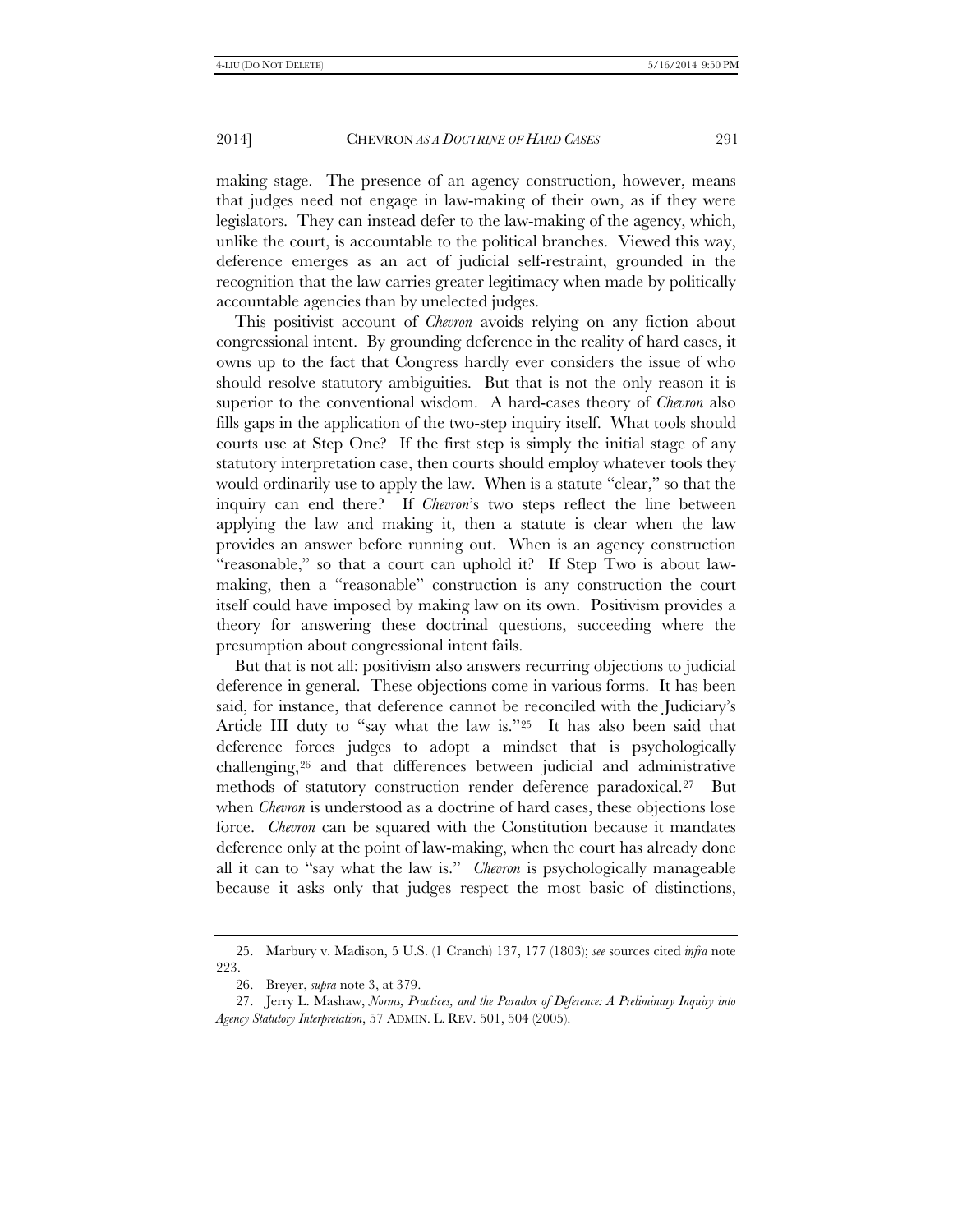making stage. The presence of an agency construction, however, means that judges need not engage in law-making of their own, as if they were legislators. They can instead defer to the law-making of the agency, which, unlike the court, is accountable to the political branches. Viewed this way, deference emerges as an act of judicial self-restraint, grounded in the recognition that the law carries greater legitimacy when made by politically accountable agencies than by unelected judges.

This positivist account of *Chevron* avoids relying on any fiction about congressional intent. By grounding deference in the reality of hard cases, it owns up to the fact that Congress hardly ever considers the issue of who should resolve statutory ambiguities. But that is not the only reason it is superior to the conventional wisdom. A hard-cases theory of *Chevron* also fills gaps in the application of the two-step inquiry itself. What tools should courts use at Step One? If the first step is simply the initial stage of any statutory interpretation case, then courts should employ whatever tools they would ordinarily use to apply the law. When is a statute "clear," so that the inquiry can end there? If *Chevron*'s two steps reflect the line between applying the law and making it, then a statute is clear when the law provides an answer before running out. When is an agency construction "reasonable," so that a court can uphold it? If Step Two is about law-making, then a "reasonable" construction is any construction the court itself could have imposed by making law on its own. Positivism provides a theory for answering these doctrinal questions, succeeding where the presumption about congressional intent fails.

But that is not all: positivism also answers recurring objections to judicial deference in general. These objections come in various forms. It has been said, for instance, that deference cannot be reconciled with the Judiciary's Article III duty to "say what the law is."[25] It has also been said that deference forces judges to adopt a mindset that is psychologically challenging,[26] and that differences between judicial and administrative methods of statutory construction render deference paradoxical.[27] But when *Chevron* is understood as a doctrine of hard cases, these objections lose force. *Chevron* can be squared with the Constitution because it mandates deference only at the point of law-making, when the court has already done all it can to "say what the law is." *Chevron* is psychologically manageable because it asks only that judges respect the most basic of distinctions,

---

25. Marbury v. Madison, 5 U.S. (1 Cranch) 137, 177 (1803); *see* sources cited *infra* note 223.

26. Breyer, *supra* note 3, at 379.

27. Jerry L. Mashaw, *Norms, Practices, and the Paradox of Deference: A Preliminary Inquiry into Agency Statutory Interpretation*, 57 ADMIN. L. REV. 501, 504 (2005).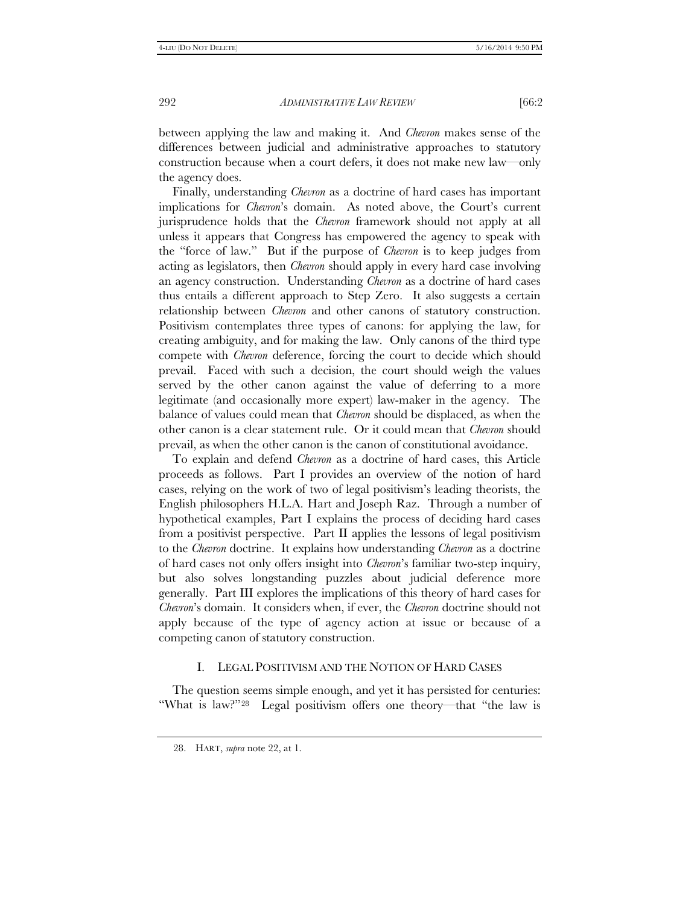between applying the law and making it. And *Chevron* makes sense of the differences between judicial and administrative approaches to statutory construction because when a court defers, it does not make new law—only the agency does.

Finally, understanding *Chevron* as a doctrine of hard cases has important implications for *Chevron*'s domain. As noted above, the Court's current jurisprudence holds that the *Chevron* framework should not apply at all unless it appears that Congress has empowered the agency to speak with the "force of law." But if the purpose of *Chevron* is to keep judges from acting as legislators, then *Chevron* should apply in every hard case involving an agency construction. Understanding *Chevron* as a doctrine of hard cases thus entails a different approach to Step Zero. It also suggests a certain relationship between *Chevron* and other canons of statutory construction. Positivism contemplates three types of canons: for applying the law, for creating ambiguity, and for making the law. Only canons of the third type compete with *Chevron* deference, forcing the court to decide which should prevail. Faced with such a decision, the court should weigh the values served by the other canon against the value of deferring to a more legitimate (and occasionally more expert) law-maker in the agency. The balance of values could mean that *Chevron* should be displaced, as when the other canon is a clear statement rule. Or it could mean that *Chevron* should prevail, as when the other canon is the canon of constitutional avoidance.

To explain and defend *Chevron* as a doctrine of hard cases, this Article proceeds as follows. Part I provides an overview of the notion of hard cases, relying on the work of two of legal positivism's leading theorists, the English philosophers H.L.A. Hart and Joseph Raz. Through a number of hypothetical examples, Part I explains the process of deciding hard cases from a positivist perspective. Part II applies the lessons of legal positivism to the *Chevron* doctrine. It explains how understanding *Chevron* as a doctrine of hard cases not only offers insight into *Chevron*'s familiar two-step inquiry, but also solves longstanding puzzles about judicial deference more generally. Part III explores the implications of this theory of hard cases for *Chevron*'s domain. It considers when, if ever, the *Chevron* doctrine should not apply because of the type of agency action at issue or because of a competing canon of statutory construction.

## I. LEGAL POSITIVISM AND THE NOTION OF HARD CASES

The question seems simple enough, and yet it has persisted for centuries: "What is law?"[28] Legal positivism offers one theory—that "the law is

28. HART, *supra* note 22, at 1.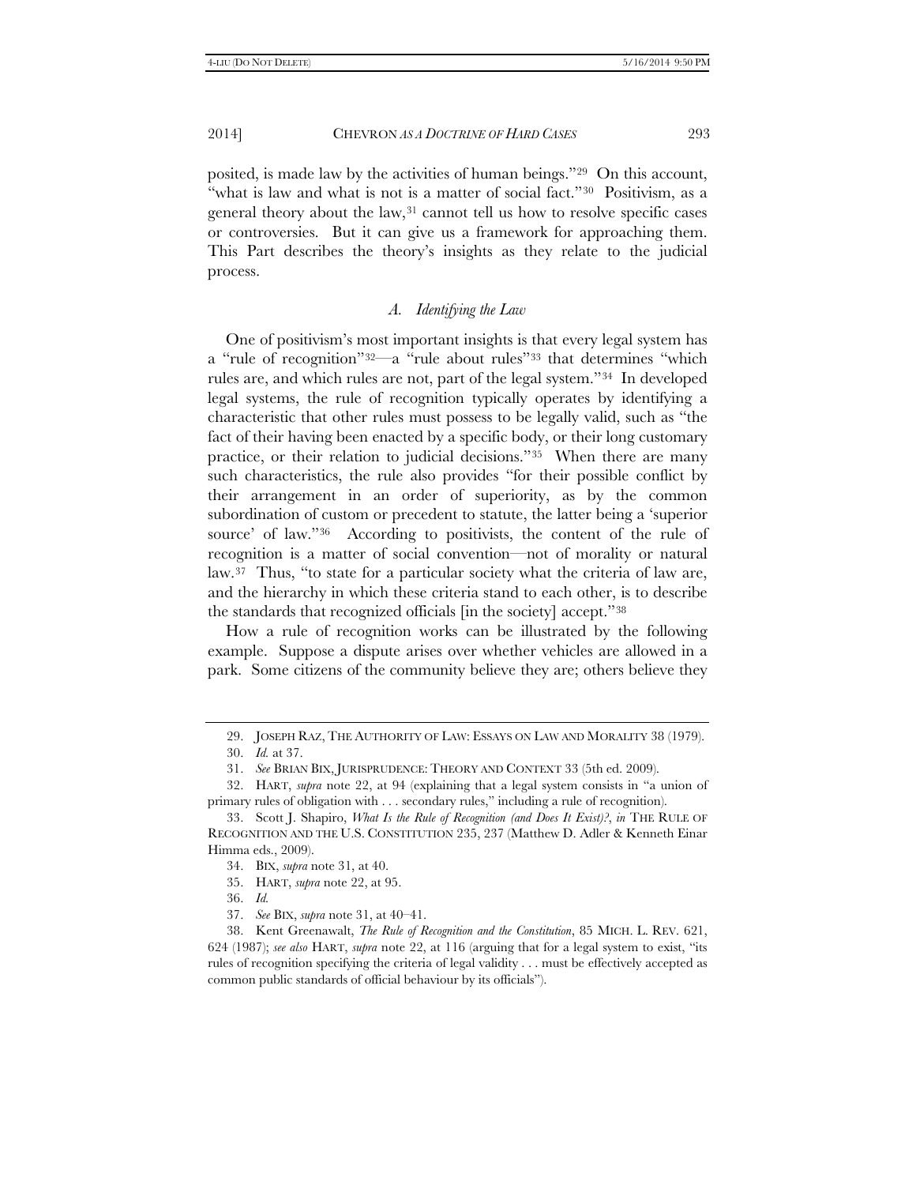posited, is made law by the activities of human beings."[29] On this account, "what is law and what is not is a matter of social fact."[30] Positivism, as a general theory about the law,[31] cannot tell us how to resolve specific cases or controversies. But it can give us a framework for approaching them. This Part describes the theory's insights as they relate to the judicial process.

### *A. Identifying the Law*

One of positivism's most important insights is that every legal system has a "rule of recognition"[32]—a "rule about rules"[33] that determines "which rules are, and which rules are not, part of the legal system."[34] In developed legal systems, the rule of recognition typically operates by identifying a characteristic that other rules must possess to be legally valid, such as "the fact of their having been enacted by a specific body, or their long customary practice, or their relation to judicial decisions."[35] When there are many such characteristics, the rule also provides "for their possible conflict by their arrangement in an order of superiority, as by the common subordination of custom or precedent to statute, the latter being a 'superior source' of law."[36] According to positivists, the content of the rule of recognition is a matter of social convention—not of morality or natural law.[37] Thus, "to state for a particular society what the criteria of law are, and the hierarchy in which these criteria stand to each other, is to describe the standards that recognized officials [in the society] accept."[38]

How a rule of recognition works can be illustrated by the following example. Suppose a dispute arises over whether vehicles are allowed in a park. Some citizens of the community believe they are; others believe they

---

29. JOSEPH RAZ, THE AUTHORITY OF LAW: ESSAYS ON LAW AND MORALITY 38 (1979).

30. *Id.* at 37.

31. *See* BRIAN BIX, JURISPRUDENCE: THEORY AND CONTEXT 33 (5th ed. 2009).

32. HART, *supra* note 22, at 94 (explaining that a legal system consists in "a union of primary rules of obligation with . . . secondary rules," including a rule of recognition).

33. Scott J. Shapiro, *What Is the Rule of Recognition (and Does It Exist)?*, *in* THE RULE OF RECOGNITION AND THE U.S. CONSTITUTION 235, 237 (Matthew D. Adler & Kenneth Einar Himma eds., 2009).

34. BIX, *supra* note 31, at 40.

35. HART, *supra* note 22, at 95.

36. *Id.*

37. *See* BIX, *supra* note 31, at 40–41.

38. Kent Greenawalt, *The Rule of Recognition and the Constitution*, 85 MICH. L. REV. 621, 624 (1987); *see also* HART, *supra* note 22, at 116 (arguing that for a legal system to exist, "its rules of recognition specifying the criteria of legal validity . . . must be effectively accepted as common public standards of official behaviour by its officials").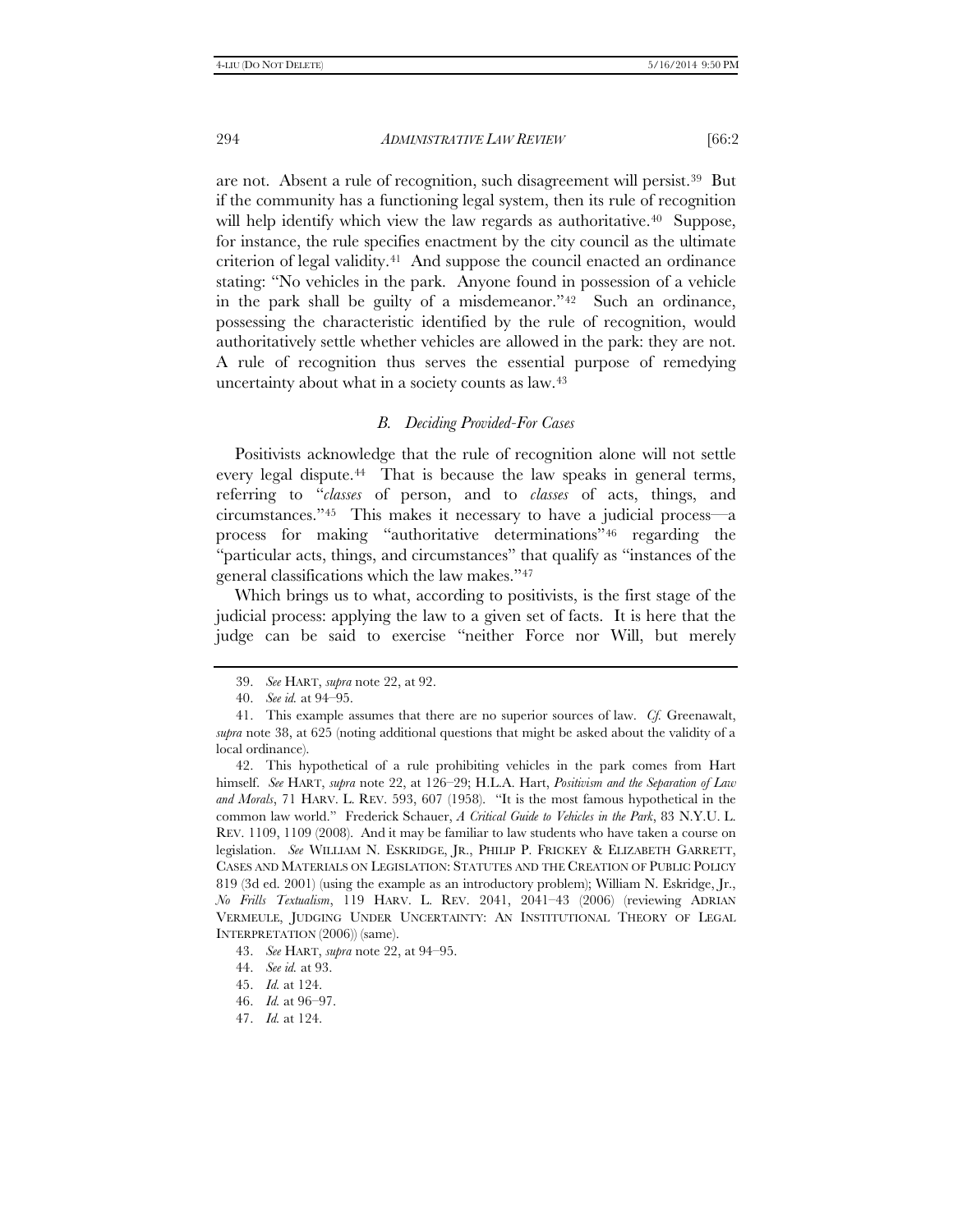are not. Absent a rule of recognition, such disagreement will persist.[39] But if the community has a functioning legal system, then its rule of recognition will help identify which view the law regards as authoritative.[40] Suppose, for instance, the rule specifies enactment by the city council as the ultimate criterion of legal validity.[41] And suppose the council enacted an ordinance stating: "No vehicles in the park. Anyone found in possession of a vehicle in the park shall be guilty of a misdemeanor."[42] Such an ordinance, possessing the characteristic identified by the rule of recognition, would authoritatively settle whether vehicles are allowed in the park: they are not. A rule of recognition thus serves the essential purpose of remedying uncertainty about what in a society counts as law.[43]

### *B. Deciding Provided-For Cases*

Positivists acknowledge that the rule of recognition alone will not settle every legal dispute.[44] That is because the law speaks in general terms, referring to "*classes* of person, and to *classes* of acts, things, and circumstances."[45] This makes it necessary to have a judicial process—a process for making "authoritative determinations"[46] regarding the "particular acts, things, and circumstances" that qualify as "instances of the general classifications which the law makes."[47]

Which brings us to what, according to positivists, is the first stage of the judicial process: applying the law to a given set of facts. It is here that the judge can be said to exercise "neither Force nor Will, but merely

---

39. *See* HART, *supra* note 22, at 92.

40. *See id.* at 94–95.

41. This example assumes that there are no superior sources of law. *Cf.* Greenawalt, *supra* note 38, at 625 (noting additional questions that might be asked about the validity of a local ordinance).

42. This hypothetical of a rule prohibiting vehicles in the park comes from Hart himself. *See* HART, *supra* note 22, at 126–29; H.L.A. Hart, *Positivism and the Separation of Law and Morals*, 71 HARV. L. REV. 593, 607 (1958). "It is the most famous hypothetical in the common law world." Frederick Schauer, *A Critical Guide to Vehicles in the Park*, 83 N.Y.U. L. REV. 1109, 1109 (2008). And it may be familiar to law students who have taken a course on legislation. *See* WILLIAM N. ESKRIDGE, JR., PHILIP P. FRICKEY & ELIZABETH GARRETT, CASES AND MATERIALS ON LEGISLATION: STATUTES AND THE CREATION OF PUBLIC POLICY 819 (3d ed. 2001) (using the example as an introductory problem); William N. Eskridge, Jr., *No Frills Textualism*, 119 HARV. L. REV. 2041, 2041–43 (2006) (reviewing ADRIAN VERMEULE, JUDGING UNDER UNCERTAINTY: AN INSTITUTIONAL THEORY OF LEGAL INTERPRETATION (2006)) (same).

43. *See* HART, *supra* note 22, at 94–95.

44. *See id.* at 93.

45. *Id.* at 124.

46. *Id.* at 96–97.

47. *Id.* at 124.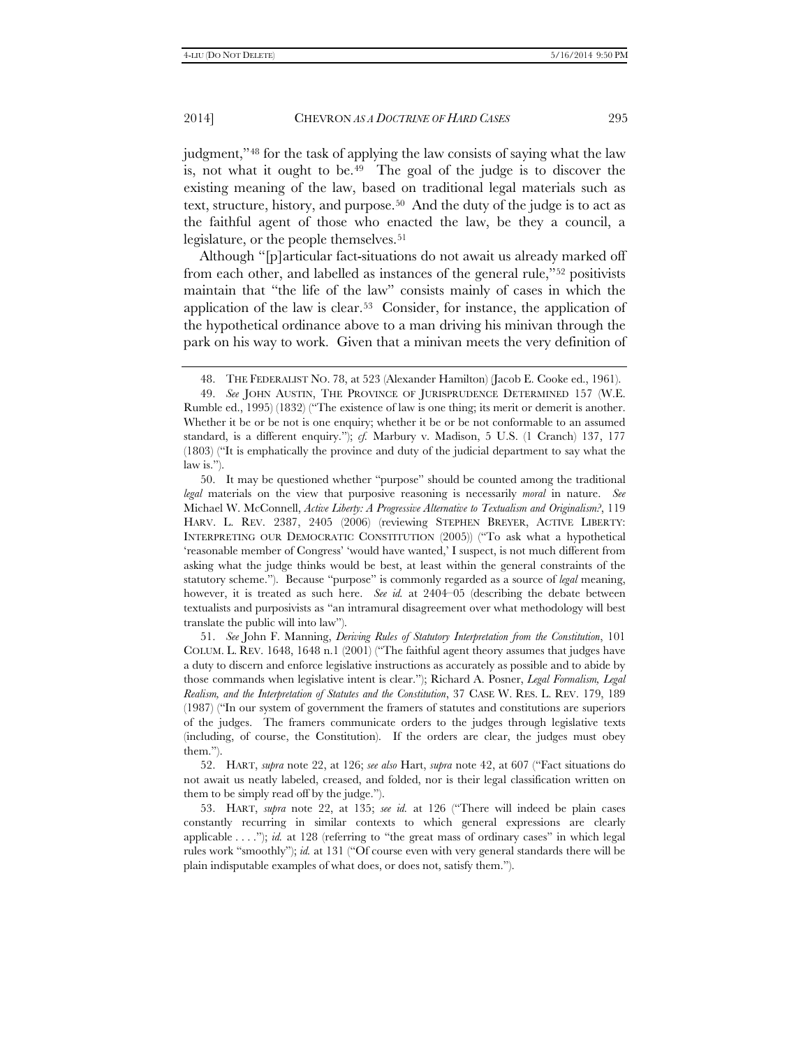judgment,"[48] for the task of applying the law consists of saying what the law is, not what it ought to be.[49] The goal of the judge is to discover the existing meaning of the law, based on traditional legal materials such as text, structure, history, and purpose.[50] And the duty of the judge is to act as the faithful agent of those who enacted the law, be they a council, a legislature, or the people themselves.[51]

Although "[p]articular fact-situations do not await us already marked off from each other, and labelled as instances of the general rule,"[52] positivists maintain that "the life of the law" consists mainly of cases in which the application of the law is clear.[53] Consider, for instance, the application of the hypothetical ordinance above to a man driving his minivan through the park on his way to work. Given that a minivan meets the very definition of

---

48. THE FEDERALIST NO. 78, at 523 (Alexander Hamilton) (Jacob E. Cooke ed., 1961).

49. *See* JOHN AUSTIN, THE PROVINCE OF JURISPRUDENCE DETERMINED 157 (W.E. Rumble ed., 1995) (1832) ("The existence of law is one thing; its merit or demerit is another. Whether it be or be not is one enquiry; whether it be or be not conformable to an assumed standard, is a different enquiry."); *cf.* Marbury v. Madison, 5 U.S. (1 Cranch) 137, 177 (1803) ("It is emphatically the province and duty of the judicial department to say what the law is.").

50. It may be questioned whether "purpose" should be counted among the traditional *legal* materials on the view that purposive reasoning is necessarily *moral* in nature. *See* Michael W. McConnell, *Active Liberty: A Progressive Alternative to Textualism and Originalism?*, 119 HARV. L. REV. 2387, 2405 (2006) (reviewing STEPHEN BREYER, ACTIVE LIBERTY: INTERPRETING OUR DEMOCRATIC CONSTITUTION (2005)) ("To ask what a hypothetical 'reasonable member of Congress' 'would have wanted,' I suspect, is not much different from asking what the judge thinks would be best, at least within the general constraints of the statutory scheme."). Because "purpose" is commonly regarded as a source of *legal* meaning, however, it is treated as such here. *See id.* at 2404–05 (describing the debate between textualists and purposivists as "an intramural disagreement over what methodology will best translate the public will into law").

51. *See* John F. Manning, *Deriving Rules of Statutory Interpretation from the Constitution*, 101 COLUM. L. REV. 1648, 1648 n.1 (2001) ("The faithful agent theory assumes that judges have a duty to discern and enforce legislative instructions as accurately as possible and to abide by those commands when legislative intent is clear."); Richard A. Posner, *Legal Formalism, Legal Realism, and the Interpretation of Statutes and the Constitution*, 37 CASE W. RES. L. REV. 179, 189 (1987) ("In our system of government the framers of statutes and constitutions are superiors of the judges. The framers communicate orders to the judges through legislative texts (including, of course, the Constitution). If the orders are clear, the judges must obey them.").

52. HART, *supra* note 22, at 126; *see also* Hart, *supra* note 42, at 607 ("Fact situations do not await us neatly labeled, creased, and folded, nor is their legal classification written on them to be simply read off by the judge.").

53. HART, *supra* note 22, at 135; *see id.* at 126 ("There will indeed be plain cases constantly recurring in similar contexts to which general expressions are clearly applicable . . . ."); *id.* at 128 (referring to "the great mass of ordinary cases" in which legal rules work "smoothly"); *id.* at 131 ("Of course even with very general standards there will be plain indisputable examples of what does, or does not, satisfy them.").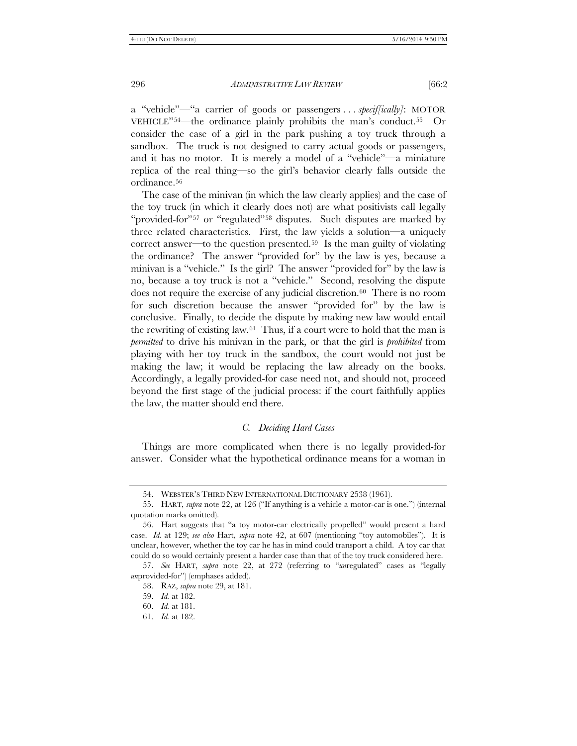a "vehicle"—"a carrier of goods or passengers . . . *specif[ically]*: MOTOR VEHICLE"[54]—the ordinance plainly prohibits the man's conduct.[55] Or consider the case of a girl in the park pushing a toy truck through a sandbox. The truck is not designed to carry actual goods or passengers, and it has no motor. It is merely a model of a "vehicle"—a miniature replica of the real thing—so the girl's behavior clearly falls outside the ordinance.[56]

The case of the minivan (in which the law clearly applies) and the case of the toy truck (in which it clearly does not) are what positivists call legally "provided-for"[57] or "regulated"[58] disputes. Such disputes are marked by three related characteristics. First, the law yields a solution—a uniquely correct answer—to the question presented.[59] Is the man guilty of violating the ordinance? The answer "provided for" by the law is yes, because a minivan is a "vehicle." Is the girl? The answer "provided for" by the law is no, because a toy truck is not a "vehicle." Second, resolving the dispute does not require the exercise of any judicial discretion.[60] There is no room for such discretion because the answer "provided for" by the law is conclusive. Finally, to decide the dispute by making new law would entail the rewriting of existing law.[61] Thus, if a court were to hold that the man is *permitted* to drive his minivan in the park, or that the girl is *prohibited* from playing with her toy truck in the sandbox, the court would not just be making the law; it would be replacing the law already on the books. Accordingly, a legally provided-for case need not, and should not, proceed beyond the first stage of the judicial process: if the court faithfully applies the law, the matter should end there.

### *C. Deciding Hard Cases*

Things are more complicated when there is no legally provided-for answer. Consider what the hypothetical ordinance means for a woman in

---

54. WEBSTER'S THIRD NEW INTERNATIONAL DICTIONARY 2538 (1961).

55. HART, *supra* note 22, at 126 ("If anything is a vehicle a motor-car is one.") (internal quotation marks omitted).

56. Hart suggests that "a toy motor-car electrically propelled" would present a hard case. *Id.* at 129; *see also* Hart, *supra* note 42, at 607 (mentioning "toy automobiles"). It is unclear, however, whether the toy car he has in mind could transport a child. A toy car that could do so would certainly present a harder case than that of the toy truck considered here.

57. *See* HART, *supra* note 22, at 272 (referring to "*un*regulated" cases as "legally *un*provided-for") (emphases added).

58. RAZ, *supra* note 29, at 181.

59. *Id.* at 182.

60. *Id.* at 181.

61. *Id.* at 182.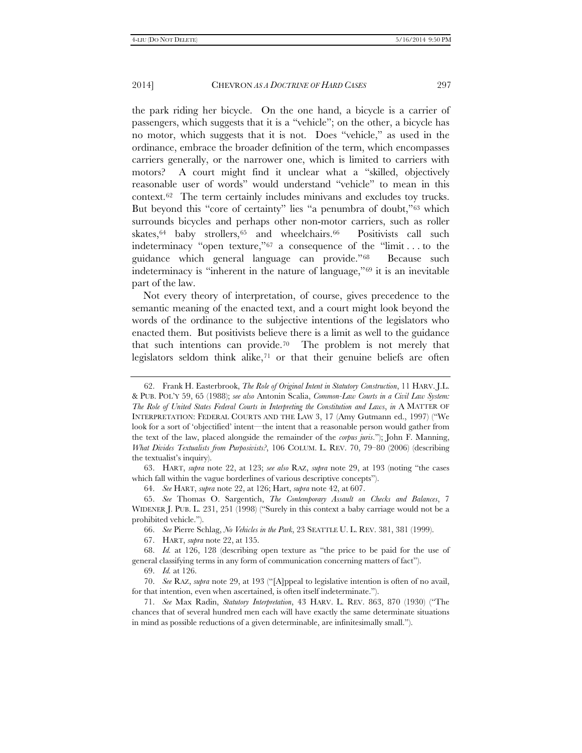the park riding her bicycle. On the one hand, a bicycle is a carrier of passengers, which suggests that it is a "vehicle"; on the other, a bicycle has no motor, which suggests that it is not. Does "vehicle," as used in the ordinance, embrace the broader definition of the term, which encompasses carriers generally, or the narrower one, which is limited to carriers with motors? A court might find it unclear what a "skilled, objectively reasonable user of words" would understand "vehicle" to mean in this context.[62] The term certainly includes minivans and excludes toy trucks. But beyond this "core of certainty" lies "a penumbra of doubt,"[63] which surrounds bicycles and perhaps other non-motor carriers, such as roller skates,[64] baby strollers,[65] and wheelchairs.[66] Positivists call such indeterminacy "open texture,"[67] a consequence of the "limit . . . to the guidance which general language can provide."[68] Because such indeterminacy is "inherent in the nature of language,"[69] it is an inevitable part of the law.

Not every theory of interpretation, of course, gives precedence to the semantic meaning of the enacted text, and a court might look beyond the words of the ordinance to the subjective intentions of the legislators who enacted them. But positivists believe there is a limit as well to the guidance that such intentions can provide.[70] The problem is not merely that legislators seldom think alike,[71] or that their genuine beliefs are often

---

62. Frank H. Easterbrook, *The Role of Original Intent in Statutory Construction*, 11 HARV. J.L. & PUB. POL'Y 59, 65 (1988); *see also* Antonin Scalia, *Common-Law Courts in a Civil Law System: The Role of United States Federal Courts in Interpreting the Constitution and Laws*, *in* A MATTER OF INTERPRETATION: FEDERAL COURTS AND THE LAW 3, 17 (Amy Gutmann ed., 1997) ("We look for a sort of 'objectified' intent—the intent that a reasonable person would gather from the text of the law, placed alongside the remainder of the *corpus juris*."); John F. Manning, *What Divides Textualists from Purposivists?*, 106 COLUM. L. REV. 70, 79–80 (2006) (describing the textualist's inquiry).

63. HART, *supra* note 22, at 123; *see also* RAZ, *supra* note 29, at 193 (noting "the cases which fall within the vague borderlines of various descriptive concepts").

64. *See* HART, *supra* note 22, at 126; Hart, *supra* note 42, at 607.

65. *See* Thomas O. Sargentich, *The Contemporary Assault on Checks and Balances*, 7 WIDENER J. PUB. L. 231, 251 (1998) ("Surely in this context a baby carriage would not be a prohibited vehicle.").

66. *See* Pierre Schlag, *No Vehicles in the Park*, 23 SEATTLE U. L. REV. 381, 381 (1999).

67. HART, *supra* note 22, at 135.

68. *Id.* at 126, 128 (describing open texture as "the price to be paid for the use of general classifying terms in any form of communication concerning matters of fact").

69. *Id.* at 126.

70. *See* RAZ, *supra* note 29, at 193 ("[A]ppeal to legislative intention is often of no avail, for that intention, even when ascertained, is often itself indeterminate.").

71. *See* Max Radin, *Statutory Interpretation*, 43 HARV. L. REV. 863, 870 (1930) ("The chances that of several hundred men each will have exactly the same determinate situations in mind as possible reductions of a given determinable, are infinitesimally small.").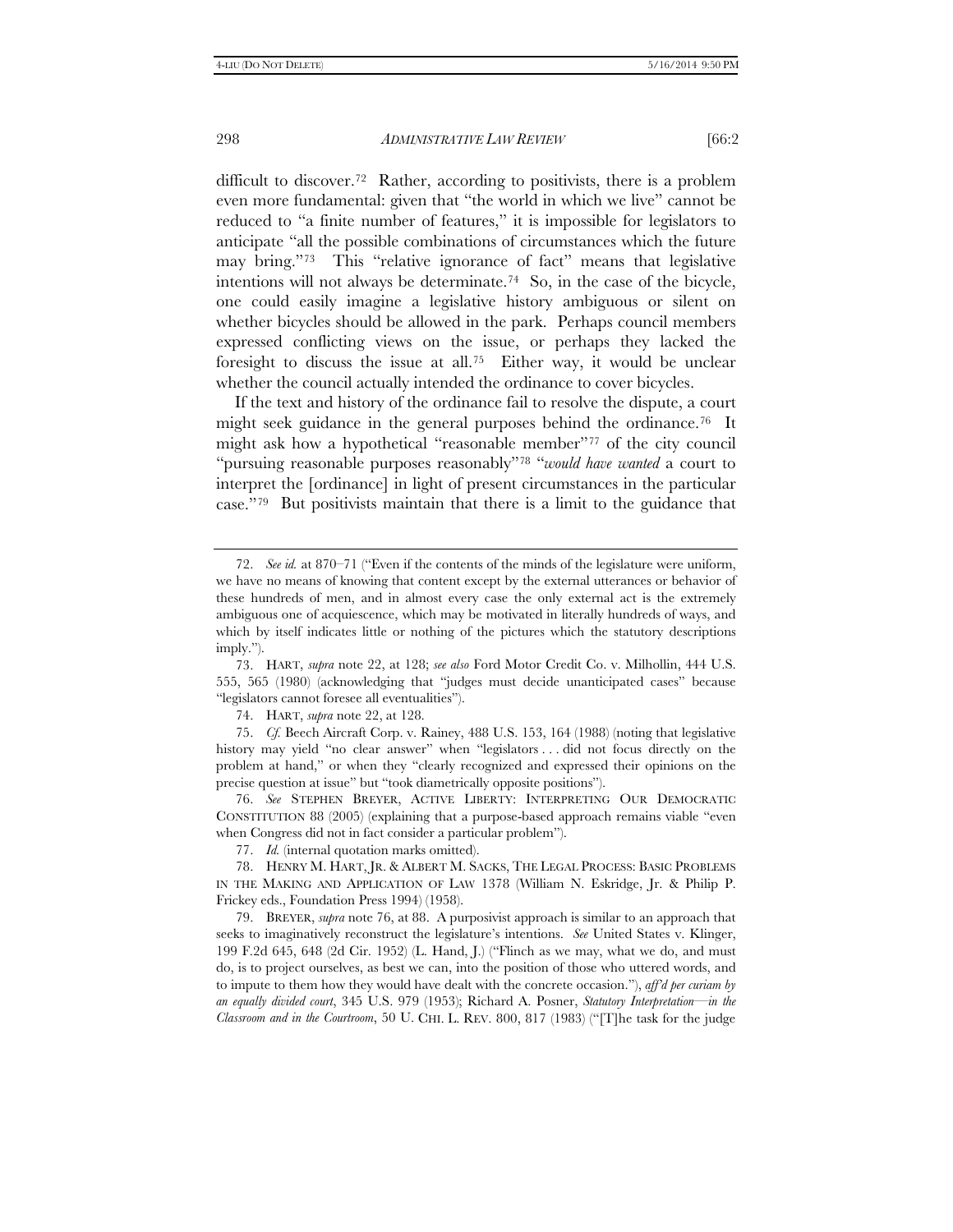difficult to discover.[72] Rather, according to positivists, there is a problem even more fundamental: given that "the world in which we live" cannot be reduced to "a finite number of features," it is impossible for legislators to anticipate "all the possible combinations of circumstances which the future may bring."[73] This "relative ignorance of fact" means that legislative intentions will not always be determinate.[74] So, in the case of the bicycle, one could easily imagine a legislative history ambiguous or silent on whether bicycles should be allowed in the park. Perhaps council members expressed conflicting views on the issue, or perhaps they lacked the foresight to discuss the issue at all.[75] Either way, it would be unclear whether the council actually intended the ordinance to cover bicycles.

If the text and history of the ordinance fail to resolve the dispute, a court might seek guidance in the general purposes behind the ordinance.[76] It might ask how a hypothetical "reasonable member"[77] of the city council "pursuing reasonable purposes reasonably"[78] "*would have wanted* a court to interpret the [ordinance] in light of present circumstances in the particular case."[79] But positivists maintain that there is a limit to the guidance that

---

72. *See id.* at 870–71 ("Even if the contents of the minds of the legislature were uniform, we have no means of knowing that content except by the external utterances or behavior of these hundreds of men, and in almost every case the only external act is the extremely ambiguous one of acquiescence, which may be motivated in literally hundreds of ways, and which by itself indicates little or nothing of the pictures which the statutory descriptions imply.").

73. HART, *supra* note 22, at 128; *see also* Ford Motor Credit Co. v. Milhollin, 444 U.S. 555, 565 (1980) (acknowledging that "judges must decide unanticipated cases" because "legislators cannot foresee all eventualities").

74. HART, *supra* note 22, at 128.

75. *Cf.* Beech Aircraft Corp. v. Rainey, 488 U.S. 153, 164 (1988) (noting that legislative history may yield "no clear answer" when "legislators . . . did not focus directly on the problem at hand," or when they "clearly recognized and expressed their opinions on the precise question at issue" but "took diametrically opposite positions").

76. *See* STEPHEN BREYER, ACTIVE LIBERTY: INTERPRETING OUR DEMOCRATIC CONSTITUTION 88 (2005) (explaining that a purpose-based approach remains viable "even when Congress did not in fact consider a particular problem").

77. *Id.* (internal quotation marks omitted).

78. HENRY M. HART, JR. & ALBERT M. SACKS, THE LEGAL PROCESS: BASIC PROBLEMS IN THE MAKING AND APPLICATION OF LAW 1378 (William N. Eskridge, Jr. & Philip P. Frickey eds., Foundation Press 1994) (1958).

79. BREYER, *supra* note 76, at 88. A purposivist approach is similar to an approach that seeks to imaginatively reconstruct the legislature's intentions. *See* United States v. Klinger, 199 F.2d 645, 648 (2d Cir. 1952) (L. Hand, J.) ("Flinch as we may, what we do, and must do, is to project ourselves, as best we can, into the position of those who uttered words, and to impute to them how they would have dealt with the concrete occasion."), *aff'd per curiam by an equally divided court*, 345 U.S. 979 (1953); Richard A. Posner, *Statutory Interpretation—in the Classroom and in the Courtroom*, 50 U. CHI. L. REV. 800, 817 (1983) ("[T]he task for the judge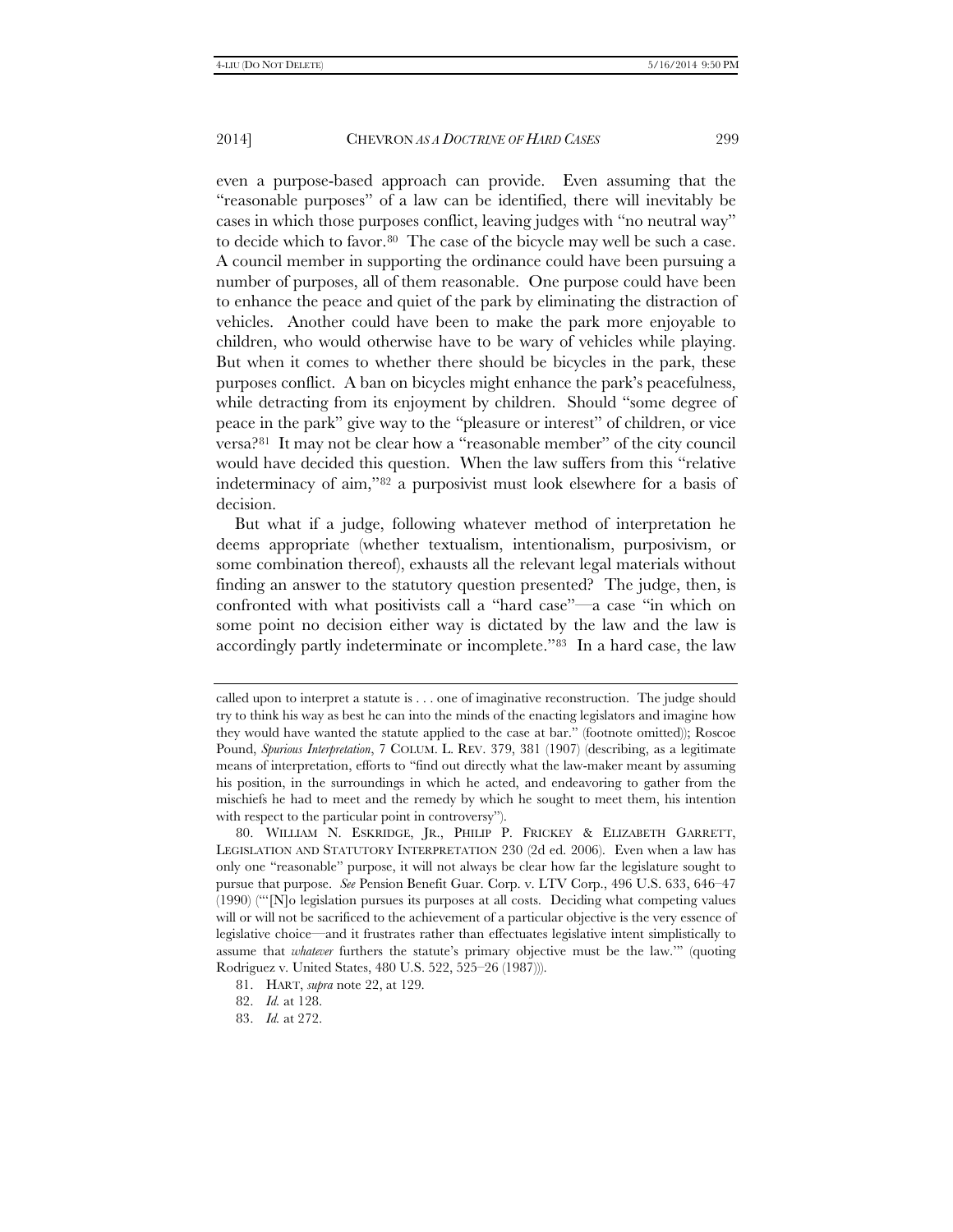even a purpose-based approach can provide. Even assuming that the "reasonable purposes" of a law can be identified, there will inevitably be cases in which those purposes conflict, leaving judges with "no neutral way" to decide which to favor.[80] The case of the bicycle may well be such a case. A council member in supporting the ordinance could have been pursuing a number of purposes, all of them reasonable. One purpose could have been to enhance the peace and quiet of the park by eliminating the distraction of vehicles. Another could have been to make the park more enjoyable to children, who would otherwise have to be wary of vehicles while playing. But when it comes to whether there should be bicycles in the park, these purposes conflict. A ban on bicycles might enhance the park's peacefulness, while detracting from its enjoyment by children. Should "some degree of peace in the park" give way to the "pleasure or interest" of children, or vice versa?[81] It may not be clear how a "reasonable member" of the city council would have decided this question. When the law suffers from this "relative indeterminacy of aim,"[82] a purposivist must look elsewhere for a basis of decision.

But what if a judge, following whatever method of interpretation he deems appropriate (whether textualism, intentionalism, purposivism, or some combination thereof), exhausts all the relevant legal materials without finding an answer to the statutory question presented? The judge, then, is confronted with what positivists call a "hard case"—a case "in which on some point no decision either way is dictated by the law and the law is accordingly partly indeterminate or incomplete."[83] In a hard case, the law

---

called upon to interpret a statute is . . . one of imaginative reconstruction. The judge should try to think his way as best he can into the minds of the enacting legislators and imagine how they would have wanted the statute applied to the case at bar." (footnote omitted)); Roscoe Pound, *Spurious Interpretation*, 7 COLUM. L. REV. 379, 381 (1907) (describing, as a legitimate means of interpretation, efforts to "find out directly what the law-maker meant by assuming his position, in the surroundings in which he acted, and endeavoring to gather from the mischiefs he had to meet and the remedy by which he sought to meet them, his intention with respect to the particular point in controversy").

80. WILLIAM N. ESKRIDGE, JR., PHILIP P. FRICKEY & ELIZABETH GARRETT, LEGISLATION AND STATUTORY INTERPRETATION 230 (2d ed. 2006). Even when a law has only one "reasonable" purpose, it will not always be clear how far the legislature sought to pursue that purpose. *See* Pension Benefit Guar. Corp. v. LTV Corp., 496 U.S. 633, 646–47 (1990) ("'[N]o legislation pursues its purposes at all costs. Deciding what competing values will or will not be sacrificed to the achievement of a particular objective is the very essence of legislative choice—and it frustrates rather than effectuates legislative intent simplistically to assume that *whatever* furthers the statute's primary objective must be the law.'" (quoting Rodriguez v. United States, 480 U.S. 522, 525–26 (1987))).

81. HART, *supra* note 22, at 129.

82. *Id.* at 128.

83. *Id.* at 272.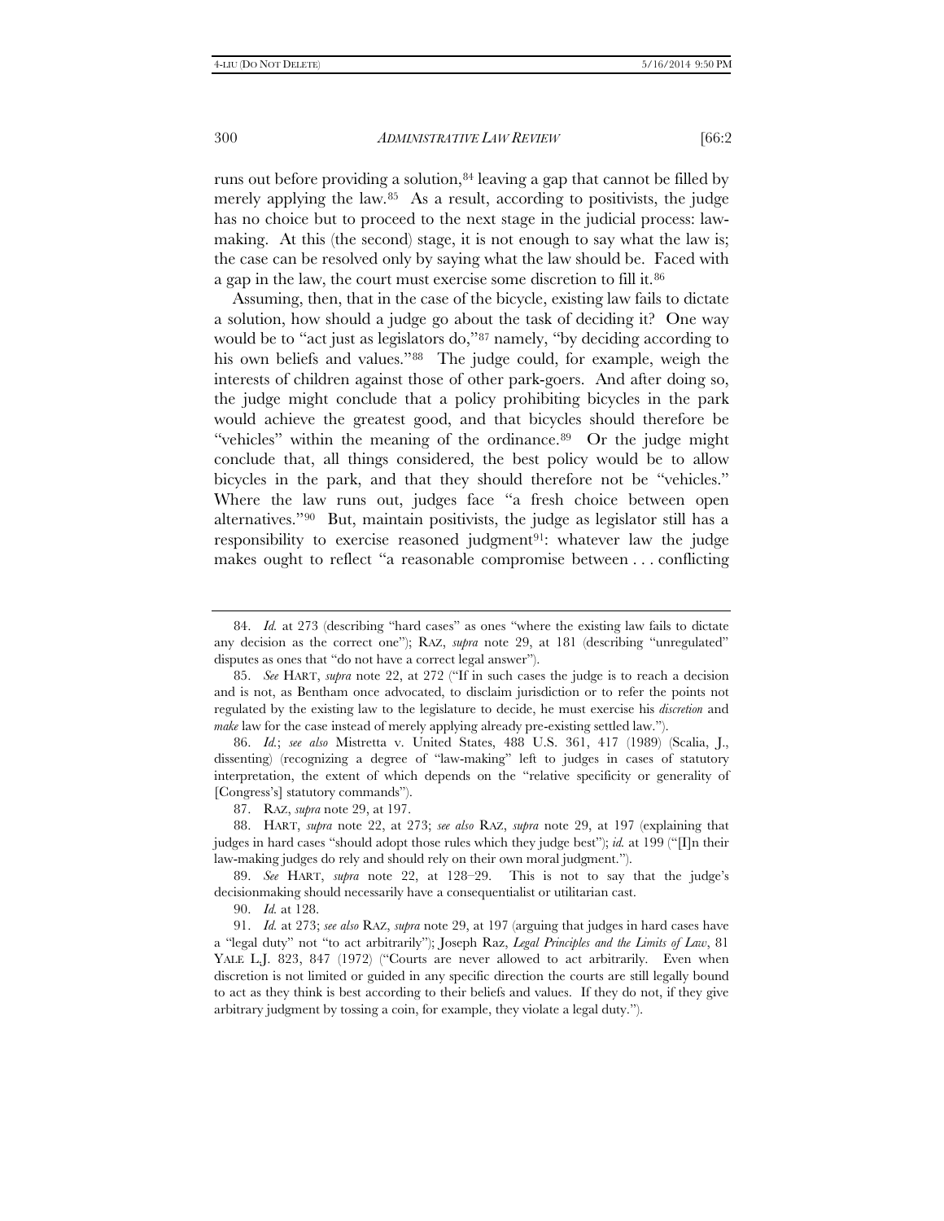runs out before providing a solution,[84] leaving a gap that cannot be filled by merely applying the law.[85] As a result, according to positivists, the judge has no choice but to proceed to the next stage in the judicial process: law-making. At this (the second) stage, it is not enough to say what the law is; the case can be resolved only by saying what the law should be. Faced with a gap in the law, the court must exercise some discretion to fill it.[86]

Assuming, then, that in the case of the bicycle, existing law fails to dictate a solution, how should a judge go about the task of deciding it? One way would be to "act just as legislators do,"[87] namely, "by deciding according to his own beliefs and values."[88] The judge could, for example, weigh the interests of children against those of other park-goers. And after doing so, the judge might conclude that a policy prohibiting bicycles in the park would achieve the greatest good, and that bicycles should therefore be "vehicles" within the meaning of the ordinance.[89] Or the judge might conclude that, all things considered, the best policy would be to allow bicycles in the park, and that they should therefore not be "vehicles." Where the law runs out, judges face "a fresh choice between open alternatives."[90] But, maintain positivists, the judge as legislator still has a responsibility to exercise reasoned judgment[91]: whatever law the judge makes ought to reflect "a reasonable compromise between . . . conflicting

---

84. *Id.* at 273 (describing "hard cases" as ones "where the existing law fails to dictate any decision as the correct one"); RAZ, *supra* note 29, at 181 (describing "unregulated" disputes as ones that "do not have a correct legal answer").

85. *See* HART, *supra* note 22, at 272 ("If in such cases the judge is to reach a decision and is not, as Bentham once advocated, to disclaim jurisdiction or to refer the points not regulated by the existing law to the legislature to decide, he must exercise his *discretion* and *make* law for the case instead of merely applying already pre-existing settled law.").

86. *Id.*; *see also* Mistretta v. United States, 488 U.S. 361, 417 (1989) (Scalia, J., dissenting) (recognizing a degree of "law-making" left to judges in cases of statutory interpretation, the extent of which depends on the "relative specificity or generality of [Congress's] statutory commands").

87. RAZ, *supra* note 29, at 197.

88. HART, *supra* note 22, at 273; *see also* RAZ, *supra* note 29, at 197 (explaining that judges in hard cases "should adopt those rules which they judge best"); *id.* at 199 ("[I]n their law-making judges do rely and should rely on their own moral judgment.").

89. *See* HART, *supra* note 22, at 128–29. This is not to say that the judge's decisionmaking should necessarily have a consequentialist or utilitarian cast.

90. *Id.* at 128.

91. *Id.* at 273; *see also* RAZ, *supra* note 29, at 197 (arguing that judges in hard cases have a "legal duty" not "to act arbitrarily"); Joseph Raz, *Legal Principles and the Limits of Law*, 81 YALE L.J. 823, 847 (1972) ("Courts are never allowed to act arbitrarily. Even when discretion is not limited or guided in any specific direction the courts are still legally bound to act as they think is best according to their beliefs and values. If they do not, if they give arbitrary judgment by tossing a coin, for example, they violate a legal duty.").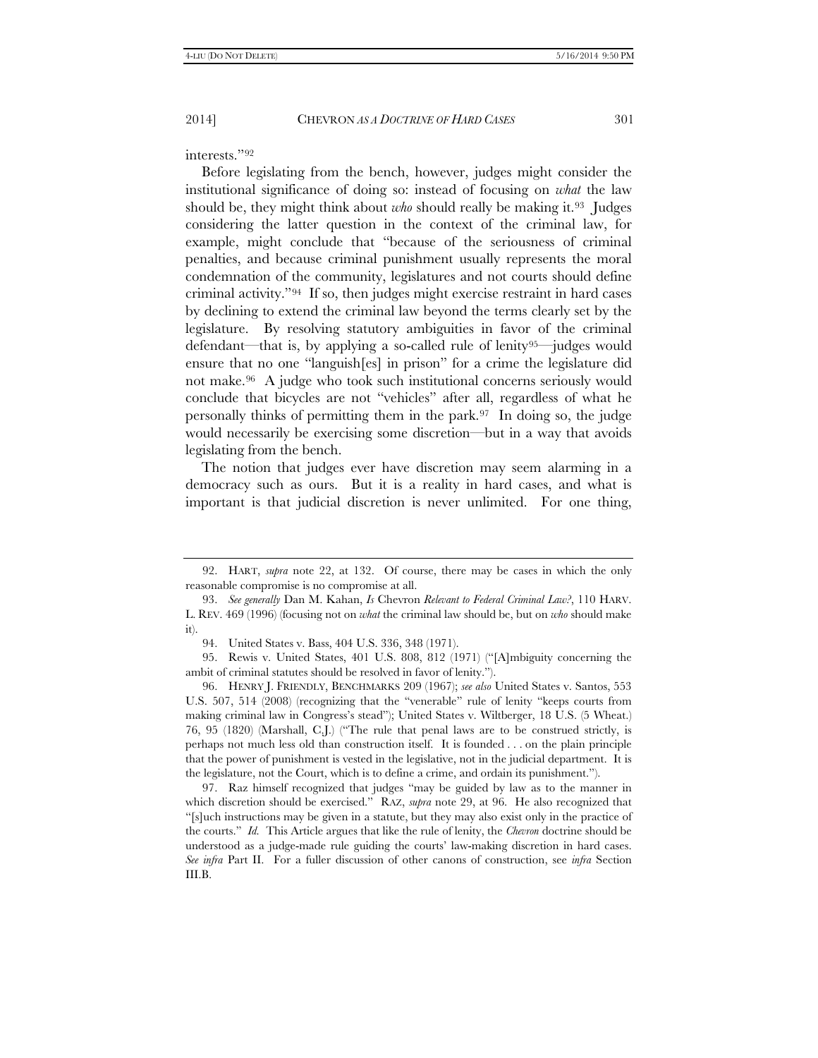interests."[92]

Before legislating from the bench, however, judges might consider the institutional significance of doing so: instead of focusing on *what* the law should be, they might think about *who* should really be making it.[93] Judges considering the latter question in the context of the criminal law, for example, might conclude that "because of the seriousness of criminal penalties, and because criminal punishment usually represents the moral condemnation of the community, legislatures and not courts should define criminal activity."[94] If so, then judges might exercise restraint in hard cases by declining to extend the criminal law beyond the terms clearly set by the legislature. By resolving statutory ambiguities in favor of the criminal defendant—that is, by applying a so-called rule of lenity[95]—judges would ensure that no one "languish[es] in prison" for a crime the legislature did not make.[96] A judge who took such institutional concerns seriously would conclude that bicycles are not "vehicles" after all, regardless of what he personally thinks of permitting them in the park.[97] In doing so, the judge would necessarily be exercising some discretion—but in a way that avoids legislating from the bench.

The notion that judges ever have discretion may seem alarming in a democracy such as ours. But it is a reality in hard cases, and what is important is that judicial discretion is never unlimited. For one thing,

---

92. HART, *supra* note 22, at 132. Of course, there may be cases in which the only reasonable compromise is no compromise at all.

93. *See generally* Dan M. Kahan, *Is* Chevron *Relevant to Federal Criminal Law?*, 110 HARV. L. REV. 469 (1996) (focusing not on *what* the criminal law should be, but on *who* should make it).

94. United States v. Bass, 404 U.S. 336, 348 (1971).

95. Rewis v. United States, 401 U.S. 808, 812 (1971) ("[A]mbiguity concerning the ambit of criminal statutes should be resolved in favor of lenity.").

96. HENRY J. FRIENDLY, BENCHMARKS 209 (1967); *see also* United States v. Santos, 553 U.S. 507, 514 (2008) (recognizing that the "venerable" rule of lenity "keeps courts from making criminal law in Congress's stead"); United States v. Wiltberger, 18 U.S. (5 Wheat.) 76, 95 (1820) (Marshall, C.J.) ("The rule that penal laws are to be construed strictly, is perhaps not much less old than construction itself. It is founded . . . on the plain principle that the power of punishment is vested in the legislative, not in the judicial department. It is the legislature, not the Court, which is to define a crime, and ordain its punishment.").

97. Raz himself recognized that judges "may be guided by law as to the manner in which discretion should be exercised." RAZ, *supra* note 29, at 96. He also recognized that "[s]uch instructions may be given in a statute, but they may also exist only in the practice of the courts." *Id.* This Article argues that like the rule of lenity, the *Chevron* doctrine should be understood as a judge-made rule guiding the courts' law-making discretion in hard cases. *See infra* Part II. For a fuller discussion of other canons of construction, see *infra* Section III.B.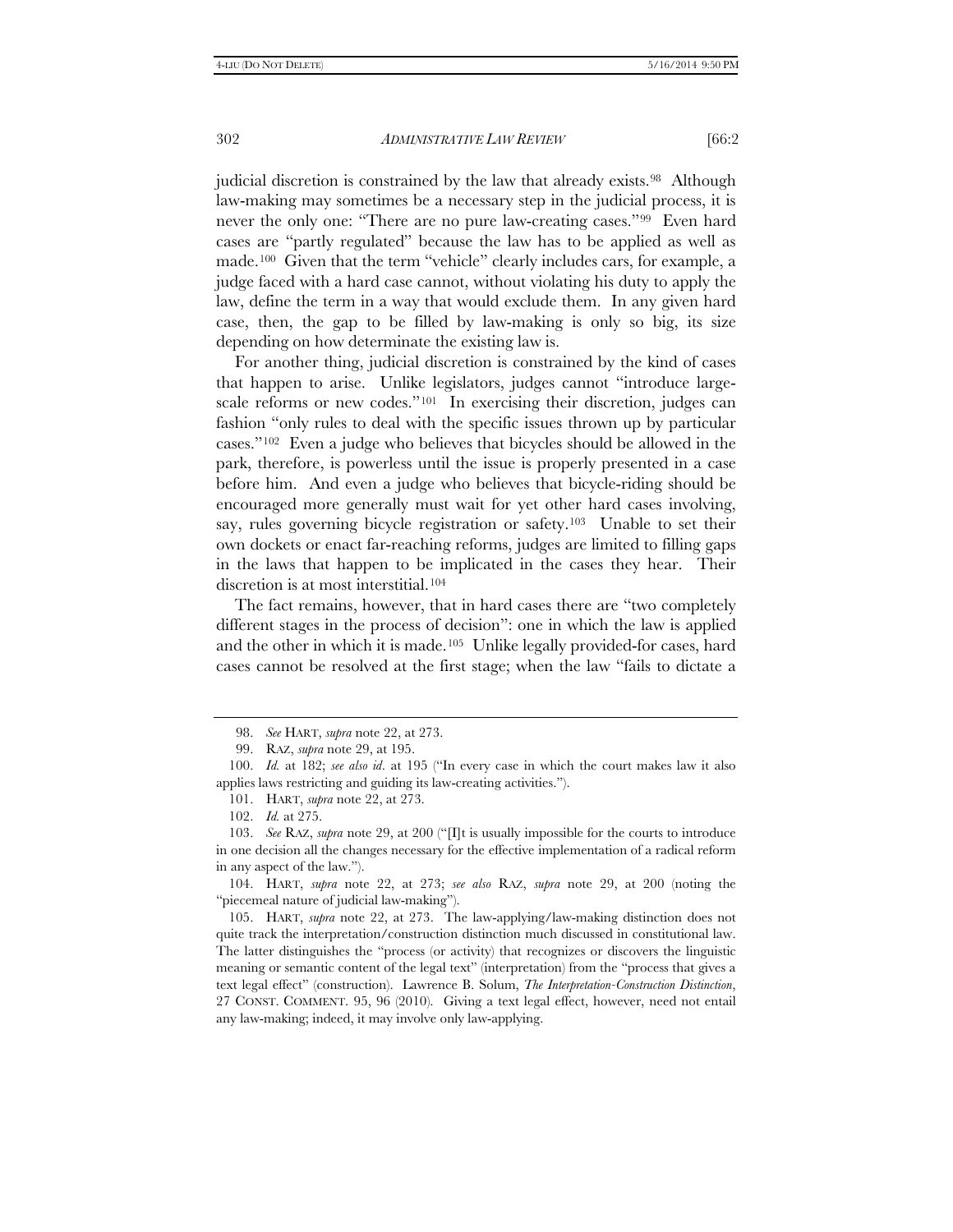judicial discretion is constrained by the law that already exists.[98] Although law-making may sometimes be a necessary step in the judicial process, it is never the only one: "There are no pure law-creating cases."[99] Even hard cases are "partly regulated" because the law has to be applied as well as made.[100] Given that the term "vehicle" clearly includes cars, for example, a judge faced with a hard case cannot, without violating his duty to apply the law, define the term in a way that would exclude them. In any given hard case, then, the gap to be filled by law-making is only so big, its size depending on how determinate the existing law is.

For another thing, judicial discretion is constrained by the kind of cases that happen to arise. Unlike legislators, judges cannot "introduce large-scale reforms or new codes."[101] In exercising their discretion, judges can fashion "only rules to deal with the specific issues thrown up by particular cases."[102] Even a judge who believes that bicycles should be allowed in the park, therefore, is powerless until the issue is properly presented in a case before him. And even a judge who believes that bicycle-riding should be encouraged more generally must wait for yet other hard cases involving, say, rules governing bicycle registration or safety.[103] Unable to set their own dockets or enact far-reaching reforms, judges are limited to filling gaps in the laws that happen to be implicated in the cases they hear. Their discretion is at most interstitial.[104]

The fact remains, however, that in hard cases there are "two completely different stages in the process of decision": one in which the law is applied and the other in which it is made.[105] Unlike legally provided-for cases, hard cases cannot be resolved at the first stage; when the law "fails to dictate a

---

98. *See* HART, *supra* note 22, at 273.

99. RAZ, *supra* note 29, at 195.

100. *Id.* at 182; *see also id.* at 195 ("In every case in which the court makes law it also applies laws restricting and guiding its law-creating activities.").

101. HART, *supra* note 22, at 273.

102. *Id.* at 275.

103. *See* RAZ, *supra* note 29, at 200 ("[I]t is usually impossible for the courts to introduce in one decision all the changes necessary for the effective implementation of a radical reform in any aspect of the law.").

104. HART, *supra* note 22, at 273; *see also* RAZ, *supra* note 29, at 200 (noting the "piecemeal nature of judicial law-making").

105. HART, *supra* note 22, at 273. The law-applying/law-making distinction does not quite track the interpretation/construction distinction much discussed in constitutional law. The latter distinguishes the "process (or activity) that recognizes or discovers the linguistic meaning or semantic content of the legal text" (interpretation) from the "process that gives a text legal effect" (construction). Lawrence B. Solum, *The Interpretation-Construction Distinction*, 27 CONST. COMMENT. 95, 96 (2010). Giving a text legal effect, however, need not entail any law-making; indeed, it may involve only law-applying.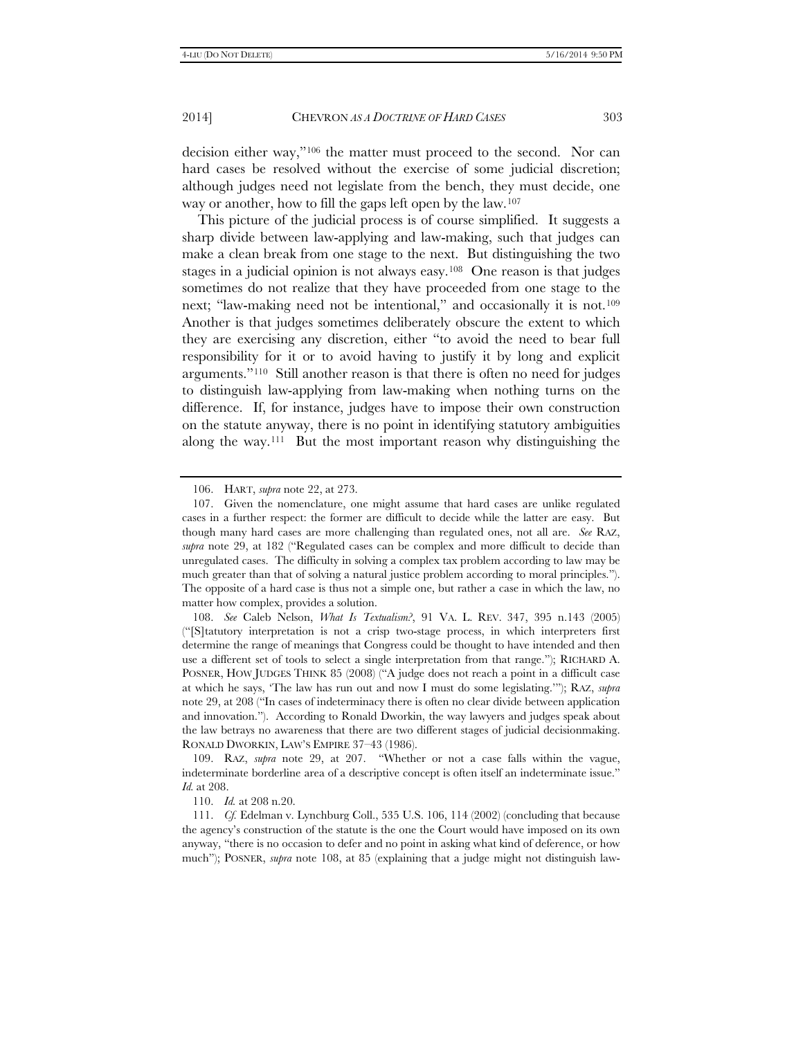decision either way,"[106] the matter must proceed to the second. Nor can hard cases be resolved without the exercise of some judicial discretion; although judges need not legislate from the bench, they must decide, one way or another, how to fill the gaps left open by the law.[107]

This picture of the judicial process is of course simplified. It suggests a sharp divide between law-applying and law-making, such that judges can make a clean break from one stage to the next. But distinguishing the two stages in a judicial opinion is not always easy.[108] One reason is that judges sometimes do not realize that they have proceeded from one stage to the next; "law-making need not be intentional," and occasionally it is not.[109] Another is that judges sometimes deliberately obscure the extent to which they are exercising any discretion, either "to avoid the need to bear full responsibility for it or to avoid having to justify it by long and explicit arguments."[110] Still another reason is that there is often no need for judges to distinguish law-applying from law-making when nothing turns on the difference. If, for instance, judges have to impose their own construction on the statute anyway, there is no point in identifying statutory ambiguities along the way.[111] But the most important reason why distinguishing the

---

106. HART, *supra* note 22, at 273.

107. Given the nomenclature, one might assume that hard cases are unlike regulated cases in a further respect: the former are difficult to decide while the latter are easy. But though many hard cases are more challenging than regulated ones, not all are. *See* RAZ, *supra* note 29, at 182 ("Regulated cases can be complex and more difficult to decide than unregulated cases. The difficulty in solving a complex tax problem according to law may be much greater than that of solving a natural justice problem according to moral principles."). The opposite of a hard case is thus not a simple one, but rather a case in which the law, no matter how complex, provides a solution.

108. *See* Caleb Nelson, *What Is Textualism?*, 91 VA. L. REV. 347, 395 n.143 (2005) ("[S]tatutory interpretation is not a crisp two-stage process, in which interpreters first determine the range of meanings that Congress could be thought to have intended and then use a different set of tools to select a single interpretation from that range."); RICHARD A. POSNER, HOW JUDGES THINK 85 (2008) ("A judge does not reach a point in a difficult case at which he says, 'The law has run out and now I must do some legislating.'"); RAZ, *supra* note 29, at 208 ("In cases of indeterminacy there is often no clear divide between application and innovation."). According to Ronald Dworkin, the way lawyers and judges speak about the law betrays no awareness that there are two different stages of judicial decisionmaking. RONALD DWORKIN, LAW'S EMPIRE 37–43 (1986).

109. RAZ, *supra* note 29, at 207. "Whether or not a case falls within the vague, indeterminate borderline area of a descriptive concept is often itself an indeterminate issue." *Id.* at 208.

110. *Id.* at 208 n.20.

111. *Cf.* Edelman v. Lynchburg Coll., 535 U.S. 106, 114 (2002) (concluding that because the agency's construction of the statute is the one the Court would have imposed on its own anyway, "there is no occasion to defer and no point in asking what kind of deference, or how much"); POSNER, *supra* note 108, at 85 (explaining that a judge might not distinguish law-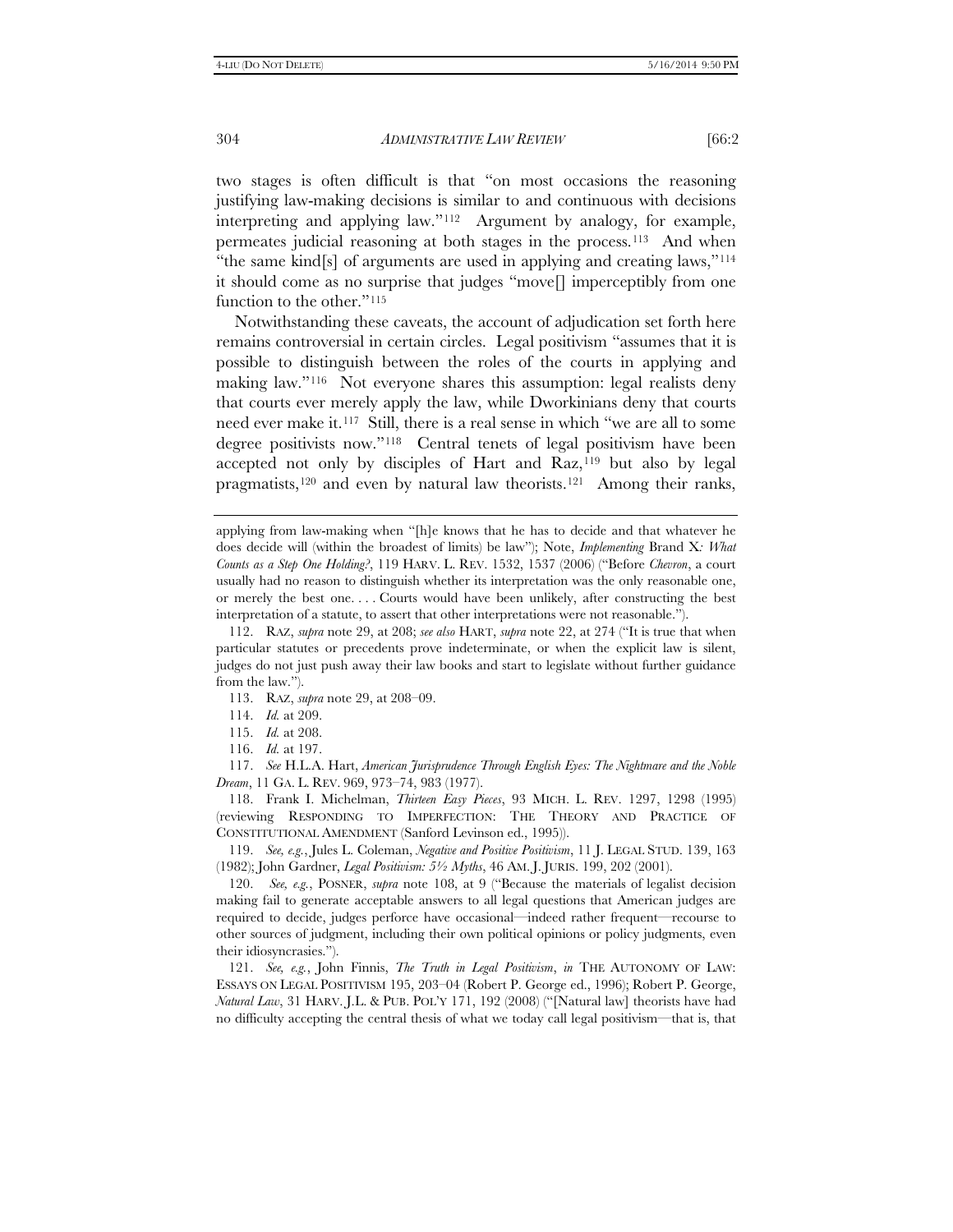two stages is often difficult is that "on most occasions the reasoning justifying law-making decisions is similar to and continuous with decisions interpreting and applying law."[112] Argument by analogy, for example, permeates judicial reasoning at both stages in the process.[113] And when "the same kind[s] of arguments are used in applying and creating laws,"[114] it should come as no surprise that judges "move[] imperceptibly from one function to the other."[115]

Notwithstanding these caveats, the account of adjudication set forth here remains controversial in certain circles. Legal positivism "assumes that it is possible to distinguish between the roles of the courts in applying and making law."[116] Not everyone shares this assumption: legal realists deny that courts ever merely apply the law, while Dworkinians deny that courts need ever make it.[117] Still, there is a real sense in which "we are all to some degree positivists now."[118] Central tenets of legal positivism have been accepted not only by disciples of Hart and Raz,[119] but also by legal pragmatists,[120] and even by natural law theorists.[121] Among their ranks,

---

applying from law-making when "[h]e knows that he has to decide and that whatever he does decide will (within the broadest of limits) be law"); Note, *Implementing* Brand X*: What Counts as a Step One Holding?*, 119 HARV. L. REV. 1532, 1537 (2006) ("Before *Chevron*, a court usually had no reason to distinguish whether its interpretation was the only reasonable one, or merely the best one. . . . Courts would have been unlikely, after constructing the best interpretation of a statute, to assert that other interpretations were not reasonable.").

112. RAZ, *supra* note 29, at 208; *see also* HART, *supra* note 22, at 274 ("It is true that when particular statutes or precedents prove indeterminate, or when the explicit law is silent, judges do not just push away their law books and start to legislate without further guidance from the law.").

113. RAZ, *supra* note 29, at 208–09.

114. *Id.* at 209.

115. *Id.* at 208.

116. *Id.* at 197.

117. *See* H.L.A. Hart, *American Jurisprudence Through English Eyes: The Nightmare and the Noble Dream*, 11 GA. L. REV. 969, 973–74, 983 (1977).

118. Frank I. Michelman, *Thirteen Easy Pieces*, 93 MICH. L. REV. 1297, 1298 (1995) (reviewing RESPONDING TO IMPERFECTION: THE THEORY AND PRACTICE OF CONSTITUTIONAL AMENDMENT (Sanford Levinson ed., 1995)).

119. *See, e.g.*, Jules L. Coleman, *Negative and Positive Positivism*, 11 J. LEGAL STUD. 139, 163 (1982); John Gardner, *Legal Positivism: 5½ Myths*, 46 AM. J. JURIS. 199, 202 (2001).

120. *See, e.g.*, POSNER, *supra* note 108, at 9 ("Because the materials of legalist decision making fail to generate acceptable answers to all legal questions that American judges are required to decide, judges perforce have occasional—indeed rather frequent—recourse to other sources of judgment, including their own political opinions or policy judgments, even their idiosyncrasies.").

121. *See, e.g.*, John Finnis, *The Truth in Legal Positivism*, *in* THE AUTONOMY OF LAW: ESSAYS ON LEGAL POSITIVISM 195, 203–04 (Robert P. George ed., 1996); Robert P. George, *Natural Law*, 31 HARV. J.L. & PUB. POL'Y 171, 192 (2008) ("[Natural law] theorists have had no difficulty accepting the central thesis of what we today call legal positivism—that is, that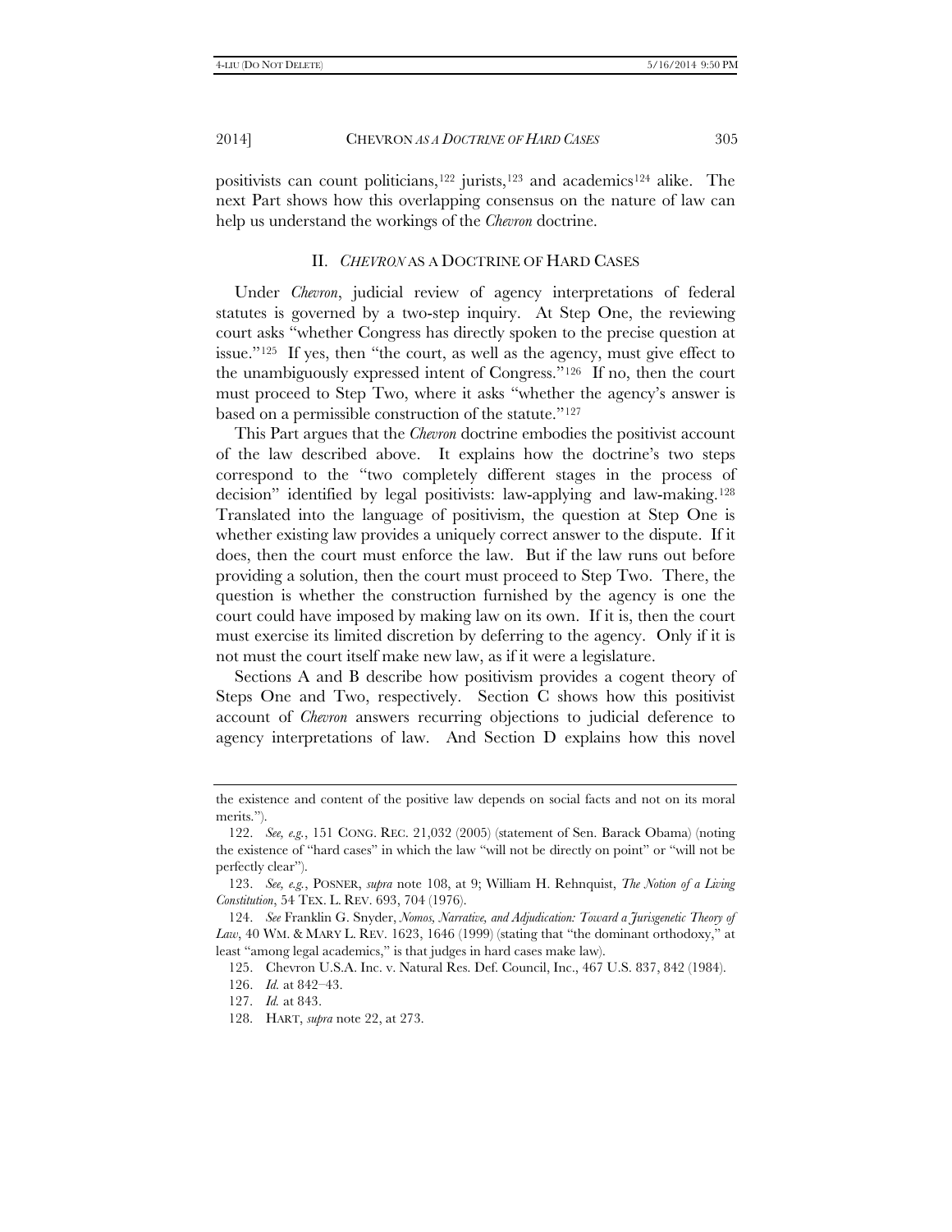positivists can count politicians,[122] jurists,[123] and academics[124] alike. The next Part shows how this overlapping consensus on the nature of law can help us understand the workings of the *Chevron* doctrine.

## II. *CHEVRON* AS A DOCTRINE OF HARD CASES

Under *Chevron*, judicial review of agency interpretations of federal statutes is governed by a two-step inquiry. At Step One, the reviewing court asks "whether Congress has directly spoken to the precise question at issue."[125] If yes, then "the court, as well as the agency, must give effect to the unambiguously expressed intent of Congress."[126] If no, then the court must proceed to Step Two, where it asks "whether the agency's answer is based on a permissible construction of the statute."[127]

This Part argues that the *Chevron* doctrine embodies the positivist account of the law described above. It explains how the doctrine's two steps correspond to the "two completely different stages in the process of decision" identified by legal positivists: law-applying and law-making.[128] Translated into the language of positivism, the question at Step One is whether existing law provides a uniquely correct answer to the dispute. If it does, then the court must enforce the law. But if the law runs out before providing a solution, then the court must proceed to Step Two. There, the question is whether the construction furnished by the agency is one the court could have imposed by making law on its own. If it is, then the court must exercise its limited discretion by deferring to the agency. Only if it is not must the court itself make new law, as if it were a legislature.

Sections A and B describe how positivism provides a cogent theory of Steps One and Two, respectively. Section C shows how this positivist account of *Chevron* answers recurring objections to judicial deference to agency interpretations of law. And Section D explains how this novel

---

the existence and content of the positive law depends on social facts and not on its moral merits.").

122. *See, e.g.*, 151 CONG. REC. 21,032 (2005) (statement of Sen. Barack Obama) (noting the existence of "hard cases" in which the law "will not be directly on point" or "will not be perfectly clear").

123. *See, e.g.*, POSNER, *supra* note 108, at 9; William H. Rehnquist, *The Notion of a Living Constitution*, 54 TEX. L. REV. 693, 704 (1976).

124. *See* Franklin G. Snyder, *Nomos, Narrative, and Adjudication: Toward a Jurisgenetic Theory of Law*, 40 WM. & MARY L. REV. 1623, 1646 (1999) (stating that "the dominant orthodoxy," at least "among legal academics," is that judges in hard cases make law).

125. Chevron U.S.A. Inc. v. Natural Res. Def. Council, Inc., 467 U.S. 837, 842 (1984).

126. *Id.* at 842–43.

127. *Id.* at 843.

128. HART, *supra* note 22, at 273.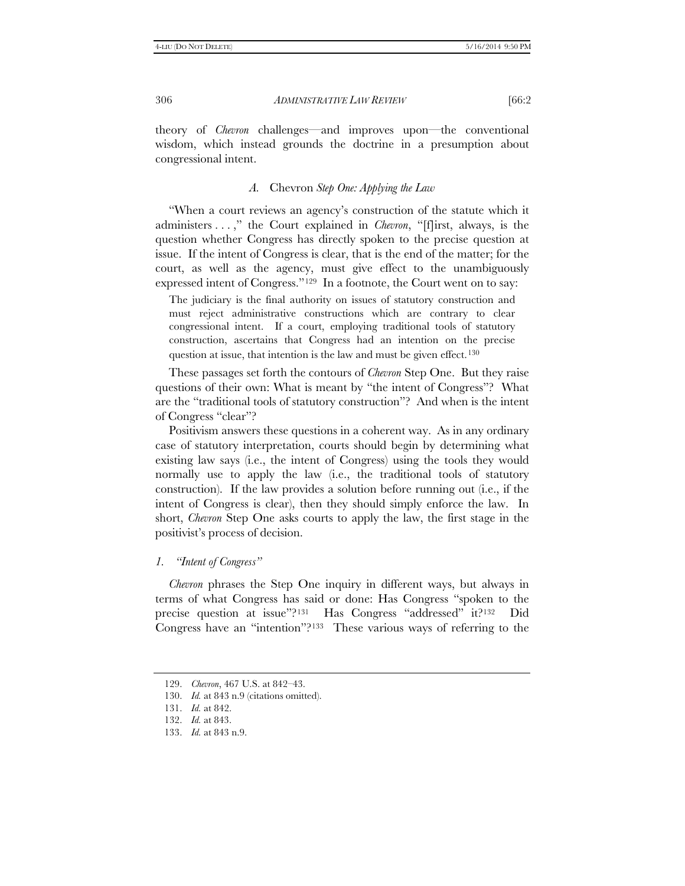theory of *Chevron* challenges—and improves upon—the conventional wisdom, which instead grounds the doctrine in a presumption about congressional intent.

### *A.* Chevron *Step One: Applying the Law*

"When a court reviews an agency's construction of the statute which it administers . . . ," the Court explained in *Chevron*, "[f]irst, always, is the question whether Congress has directly spoken to the precise question at issue. If the intent of Congress is clear, that is the end of the matter; for the court, as well as the agency, must give effect to the unambiguously expressed intent of Congress."[129] In a footnote, the Court went on to say:

> The judiciary is the final authority on issues of statutory construction and must reject administrative constructions which are contrary to clear congressional intent. If a court, employing traditional tools of statutory construction, ascertains that Congress had an intention on the precise question at issue, that intention is the law and must be given effect.[130]

These passages set forth the contours of *Chevron* Step One. But they raise questions of their own: What is meant by "the intent of Congress"? What are the "traditional tools of statutory construction"? And when is the intent of Congress "clear"?

Positivism answers these questions in a coherent way. As in any ordinary case of statutory interpretation, courts should begin by determining what existing law says (i.e., the intent of Congress) using the tools they would normally use to apply the law (i.e., the traditional tools of statutory construction). If the law provides a solution before running out (i.e., if the intent of Congress is clear), then they should simply enforce the law. In short, *Chevron* Step One asks courts to apply the law, the first stage in the positivist's process of decision.

#### *1. "Intent of Congress"*

*Chevron* phrases the Step One inquiry in different ways, but always in terms of what Congress has said or done: Has Congress "spoken to the precise question at issue"?[131] Has Congress "addressed" it?[132] Did Congress have an "intention"?[133] These various ways of referring to the

129. *Chevron*, 467 U.S. at 842–43.

130. *Id.* at 843 n.9 (citations omitted).

131. *Id.* at 842.

132. *Id.* at 843.

133. *Id.* at 843 n.9.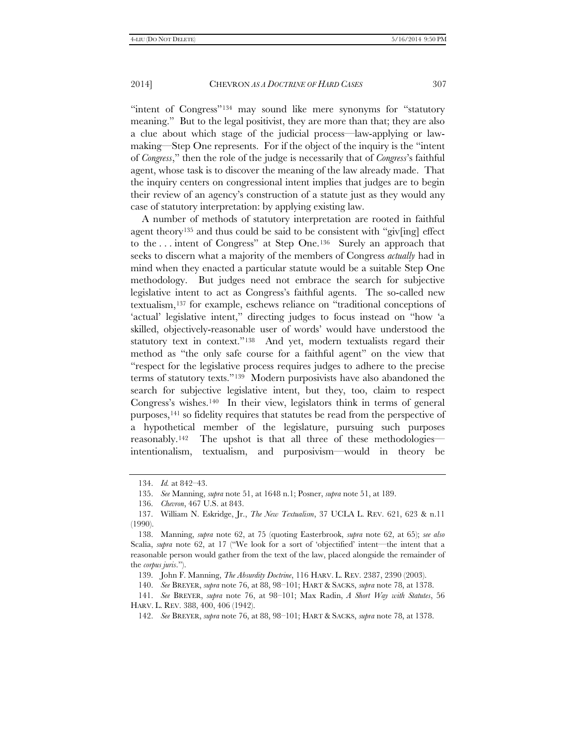"intent of Congress"[134] may sound like mere synonyms for "statutory meaning." But to the legal positivist, they are more than that; they are also a clue about which stage of the judicial process—law-applying or law-making—Step One represents. For if the object of the inquiry is the "intent of *Congress*," then the role of the judge is necessarily that of *Congress*'s faithful agent, whose task is to discover the meaning of the law already made. That the inquiry centers on congressional intent implies that judges are to begin their review of an agency's construction of a statute just as they would any case of statutory interpretation: by applying existing law.

A number of methods of statutory interpretation are rooted in faithful agent theory[135] and thus could be said to be consistent with "giv[ing] effect to the . . . intent of Congress" at Step One.[136] Surely an approach that seeks to discern what a majority of the members of Congress *actually* had in mind when they enacted a particular statute would be a suitable Step One methodology. But judges need not embrace the search for subjective legislative intent to act as Congress's faithful agents. The so-called new textualism,[137] for example, eschews reliance on "traditional conceptions of 'actual' legislative intent," directing judges to focus instead on "how 'a skilled, objectively-reasonable user of words' would have understood the statutory text in context."[138] And yet, modern textualists regard their method as "the only safe course for a faithful agent" on the view that "respect for the legislative process requires judges to adhere to the precise terms of statutory texts."[139] Modern purposivists have also abandoned the search for subjective legislative intent, but they, too, claim to respect Congress's wishes.[140] In their view, legislators think in terms of general purposes,[141] so fidelity requires that statutes be read from the perspective of a hypothetical member of the legislature, pursuing such purposes reasonably.[142] The upshot is that all three of these methodologies—intentionalism, textualism, and purposivism—would in theory be

134. *Id.* at 842–43.

135. *See* Manning, *supra* note 51, at 1648 n.1; Posner, *supra* note 51, at 189.

136. *Chevron*, 467 U.S. at 843.

137. William N. Eskridge, Jr., *The New Textualism*, 37 UCLA L. REV. 621, 623 & n.11 (1990).

138. Manning, *supra* note 62, at 75 (quoting Easterbrook, *supra* note 62, at 65); *see also* Scalia, *supra* note 62, at 17 ("We look for a sort of 'objectified' intent—the intent that a reasonable person would gather from the text of the law, placed alongside the remainder of the *corpus juris*.").

139. John F. Manning, *The Absurdity Doctrine*, 116 HARV. L. REV. 2387, 2390 (2003).

140. *See* BREYER, *supra* note 76, at 88, 98–101; HART & SACKS, *supra* note 78, at 1378.

141. *See* BREYER, *supra* note 76, at 98–101; Max Radin, *A Short Way with Statutes*, 56 HARV. L. REV. 388, 400, 406 (1942).

142. *See* BREYER, *supra* note 76, at 88, 98–101; HART & SACKS, *supra* note 78, at 1378.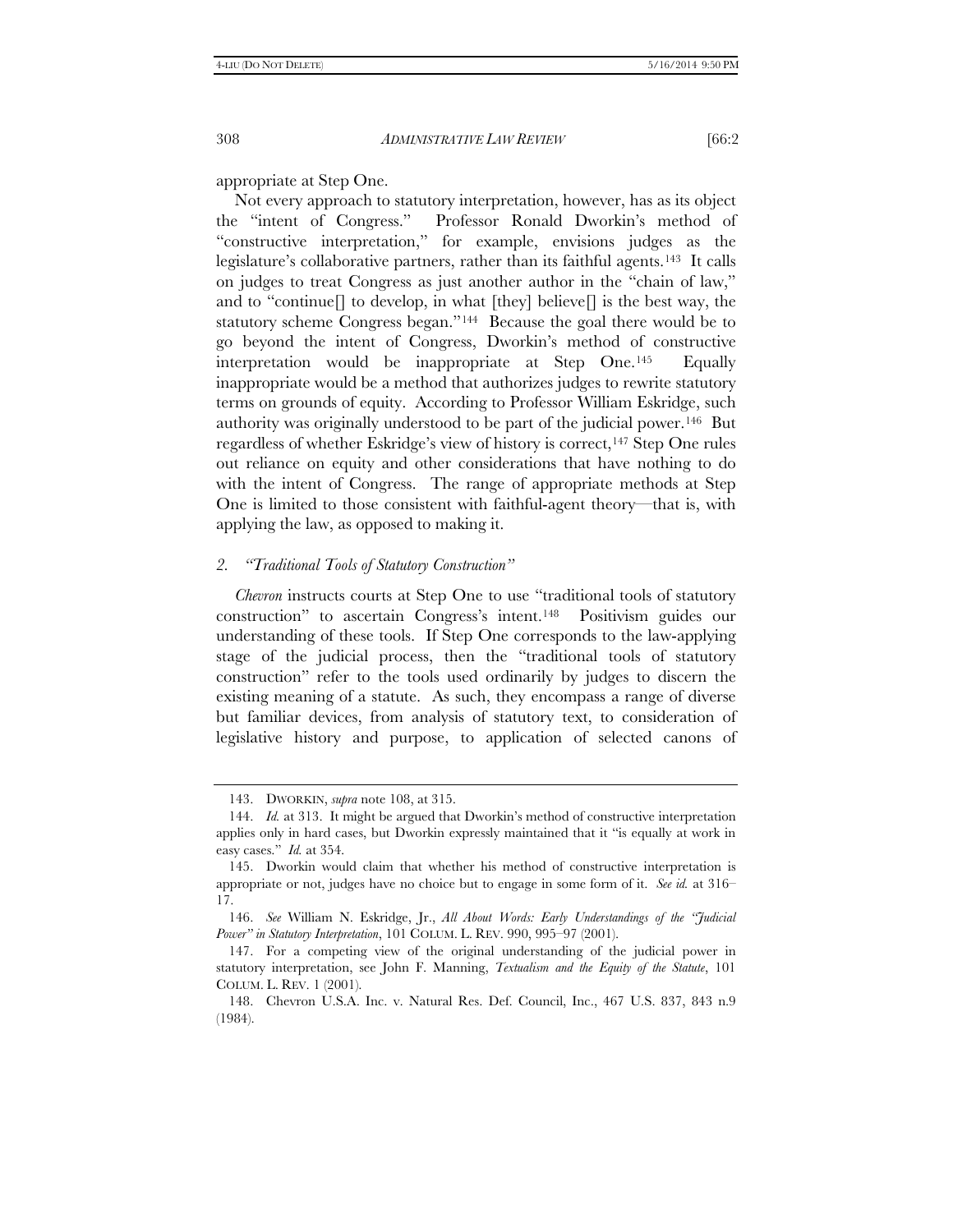appropriate at Step One.

Not every approach to statutory interpretation, however, has as its object the "intent of Congress." Professor Ronald Dworkin's method of "constructive interpretation," for example, envisions judges as the legislature's collaborative partners, rather than its faithful agents.[143] It calls on judges to treat Congress as just another author in the "chain of law," and to "continue[] to develop, in what [they] believe[] is the best way, the statutory scheme Congress began."[144] Because the goal there would be to go beyond the intent of Congress, Dworkin's method of constructive interpretation would be inappropriate at Step One.[145] Equally inappropriate would be a method that authorizes judges to rewrite statutory terms on grounds of equity. According to Professor William Eskridge, such authority was originally understood to be part of the judicial power.[146] But regardless of whether Eskridge's view of history is correct,[147] Step One rules out reliance on equity and other considerations that have nothing to do with the intent of Congress. The range of appropriate methods at Step One is limited to those consistent with faithful-agent theory—that is, with applying the law, as opposed to making it.

### 2. *"Traditional Tools of Statutory Construction"*

*Chevron* instructs courts at Step One to use "traditional tools of statutory construction" to ascertain Congress's intent.[148] Positivism guides our understanding of these tools. If Step One corresponds to the law-applying stage of the judicial process, then the "traditional tools of statutory construction" refer to the tools used ordinarily by judges to discern the existing meaning of a statute. As such, they encompass a range of diverse but familiar devices, from analysis of statutory text, to consideration of legislative history and purpose, to application of selected canons of

---

143. DWORKIN, *supra* note 108, at 315.

144. *Id.* at 313. It might be argued that Dworkin's method of constructive interpretation applies only in hard cases, but Dworkin expressly maintained that it "is equally at work in easy cases." *Id.* at 354.

145. Dworkin would claim that whether his method of constructive interpretation is appropriate or not, judges have no choice but to engage in some form of it. *See id.* at 316–17.

146. *See* William N. Eskridge, Jr., *All About Words: Early Understandings of the "Judicial Power" in Statutory Interpretation*, 101 COLUM. L. REV. 990, 995–97 (2001).

147. For a competing view of the original understanding of the judicial power in statutory interpretation, see John F. Manning, *Textualism and the Equity of the Statute*, 101 COLUM. L. REV. 1 (2001).

148. Chevron U.S.A. Inc. v. Natural Res. Def. Council, Inc., 467 U.S. 837, 843 n.9 (1984).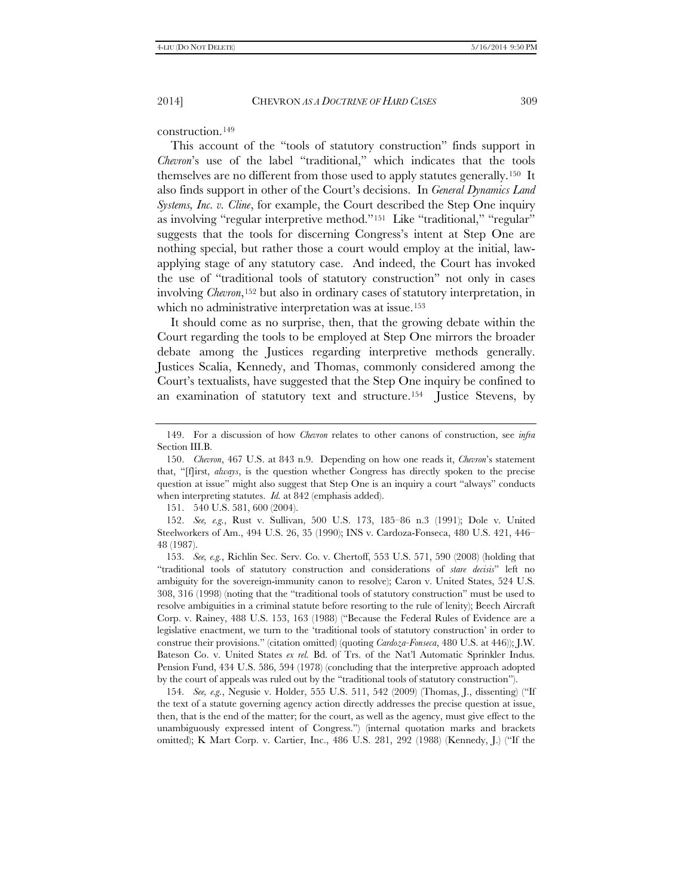construction.[149]

This account of the "tools of statutory construction" finds support in *Chevron*'s use of the label "traditional," which indicates that the tools themselves are no different from those used to apply statutes generally.[150] It also finds support in other of the Court's decisions. In *General Dynamics Land Systems, Inc. v. Cline*, for example, the Court described the Step One inquiry as involving "regular interpretive method."[151] Like "traditional," "regular" suggests that the tools for discerning Congress's intent at Step One are nothing special, but rather those a court would employ at the initial, law-applying stage of any statutory case. And indeed, the Court has invoked the use of "traditional tools of statutory construction" not only in cases involving *Chevron*,[152] but also in ordinary cases of statutory interpretation, in which no administrative interpretation was at issue.[153]

It should come as no surprise, then, that the growing debate within the Court regarding the tools to be employed at Step One mirrors the broader debate among the Justices regarding interpretive methods generally. Justices Scalia, Kennedy, and Thomas, commonly considered among the Court's textualists, have suggested that the Step One inquiry be confined to an examination of statutory text and structure.[154] Justice Stevens, by

---

149. For a discussion of how *Chevron* relates to other canons of construction, see *infra* Section III.B.

150. *Chevron*, 467 U.S. at 843 n.9. Depending on how one reads it, *Chevron*'s statement that, "[f]irst, *always*, is the question whether Congress has directly spoken to the precise question at issue" might also suggest that Step One is an inquiry a court "always" conducts when interpreting statutes. *Id.* at 842 (emphasis added).

151. 540 U.S. 581, 600 (2004).

152. *See, e.g.*, Rust v. Sullivan, 500 U.S. 173, 185–86 n.3 (1991); Dole v. United Steelworkers of Am., 494 U.S. 26, 35 (1990); INS v. Cardoza-Fonseca, 480 U.S. 421, 446–48 (1987).

153. *See, e.g.*, Richlin Sec. Serv. Co. v. Chertoff, 553 U.S. 571, 590 (2008) (holding that "traditional tools of statutory construction and considerations of *stare decisis*" left no ambiguity for the sovereign-immunity canon to resolve); Caron v. United States, 524 U.S. 308, 316 (1998) (noting that the "traditional tools of statutory construction" must be used to resolve ambiguities in a criminal statute before resorting to the rule of lenity); Beech Aircraft Corp. v. Rainey, 488 U.S. 153, 163 (1988) ("Because the Federal Rules of Evidence are a legislative enactment, we turn to the 'traditional tools of statutory construction' in order to construe their provisions." (citation omitted) (quoting *Cardoza-Fonseca*, 480 U.S. at 446)); J.W. Bateson Co. v. United States *ex rel.* Bd. of Trs. of the Nat'l Automatic Sprinkler Indus. Pension Fund, 434 U.S. 586, 594 (1978) (concluding that the interpretive approach adopted by the court of appeals was ruled out by the "traditional tools of statutory construction").

154. *See, e.g.*, Negusie v. Holder, 555 U.S. 511, 542 (2009) (Thomas, J., dissenting) ("If the text of a statute governing agency action directly addresses the precise question at issue, then, that is the end of the matter; for the court, as well as the agency, must give effect to the unambiguously expressed intent of Congress.") (internal quotation marks and brackets omitted); K Mart Corp. v. Cartier, Inc., 486 U.S. 281, 292 (1988) (Kennedy, J.) ("If the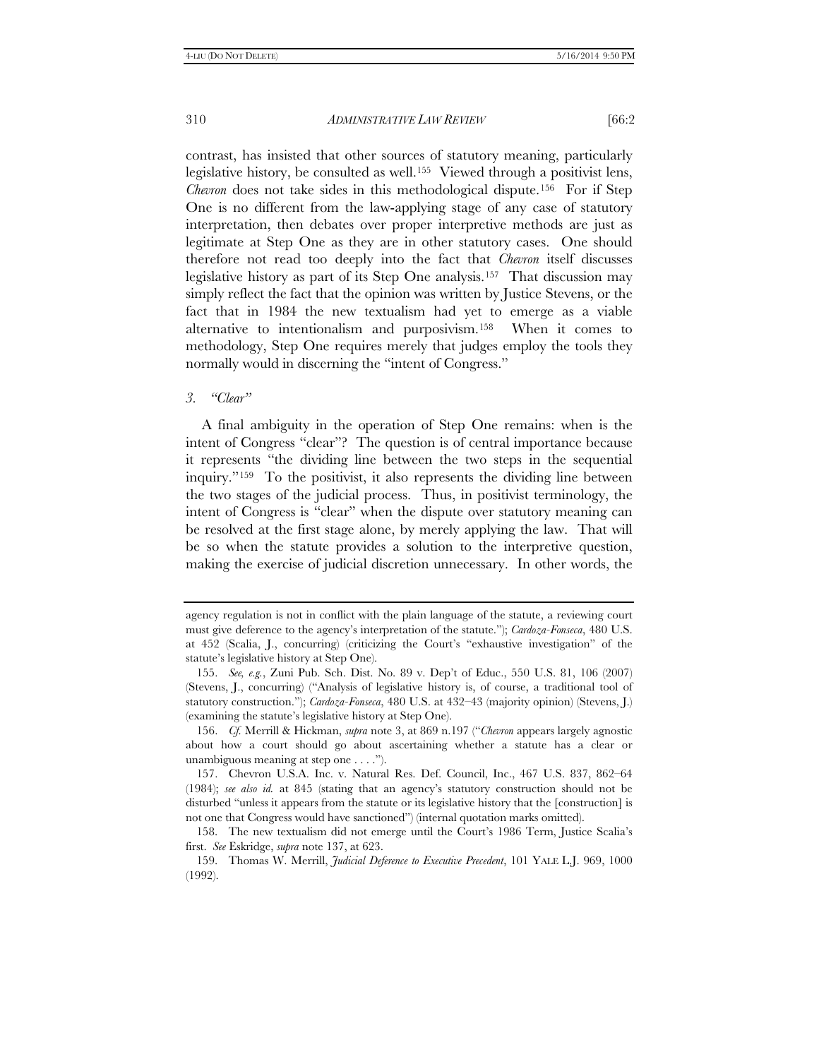contrast, has insisted that other sources of statutory meaning, particularly legislative history, be consulted as well.[155] Viewed through a positivist lens, *Chevron* does not take sides in this methodological dispute.[156] For if Step One is no different from the law-applying stage of any case of statutory interpretation, then debates over proper interpretive methods are just as legitimate at Step One as they are in other statutory cases. One should therefore not read too deeply into the fact that *Chevron* itself discusses legislative history as part of its Step One analysis.[157] That discussion may simply reflect the fact that the opinion was written by Justice Stevens, or the fact that in 1984 the new textualism had yet to emerge as a viable alternative to intentionalism and purposivism.[158] When it comes to methodology, Step One requires merely that judges employ the tools they normally would in discerning the "intent of Congress."

### 3. *"Clear"*

A final ambiguity in the operation of Step One remains: when is the intent of Congress "clear"? The question is of central importance because it represents "the dividing line between the two steps in the sequential inquiry."[159] To the positivist, it also represents the dividing line between the two stages of the judicial process. Thus, in positivist terminology, the intent of Congress is "clear" when the dispute over statutory meaning can be resolved at the first stage alone, by merely applying the law. That will be so when the statute provides a solution to the interpretive question, making the exercise of judicial discretion unnecessary. In other words, the

---

agency regulation is not in conflict with the plain language of the statute, a reviewing court must give deference to the agency's interpretation of the statute."); *Cardoza-Fonseca*, 480 U.S. at 452 (Scalia, J., concurring) (criticizing the Court's "exhaustive investigation" of the statute's legislative history at Step One).

155. *See, e.g.*, Zuni Pub. Sch. Dist. No. 89 v. Dep't of Educ., 550 U.S. 81, 106 (2007) (Stevens, J., concurring) ("Analysis of legislative history is, of course, a traditional tool of statutory construction."); *Cardoza-Fonseca*, 480 U.S. at 432–43 (majority opinion) (Stevens, J.) (examining the statute's legislative history at Step One).

156. *Cf.* Merrill & Hickman, *supra* note 3, at 869 n.197 ("*Chevron* appears largely agnostic about how a court should go about ascertaining whether a statute has a clear or unambiguous meaning at step one . . . .").

157. Chevron U.S.A. Inc. v. Natural Res. Def. Council, Inc., 467 U.S. 837, 862–64 (1984); *see also id.* at 845 (stating that an agency's statutory construction should not be disturbed "unless it appears from the statute or its legislative history that the [construction] is not one that Congress would have sanctioned") (internal quotation marks omitted).

158. The new textualism did not emerge until the Court's 1986 Term, Justice Scalia's first. *See* Eskridge, *supra* note 137, at 623.

159. Thomas W. Merrill, *Judicial Deference to Executive Precedent*, 101 YALE L.J. 969, 1000 (1992).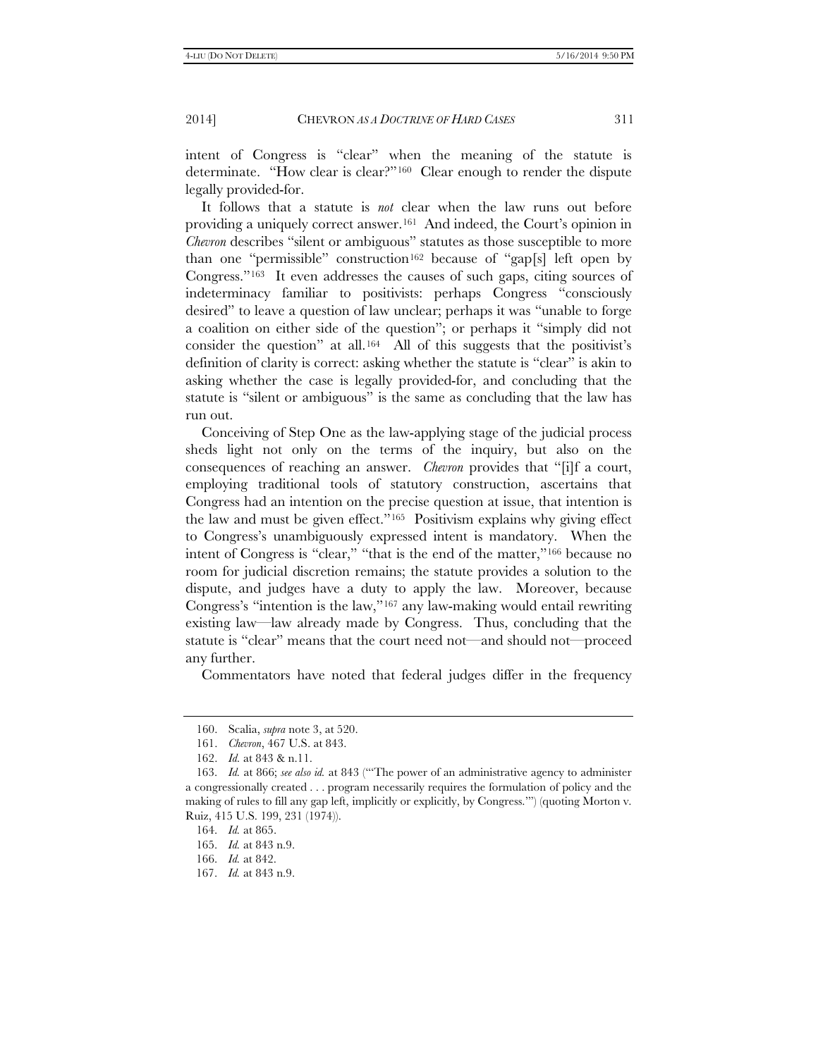intent of Congress is "clear" when the meaning of the statute is determinate. "How clear is clear?"[160] Clear enough to render the dispute legally provided-for.

It follows that a statute is *not* clear when the law runs out before providing a uniquely correct answer.[161] And indeed, the Court's opinion in *Chevron* describes "silent or ambiguous" statutes as those susceptible to more than one "permissible" construction[162] because of "gap[s] left open by Congress."[163] It even addresses the causes of such gaps, citing sources of indeterminacy familiar to positivists: perhaps Congress "consciously desired" to leave a question of law unclear; perhaps it was "unable to forge a coalition on either side of the question"; or perhaps it "simply did not consider the question" at all.[164] All of this suggests that the positivist's definition of clarity is correct: asking whether the statute is "clear" is akin to asking whether the case is legally provided-for, and concluding that the statute is "silent or ambiguous" is the same as concluding that the law has run out.

Conceiving of Step One as the law-applying stage of the judicial process sheds light not only on the terms of the inquiry, but also on the consequences of reaching an answer. *Chevron* provides that "[i]f a court, employing traditional tools of statutory construction, ascertains that Congress had an intention on the precise question at issue, that intention is the law and must be given effect."[165] Positivism explains why giving effect to Congress's unambiguously expressed intent is mandatory. When the intent of Congress is "clear," "that is the end of the matter,"[166] because no room for judicial discretion remains; the statute provides a solution to the dispute, and judges have a duty to apply the law. Moreover, because Congress's "intention is the law,"[167] any law-making would entail rewriting existing law—law already made by Congress. Thus, concluding that the statute is "clear" means that the court need not—and should not—proceed any further.

Commentators have noted that federal judges differ in the frequency

---

160. Scalia, *supra* note 3, at 520.

161. *Chevron*, 467 U.S. at 843.

162. *Id.* at 843 & n.11.

163. *Id.* at 866; *see also id.* at 843 ("'The power of an administrative agency to administer a congressionally created . . . program necessarily requires the formulation of policy and the making of rules to fill any gap left, implicitly or explicitly, by Congress.'") (quoting Morton v. Ruiz, 415 U.S. 199, 231 (1974)).

164. *Id.* at 865.

165. *Id.* at 843 n.9.

166. *Id.* at 842.

167. *Id.* at 843 n.9.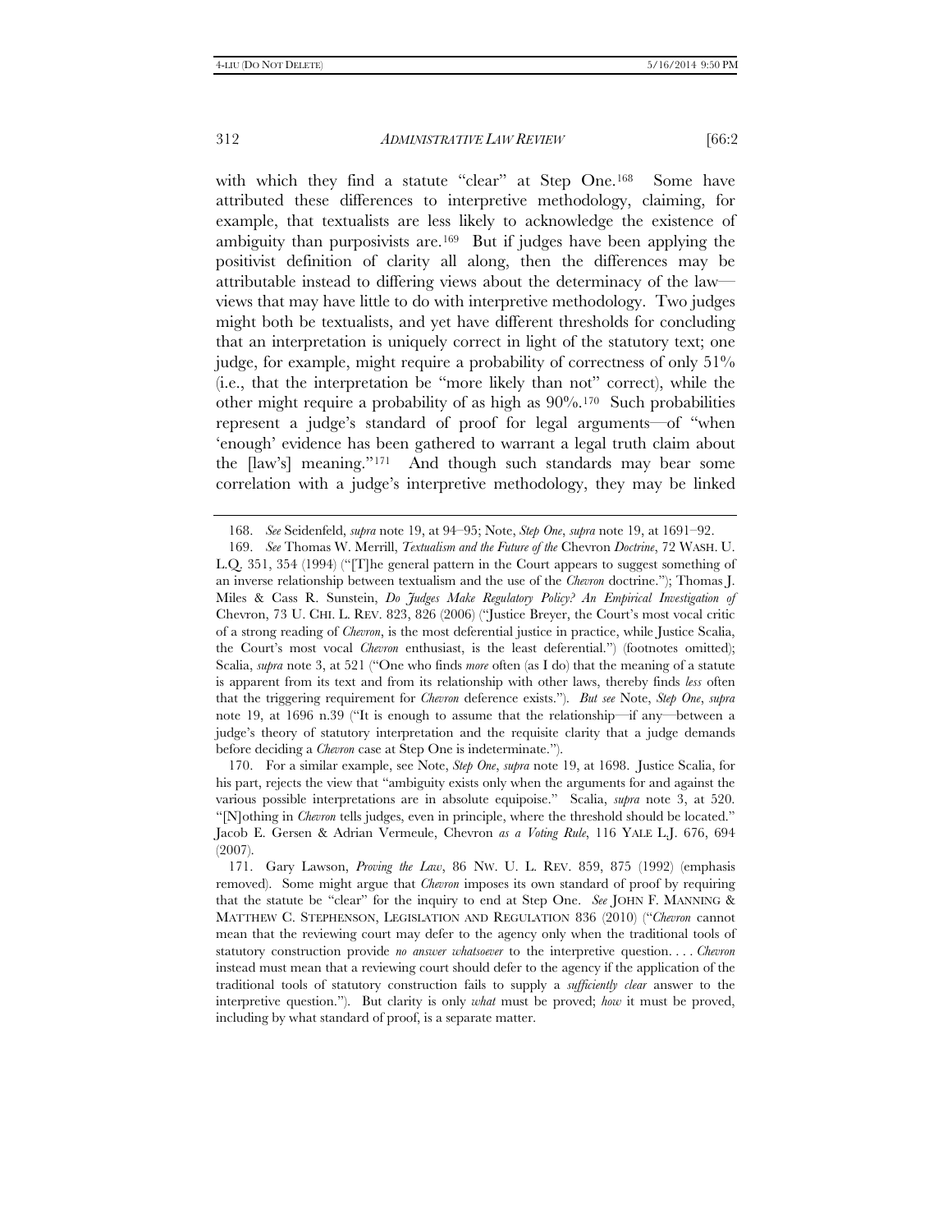with which they find a statute "clear" at Step One.[168] Some have attributed these differences to interpretive methodology, claiming, for example, that textualists are less likely to acknowledge the existence of ambiguity than purposivists are.[169] But if judges have been applying the positivist definition of clarity all along, then the differences may be attributable instead to differing views about the determinacy of the law—views that may have little to do with interpretive methodology. Two judges might both be textualists, and yet have different thresholds for concluding that an interpretation is uniquely correct in light of the statutory text; one judge, for example, might require a probability of correctness of only 51% (i.e., that the interpretation be "more likely than not" correct), while the other might require a probability of as high as 90%.[170] Such probabilities represent a judge's standard of proof for legal arguments—of "when 'enough' evidence has been gathered to warrant a legal truth claim about the [law's] meaning."[171] And though such standards may bear some correlation with a judge's interpretive methodology, they may be linked

---

168. *See* Seidenfeld, *supra* note 19, at 94–95; Note, *Step One*, *supra* note 19, at 1691–92.

169. *See* Thomas W. Merrill, *Textualism and the Future of the* Chevron *Doctrine*, 72 WASH. U. L.Q. 351, 354 (1994) ("[T]he general pattern in the Court appears to suggest something of an inverse relationship between textualism and the use of the *Chevron* doctrine."); Thomas J. Miles & Cass R. Sunstein, *Do Judges Make Regulatory Policy? An Empirical Investigation of* Chevron, 73 U. CHI. L. REV. 823, 826 (2006) ("Justice Breyer, the Court's most vocal critic of a strong reading of *Chevron*, is the most deferential justice in practice, while Justice Scalia, the Court's most vocal *Chevron* enthusiast, is the least deferential.") (footnotes omitted); Scalia, *supra* note 3, at 521 ("One who finds *more* often (as I do) that the meaning of a statute is apparent from its text and from its relationship with other laws, thereby finds *less* often that the triggering requirement for *Chevron* deference exists."). *But see* Note, *Step One*, *supra* note 19, at 1696 n.39 ("It is enough to assume that the relationship—if any—between a judge's theory of statutory interpretation and the requisite clarity that a judge demands before deciding a *Chevron* case at Step One is indeterminate.").

170. For a similar example, see Note, *Step One*, *supra* note 19, at 1698. Justice Scalia, for his part, rejects the view that "ambiguity exists only when the arguments for and against the various possible interpretations are in absolute equipoise." Scalia, *supra* note 3, at 520. "[N]othing in *Chevron* tells judges, even in principle, where the threshold should be located." Jacob E. Gersen & Adrian Vermeule, Chevron *as a Voting Rule*, 116 YALE L.J. 676, 694 (2007).

171. Gary Lawson, *Proving the Law*, 86 NW. U. L. REV. 859, 875 (1992) (emphasis removed). Some might argue that *Chevron* imposes its own standard of proof by requiring that the statute be "clear" for the inquiry to end at Step One. *See* JOHN F. MANNING & MATTHEW C. STEPHENSON, LEGISLATION AND REGULATION 836 (2010) ("*Chevron* cannot mean that the reviewing court may defer to the agency only when the traditional tools of statutory construction provide *no answer whatsoever* to the interpretive question. . . . *Chevron* instead must mean that a reviewing court should defer to the agency if the application of the traditional tools of statutory construction fails to supply a *sufficiently clear* answer to the interpretive question."). But clarity is only *what* must be proved; *how* it must be proved, including by what standard of proof, is a separate matter.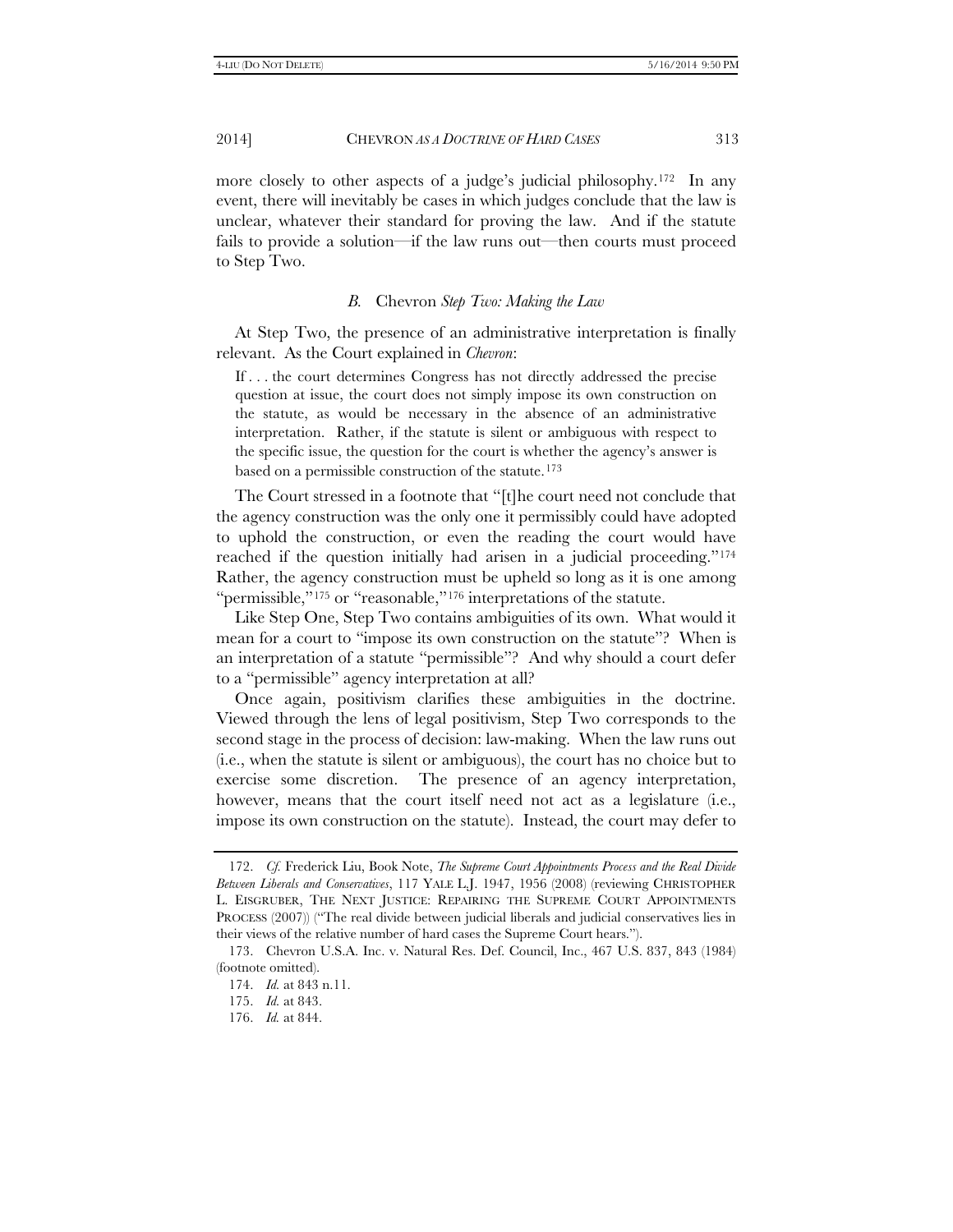more closely to other aspects of a judge's judicial philosophy.[172] In any event, there will inevitably be cases in which judges conclude that the law is unclear, whatever their standard for proving the law. And if the statute fails to provide a solution—if the law runs out—then courts must proceed to Step Two.

### *B.* Chevron *Step Two: Making the Law*

At Step Two, the presence of an administrative interpretation is finally relevant. As the Court explained in *Chevron*:

> If . . . the court determines Congress has not directly addressed the precise question at issue, the court does not simply impose its own construction on the statute, as would be necessary in the absence of an administrative interpretation. Rather, if the statute is silent or ambiguous with respect to the specific issue, the question for the court is whether the agency's answer is based on a permissible construction of the statute.[173]

The Court stressed in a footnote that "[t]he court need not conclude that the agency construction was the only one it permissibly could have adopted to uphold the construction, or even the reading the court would have reached if the question initially had arisen in a judicial proceeding."[174] Rather, the agency construction must be upheld so long as it is one among "permissible,"[175] or "reasonable,"[176] interpretations of the statute.

Like Step One, Step Two contains ambiguities of its own. What would it mean for a court to "impose its own construction on the statute"? When is an interpretation of a statute "permissible"? And why should a court defer to a "permissible" agency interpretation at all?

Once again, positivism clarifies these ambiguities in the doctrine. Viewed through the lens of legal positivism, Step Two corresponds to the second stage in the process of decision: law-making. When the law runs out (i.e., when the statute is silent or ambiguous), the court has no choice but to exercise some discretion. The presence of an agency interpretation, however, means that the court itself need not act as a legislature (i.e., impose its own construction on the statute). Instead, the court may defer to

---

172. *Cf.* Frederick Liu, Book Note, *The Supreme Court Appointments Process and the Real Divide Between Liberals and Conservatives*, 117 YALE L.J. 1947, 1956 (2008) (reviewing CHRISTOPHER L. EISGRUBER, THE NEXT JUSTICE: REPAIRING THE SUPREME COURT APPOINTMENTS PROCESS (2007)) ("The real divide between judicial liberals and judicial conservatives lies in their views of the relative number of hard cases the Supreme Court hears.").

173. Chevron U.S.A. Inc. v. Natural Res. Def. Council, Inc., 467 U.S. 837, 843 (1984) (footnote omitted).

174. *Id.* at 843 n.11.

175. *Id.* at 843.

176. *Id.* at 844.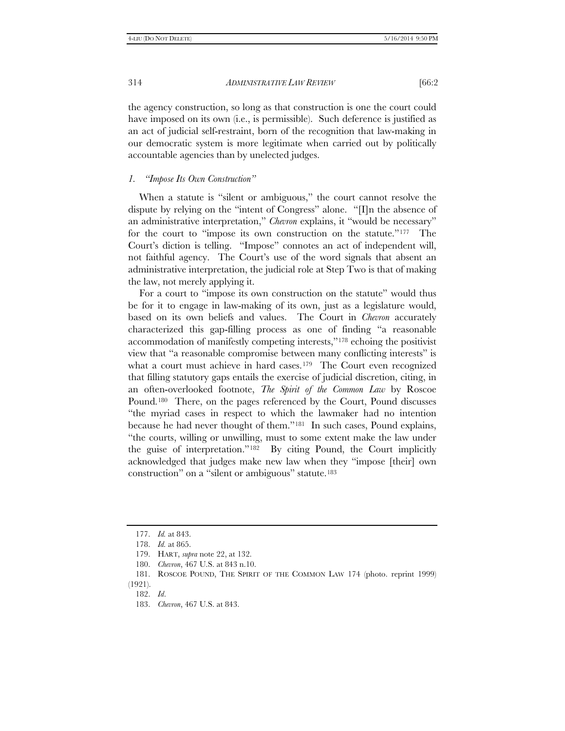the agency construction, so long as that construction is one the court could have imposed on its own (i.e., is permissible). Such deference is justified as an act of judicial self-restraint, born of the recognition that law-making in our democratic system is more legitimate when carried out by politically accountable agencies than by unelected judges.

### *1. "Impose Its Own Construction"*

When a statute is "silent or ambiguous," the court cannot resolve the dispute by relying on the "intent of Congress" alone. "[I]n the absence of an administrative interpretation," *Chevron* explains, it "would be necessary" for the court to "impose its own construction on the statute."[177] The Court's diction is telling. "Impose" connotes an act of independent will, not faithful agency. The Court's use of the word signals that absent an administrative interpretation, the judicial role at Step Two is that of making the law, not merely applying it.

For a court to "impose its own construction on the statute" would thus be for it to engage in law-making of its own, just as a legislature would, based on its own beliefs and values. The Court in *Chevron* accurately characterized this gap-filling process as one of finding "a reasonable accommodation of manifestly competing interests,"[178] echoing the positivist view that "a reasonable compromise between many conflicting interests" is what a court must achieve in hard cases.[179] The Court even recognized that filling statutory gaps entails the exercise of judicial discretion, citing, in an often-overlooked footnote, *The Spirit of the Common Law* by Roscoe Pound.[180] There, on the pages referenced by the Court, Pound discusses "the myriad cases in respect to which the lawmaker had no intention because he had never thought of them."[181] In such cases, Pound explains, "the courts, willing or unwilling, must to some extent make the law under the guise of interpretation."[182] By citing Pound, the Court implicitly acknowledged that judges make new law when they "impose [their] own construction" on a "silent or ambiguous" statute.[183]

---

177. *Id.* at 843.

178. *Id.* at 865.

179. HART, *supra* note 22, at 132.

180. *Chevron*, 467 U.S. at 843 n.10.

181. ROSCOE POUND, THE SPIRIT OF THE COMMON LAW 174 (photo. reprint 1999) (1921).

182. *Id*.

183. *Chevron*, 467 U.S. at 843.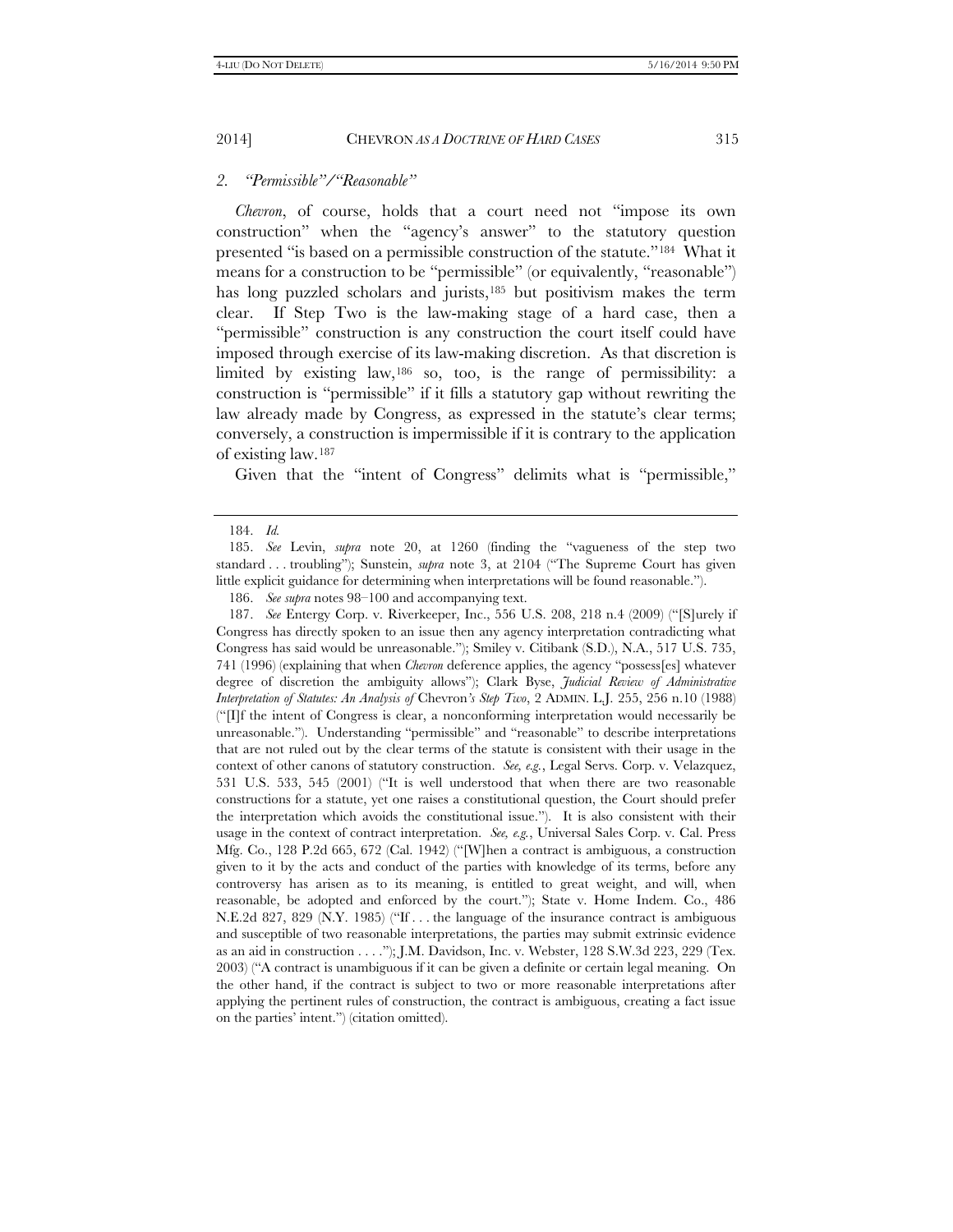### 2. *"Permissible"/"Reasonable"*

*Chevron*, of course, holds that a court need not "impose its own construction" when the "agency's answer" to the statutory question presented "is based on a permissible construction of the statute."[184] What it means for a construction to be "permissible" (or equivalently, "reasonable") has long puzzled scholars and jurists,[185] but positivism makes the term clear. If Step Two is the law-making stage of a hard case, then a "permissible" construction is any construction the court itself could have imposed through exercise of its law-making discretion. As that discretion is limited by existing law,[186] so, too, is the range of permissibility: a construction is "permissible" if it fills a statutory gap without rewriting the law already made by Congress, as expressed in the statute's clear terms; conversely, a construction is impermissible if it is contrary to the application of existing law.[187]

Given that the "intent of Congress" delimits what is "permissible,"

---

184. *Id.*

185. *See* Levin, *supra* note 20, at 1260 (finding the "vagueness of the step two standard . . . troubling"); Sunstein, *supra* note 3, at 2104 ("The Supreme Court has given little explicit guidance for determining when interpretations will be found reasonable.").

186. *See supra* notes 98–100 and accompanying text.

187. *See* Entergy Corp. v. Riverkeeper, Inc., 556 U.S. 208, 218 n.4 (2009) ("[S]urely if Congress has directly spoken to an issue then any agency interpretation contradicting what Congress has said would be unreasonable."); Smiley v. Citibank (S.D.), N.A., 517 U.S. 735, 741 (1996) (explaining that when *Chevron* deference applies, the agency "possess[es] whatever degree of discretion the ambiguity allows"); Clark Byse, *Judicial Review of Administrative Interpretation of Statutes: An Analysis of* Chevron*'s Step Two*, 2 ADMIN. L.J. 255, 256 n.10 (1988) ("[I]f the intent of Congress is clear, a nonconforming interpretation would necessarily be unreasonable."). Understanding "permissible" and "reasonable" to describe interpretations that are not ruled out by the clear terms of the statute is consistent with their usage in the context of other canons of statutory construction. *See, e.g.*, Legal Servs. Corp. v. Velazquez, 531 U.S. 533, 545 (2001) ("It is well understood that when there are two reasonable constructions for a statute, yet one raises a constitutional question, the Court should prefer the interpretation which avoids the constitutional issue."). It is also consistent with their usage in the context of contract interpretation. *See, e.g.*, Universal Sales Corp. v. Cal. Press Mfg. Co., 128 P.2d 665, 672 (Cal. 1942) ("[W]hen a contract is ambiguous, a construction given to it by the acts and conduct of the parties with knowledge of its terms, before any controversy has arisen as to its meaning, is entitled to great weight, and will, when reasonable, be adopted and enforced by the court."); State v. Home Indem. Co., 486 N.E.2d 827, 829 (N.Y. 1985) ("If . . . the language of the insurance contract is ambiguous and susceptible of two reasonable interpretations, the parties may submit extrinsic evidence as an aid in construction . . . ."); J.M. Davidson, Inc. v. Webster, 128 S.W.3d 223, 229 (Tex. 2003) ("A contract is unambiguous if it can be given a definite or certain legal meaning. On the other hand, if the contract is subject to two or more reasonable interpretations after applying the pertinent rules of construction, the contract is ambiguous, creating a fact issue on the parties' intent.") (citation omitted).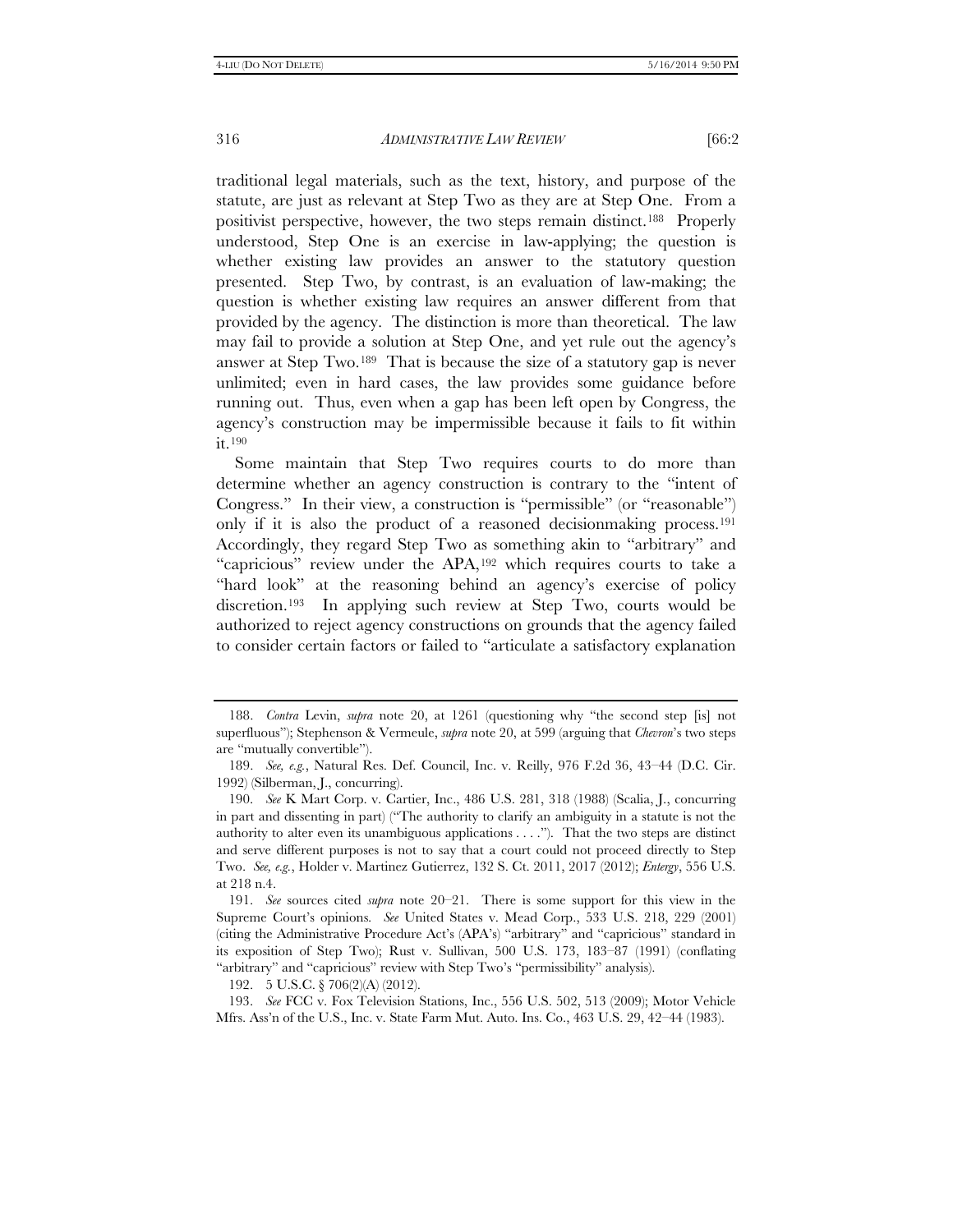traditional legal materials, such as the text, history, and purpose of the statute, are just as relevant at Step Two as they are at Step One. From a positivist perspective, however, the two steps remain distinct.[188] Properly understood, Step One is an exercise in law-applying; the question is whether existing law provides an answer to the statutory question presented. Step Two, by contrast, is an evaluation of law-making; the question is whether existing law requires an answer different from that provided by the agency. The distinction is more than theoretical. The law may fail to provide a solution at Step One, and yet rule out the agency's answer at Step Two.[189] That is because the size of a statutory gap is never unlimited; even in hard cases, the law provides some guidance before running out. Thus, even when a gap has been left open by Congress, the agency's construction may be impermissible because it fails to fit within it.[190]

Some maintain that Step Two requires courts to do more than determine whether an agency construction is contrary to the "intent of Congress." In their view, a construction is "permissible" (or "reasonable") only if it is also the product of a reasoned decisionmaking process.[191] Accordingly, they regard Step Two as something akin to "arbitrary" and "capricious" review under the APA,[192] which requires courts to take a "hard look" at the reasoning behind an agency's exercise of policy discretion.[193] In applying such review at Step Two, courts would be authorized to reject agency constructions on grounds that the agency failed to consider certain factors or failed to "articulate a satisfactory explanation

---

188. *Contra* Levin, *supra* note 20, at 1261 (questioning why "the second step [is] not superfluous"); Stephenson & Vermeule, *supra* note 20, at 599 (arguing that *Chevron*'s two steps are "mutually convertible").

189. *See, e.g.*, Natural Res. Def. Council, Inc. v. Reilly, 976 F.2d 36, 43–44 (D.C. Cir. 1992) (Silberman, J., concurring).

190. *See* K Mart Corp. v. Cartier, Inc., 486 U.S. 281, 318 (1988) (Scalia, J., concurring in part and dissenting in part) ("The authority to clarify an ambiguity in a statute is not the authority to alter even its unambiguous applications . . . ."). That the two steps are distinct and serve different purposes is not to say that a court could not proceed directly to Step Two. *See, e.g.*, Holder v. Martinez Gutierrez, 132 S. Ct. 2011, 2017 (2012); *Entergy*, 556 U.S. at 218 n.4.

191. *See* sources cited *supra* note 20–21. There is some support for this view in the Supreme Court's opinions. *See* United States v. Mead Corp., 533 U.S. 218, 229 (2001) (citing the Administrative Procedure Act's (APA's) "arbitrary" and "capricious" standard in its exposition of Step Two); Rust v. Sullivan, 500 U.S. 173, 183–87 (1991) (conflating "arbitrary" and "capricious" review with Step Two's "permissibility" analysis).

192. 5 U.S.C. § 706(2)(A) (2012).

193. *See* FCC v. Fox Television Stations, Inc., 556 U.S. 502, 513 (2009); Motor Vehicle Mfrs. Ass'n of the U.S., Inc. v. State Farm Mut. Auto. Ins. Co., 463 U.S. 29, 42–44 (1983).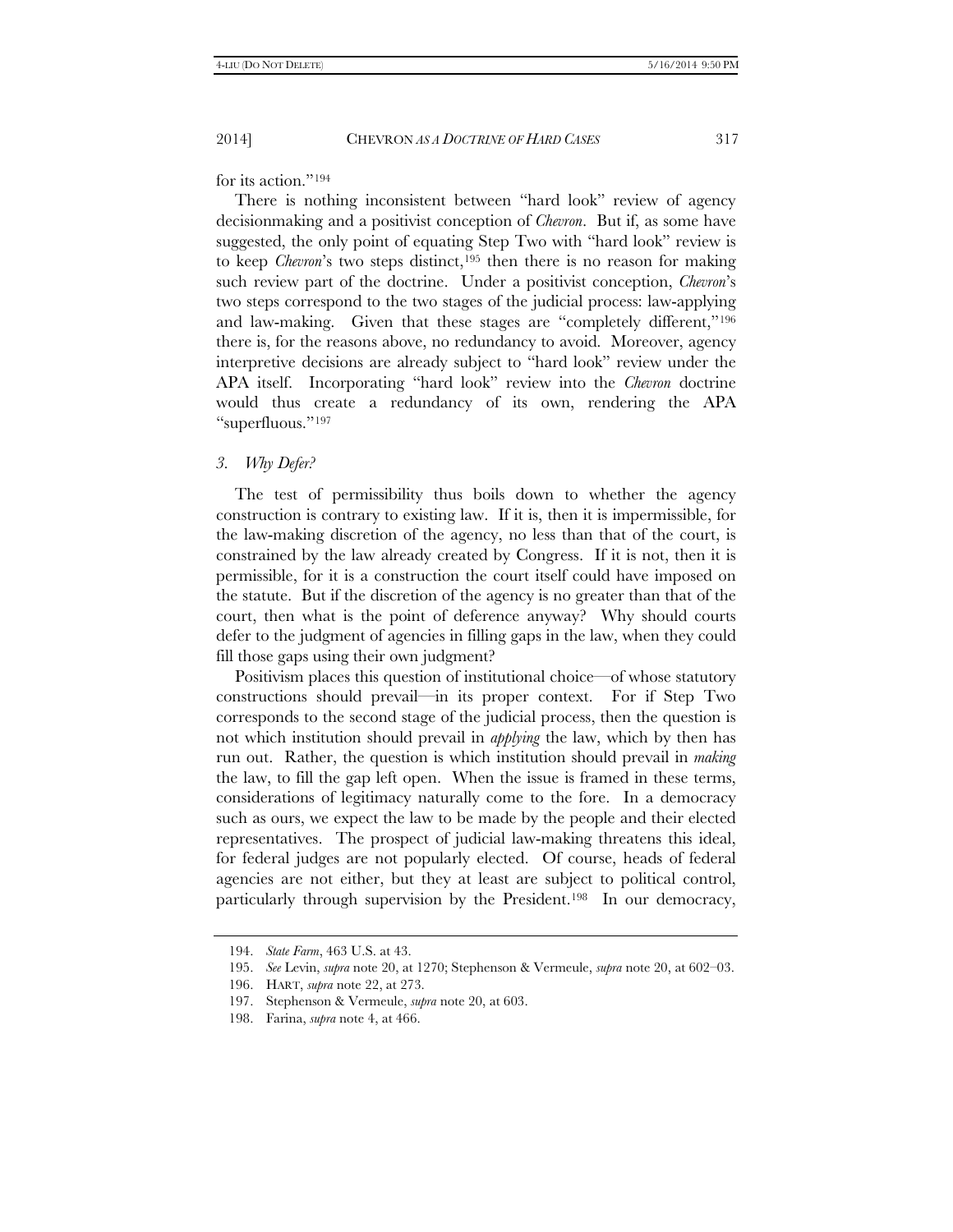for its action."[194]

There is nothing inconsistent between "hard look" review of agency decisionmaking and a positivist conception of *Chevron*. But if, as some have suggested, the only point of equating Step Two with "hard look" review is to keep *Chevron*'s two steps distinct,[195] then there is no reason for making such review part of the doctrine. Under a positivist conception, *Chevron*'s two steps correspond to the two stages of the judicial process: law-applying and law-making. Given that these stages are "completely different,"[196] there is, for the reasons above, no redundancy to avoid. Moreover, agency interpretive decisions are already subject to "hard look" review under the APA itself. Incorporating "hard look" review into the *Chevron* doctrine would thus create a redundancy of its own, rendering the APA "superfluous."[197]

### *3. Why Defer?*

The test of permissibility thus boils down to whether the agency construction is contrary to existing law. If it is, then it is impermissible, for the law-making discretion of the agency, no less than that of the court, is constrained by the law already created by Congress. If it is not, then it is permissible, for it is a construction the court itself could have imposed on the statute. But if the discretion of the agency is no greater than that of the court, then what is the point of deference anyway? Why should courts defer to the judgment of agencies in filling gaps in the law, when they could fill those gaps using their own judgment?

Positivism places this question of institutional choice—of whose statutory constructions should prevail—in its proper context. For if Step Two corresponds to the second stage of the judicial process, then the question is not which institution should prevail in *applying* the law, which by then has run out. Rather, the question is which institution should prevail in *making* the law, to fill the gap left open. When the issue is framed in these terms, considerations of legitimacy naturally come to the fore. In a democracy such as ours, we expect the law to be made by the people and their elected representatives. The prospect of judicial law-making threatens this ideal, for federal judges are not popularly elected. Of course, heads of federal agencies are not either, but they at least are subject to political control, particularly through supervision by the President.[198] In our democracy,

---

194. *State Farm*, 463 U.S. at 43.

195. *See* Levin, *supra* note 20, at 1270; Stephenson & Vermeule, *supra* note 20, at 602–03.

196. HART, *supra* note 22, at 273.

197. Stephenson & Vermeule, *supra* note 20, at 603.

198. Farina, *supra* note 4, at 466.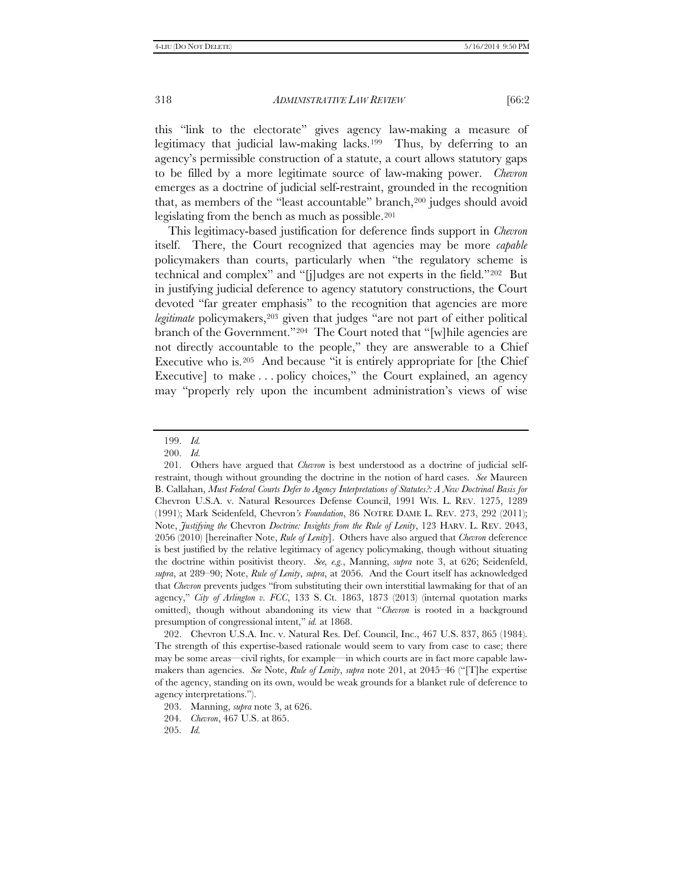this "link to the electorate" gives agency law-making a measure of legitimacy that judicial law-making lacks.[199] Thus, by deferring to an agency's permissible construction of a statute, a court allows statutory gaps to be filled by a more legitimate source of law-making power. *Chevron* emerges as a doctrine of judicial self-restraint, grounded in the recognition that, as members of the "least accountable" branch,[200] judges should avoid legislating from the bench as much as possible.[201]

This legitimacy-based justification for deference finds support in *Chevron* itself. There, the Court recognized that agencies may be more *capable* policymakers than courts, particularly when "the regulatory scheme is technical and complex" and "[j]udges are not experts in the field."[202] But in justifying judicial deference to agency statutory constructions, the Court devoted "far greater emphasis" to the recognition that agencies are more *legitimate* policymakers,[203] given that judges "are not part of either political branch of the Government."[204] The Court noted that "[w]hile agencies are not directly accountable to the people," they are answerable to a Chief Executive who is.[205] And because "it is entirely appropriate for [the Chief Executive] to make . . . policy choices," the Court explained, an agency may "properly rely upon the incumbent administration's views of wise

---

199. *Id.*

200. *Id.*

201. Others have argued that *Chevron* is best understood as a doctrine of judicial self-restraint, though without grounding the doctrine in the notion of hard cases. *See* Maureen B. Callahan, *Must Federal Courts Defer to Agency Interpretations of Statutes?: A New Doctrinal Basis for* Chevron U.S.A. v. Natural Resources Defense Council, 1991 WIS. L. REV. 1275, 1289 (1991); Mark Seidenfeld, Chevron*'s Foundation*, 86 NOTRE DAME L. REV. 273, 292 (2011); Note, *Justifying the* Chevron *Doctrine: Insights from the Rule of Lenity*, 123 HARV. L. REV. 2043, 2056 (2010) [hereinafter Note, *Rule of Lenity*]. Others have also argued that *Chevron* deference is best justified by the relative legitimacy of agency policymaking, though without situating the doctrine within positivist theory. *See, e.g.*, Manning, *supra* note 3, at 626; Seidenfeld, *supra*, at 289–90; Note, *Rule of Lenity*, *supra*, at 2056. And the Court itself has acknowledged that *Chevron* prevents judges "from substituting their own interstitial lawmaking for that of an agency," *City of Arlington v. FCC*, 133 S. Ct. 1863, 1873 (2013) (internal quotation marks omitted), though without abandoning its view that "*Chevron* is rooted in a background presumption of congressional intent," *id.* at 1868.

202. Chevron U.S.A. Inc. v. Natural Res. Def. Council, Inc., 467 U.S. 837, 865 (1984). The strength of this expertise-based rationale would seem to vary from case to case; there may be some areas—civil rights, for example—in which courts are in fact more capable law-makers than agencies. *See* Note, *Rule of Lenity*, *supra* note 201, at 2045–46 ("[T]he expertise of the agency, standing on its own, would be weak grounds for a blanket rule of deference to agency interpretations.").

203. Manning, *supra* note 3, at 626.

204. *Chevron*, 467 U.S. at 865.

205. *Id.*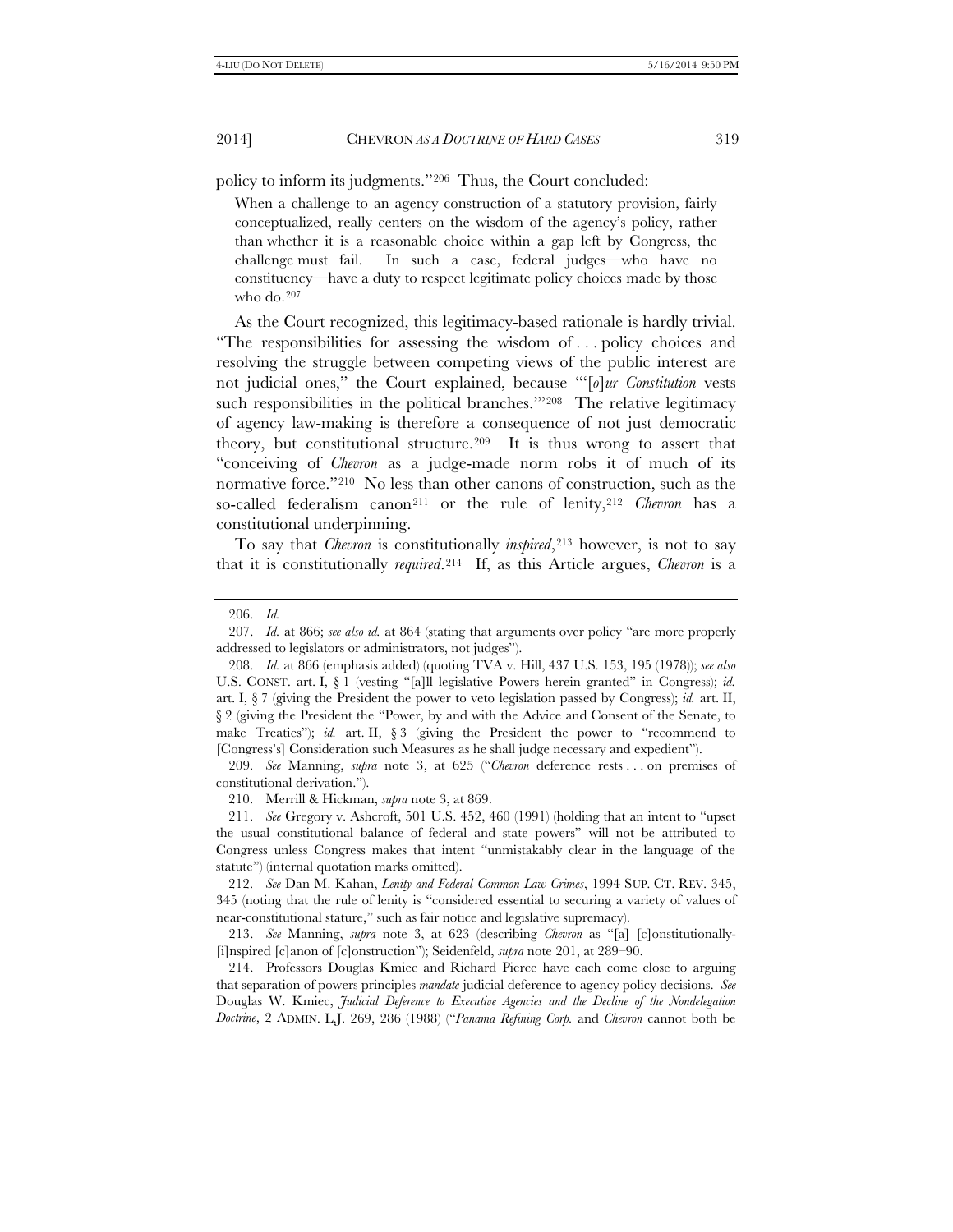policy to inform its judgments."[206] Thus, the Court concluded:

> When a challenge to an agency construction of a statutory provision, fairly conceptualized, really centers on the wisdom of the agency's policy, rather than whether it is a reasonable choice within a gap left by Congress, the challenge must fail. In such a case, federal judges—who have no constituency—have a duty to respect legitimate policy choices made by those who do.[207]

As the Court recognized, this legitimacy-based rationale is hardly trivial. "The responsibilities for assessing the wisdom of . . . policy choices and resolving the struggle between competing views of the public interest are not judicial ones," the Court explained, because "'[*o*]*ur Constitution* vests such responsibilities in the political branches.'"[208] The relative legitimacy of agency law-making is therefore a consequence of not just democratic theory, but constitutional structure.[209] It is thus wrong to assert that "conceiving of *Chevron* as a judge-made norm robs it of much of its normative force."[210] No less than other canons of construction, such as the so-called federalism canon[211] or the rule of lenity,[212] *Chevron* has a constitutional underpinning.

To say that *Chevron* is constitutionally *inspired*,[213] however, is not to say that it is constitutionally *required*.[214] If, as this Article argues, *Chevron* is a

---

206. *Id.*

207. *Id.* at 866; *see also id.* at 864 (stating that arguments over policy "are more properly addressed to legislators or administrators, not judges").

208. *Id.* at 866 (emphasis added) (quoting TVA v. Hill, 437 U.S. 153, 195 (1978)); *see also* U.S. CONST. art. I, § 1 (vesting "[a]ll legislative Powers herein granted" in Congress); *id.* art. I, § 7 (giving the President the power to veto legislation passed by Congress); *id.* art. II, § 2 (giving the President the "Power, by and with the Advice and Consent of the Senate, to make Treaties"); *id.* art. II, § 3 (giving the President the power to "recommend to [Congress's] Consideration such Measures as he shall judge necessary and expedient").

209. *See* Manning, *supra* note 3, at 625 ("*Chevron* deference rests . . . on premises of constitutional derivation.").

210. Merrill & Hickman, *supra* note 3, at 869.

211. *See* Gregory v. Ashcroft, 501 U.S. 452, 460 (1991) (holding that an intent to "upset the usual constitutional balance of federal and state powers" will not be attributed to Congress unless Congress makes that intent "unmistakably clear in the language of the statute") (internal quotation marks omitted).

212. *See* Dan M. Kahan, *Lenity and Federal Common Law Crimes*, 1994 SUP. CT. REV. 345, 345 (noting that the rule of lenity is "considered essential to securing a variety of values of near-constitutional stature," such as fair notice and legislative supremacy).

213. *See* Manning, *supra* note 3, at 623 (describing *Chevron* as "[a] [c]onstitutionally-[i]nspired [c]anon of [c]onstruction"); Seidenfeld, *supra* note 201, at 289–90.

214. Professors Douglas Kmiec and Richard Pierce have each come close to arguing that separation of powers principles *mandate* judicial deference to agency policy decisions. *See* Douglas W. Kmiec, *Judicial Deference to Executive Agencies and the Decline of the Nondelegation Doctrine*, 2 ADMIN. L.J. 269, 286 (1988) ("*Panama Refining Corp.* and *Chevron* cannot both be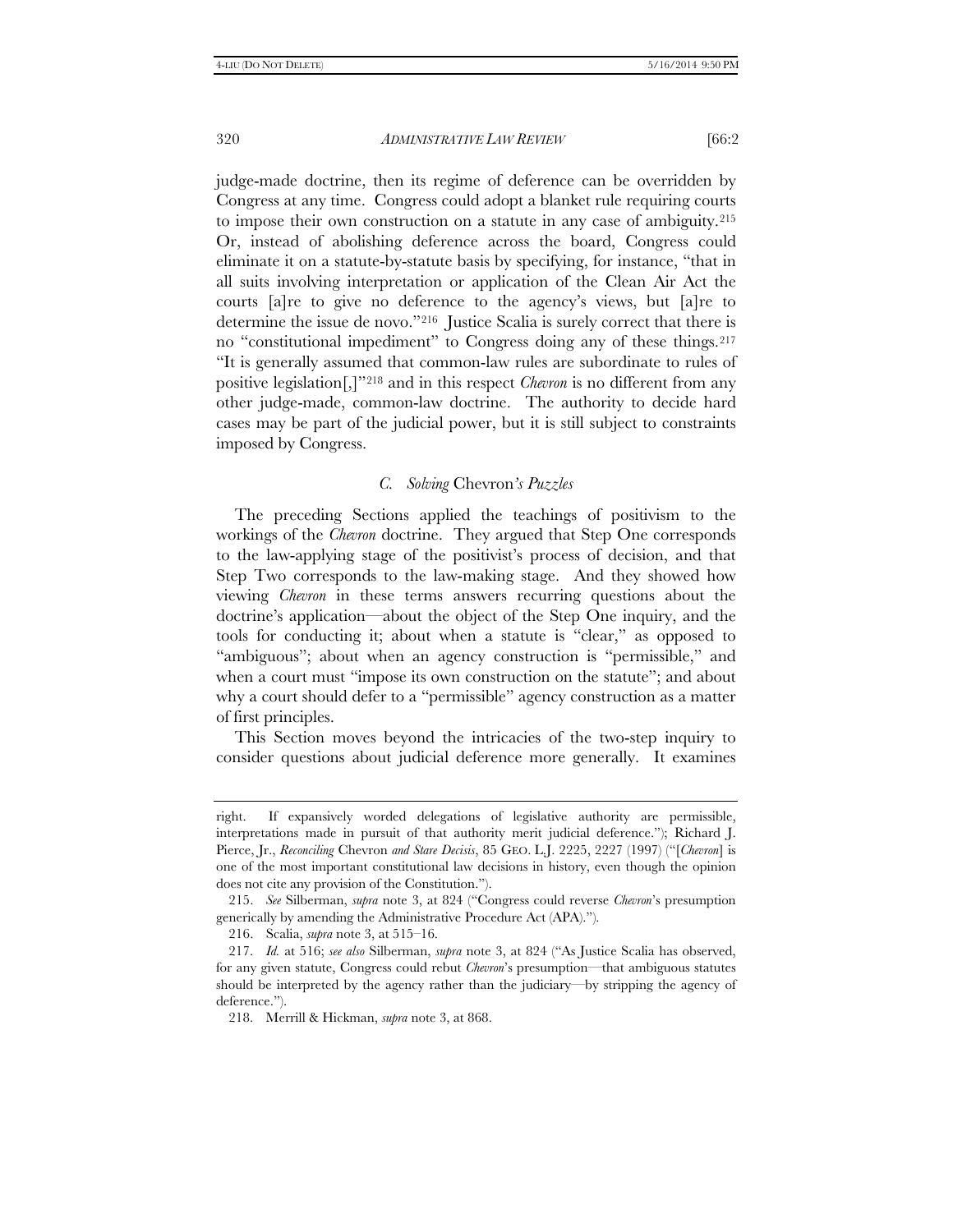judge-made doctrine, then its regime of deference can be overridden by Congress at any time. Congress could adopt a blanket rule requiring courts to impose their own construction on a statute in any case of ambiguity.[215] Or, instead of abolishing deference across the board, Congress could eliminate it on a statute-by-statute basis by specifying, for instance, "that in all suits involving interpretation or application of the Clean Air Act the courts [a]re to give no deference to the agency's views, but [a]re to determine the issue de novo."[216] Justice Scalia is surely correct that there is no "constitutional impediment" to Congress doing any of these things.[217] "It is generally assumed that common-law rules are subordinate to rules of positive legislation[,]"[218] and in this respect *Chevron* is no different from any other judge-made, common-law doctrine. The authority to decide hard cases may be part of the judicial power, but it is still subject to constraints imposed by Congress.

### *C. Solving* Chevron*'s Puzzles*

The preceding Sections applied the teachings of positivism to the workings of the *Chevron* doctrine. They argued that Step One corresponds to the law-applying stage of the positivist's process of decision, and that Step Two corresponds to the law-making stage. And they showed how viewing *Chevron* in these terms answers recurring questions about the doctrine's application—about the object of the Step One inquiry, and the tools for conducting it; about when a statute is "clear," as opposed to "ambiguous"; about when an agency construction is "permissible," and when a court must "impose its own construction on the statute"; and about why a court should defer to a "permissible" agency construction as a matter of first principles.

This Section moves beyond the intricacies of the two-step inquiry to consider questions about judicial deference more generally. It examines

---

right. If expansively worded delegations of legislative authority are permissible, interpretations made in pursuit of that authority merit judicial deference."); Richard J. Pierce, Jr., *Reconciling* Chevron *and Stare Decisis*, 85 GEO. L.J. 2225, 2227 (1997) ("[*Chevron*] is one of the most important constitutional law decisions in history, even though the opinion does not cite any provision of the Constitution.").

215. *See* Silberman, *supra* note 3, at 824 ("Congress could reverse *Chevron*'s presumption generically by amending the Administrative Procedure Act (APA).").

216. Scalia, *supra* note 3, at 515–16.

217. *Id.* at 516; *see also* Silberman, *supra* note 3, at 824 ("As Justice Scalia has observed, for any given statute, Congress could rebut *Chevron*'s presumption—that ambiguous statutes should be interpreted by the agency rather than the judiciary—by stripping the agency of deference.").

218. Merrill & Hickman, *supra* note 3, at 868.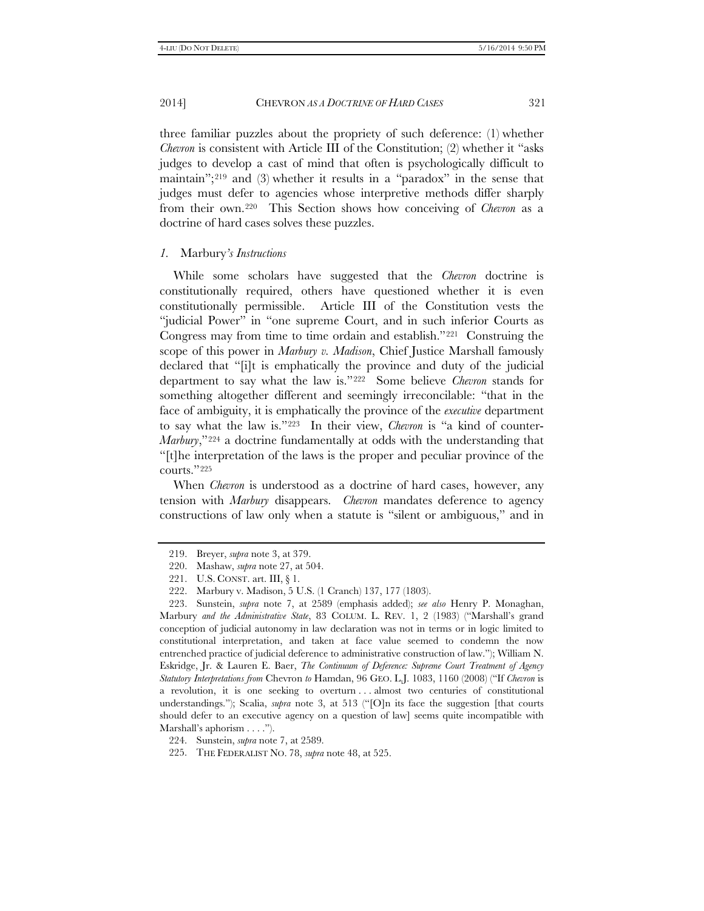three familiar puzzles about the propriety of such deference: (1) whether *Chevron* is consistent with Article III of the Constitution; (2) whether it "asks judges to develop a cast of mind that often is psychologically difficult to maintain";[219] and (3) whether it results in a "paradox" in the sense that judges must defer to agencies whose interpretive methods differ sharply from their own.[220] This Section shows how conceiving of *Chevron* as a doctrine of hard cases solves these puzzles.

### *1.* Marbury*'s Instructions*

While some scholars have suggested that the *Chevron* doctrine is constitutionally required, others have questioned whether it is even constitutionally permissible. Article III of the Constitution vests the "judicial Power" in "one supreme Court, and in such inferior Courts as Congress may from time to time ordain and establish."[221] Construing the scope of this power in *Marbury v. Madison*, Chief Justice Marshall famously declared that "[i]t is emphatically the province and duty of the judicial department to say what the law is."[222] Some believe *Chevron* stands for something altogether different and seemingly irreconcilable: "that in the face of ambiguity, it is emphatically the province of the *executive* department to say what the law is."[223] In their view, *Chevron* is "a kind of counter-*Marbury*,"[224] a doctrine fundamentally at odds with the understanding that "[t]he interpretation of the laws is the proper and peculiar province of the courts."[225]

When *Chevron* is understood as a doctrine of hard cases, however, any tension with *Marbury* disappears. *Chevron* mandates deference to agency constructions of law only when a statute is "silent or ambiguous," and in

---

219. Breyer, *supra* note 3, at 379.

220. Mashaw, *supra* note 27, at 504.

221. U.S. CONST. art. III, § 1.

222. Marbury v. Madison, 5 U.S. (1 Cranch) 137, 177 (1803).

223. Sunstein, *supra* note 7, at 2589 (emphasis added); *see also* Henry P. Monaghan, Marbury *and the Administrative State*, 83 COLUM. L. REV. 1, 2 (1983) ("Marshall's grand conception of judicial autonomy in law declaration was not in terms or in logic limited to constitutional interpretation, and taken at face value seemed to condemn the now entrenched practice of judicial deference to administrative construction of law."); William N. Eskridge, Jr. & Lauren E. Baer, *The Continuum of Deference: Supreme Court Treatment of Agency Statutory Interpretations from* Chevron *to* Hamdan, 96 GEO. L.J. 1083, 1160 (2008) ("If *Chevron* is a revolution, it is one seeking to overturn . . . almost two centuries of constitutional understandings."); Scalia, *supra* note 3, at 513 ("[O]n its face the suggestion [that courts should defer to an executive agency on a question of law] seems quite incompatible with Marshall's aphorism . . . .").

224. Sunstein, *supra* note 7, at 2589.

225. THE FEDERALIST NO. 78, *supra* note 48, at 525.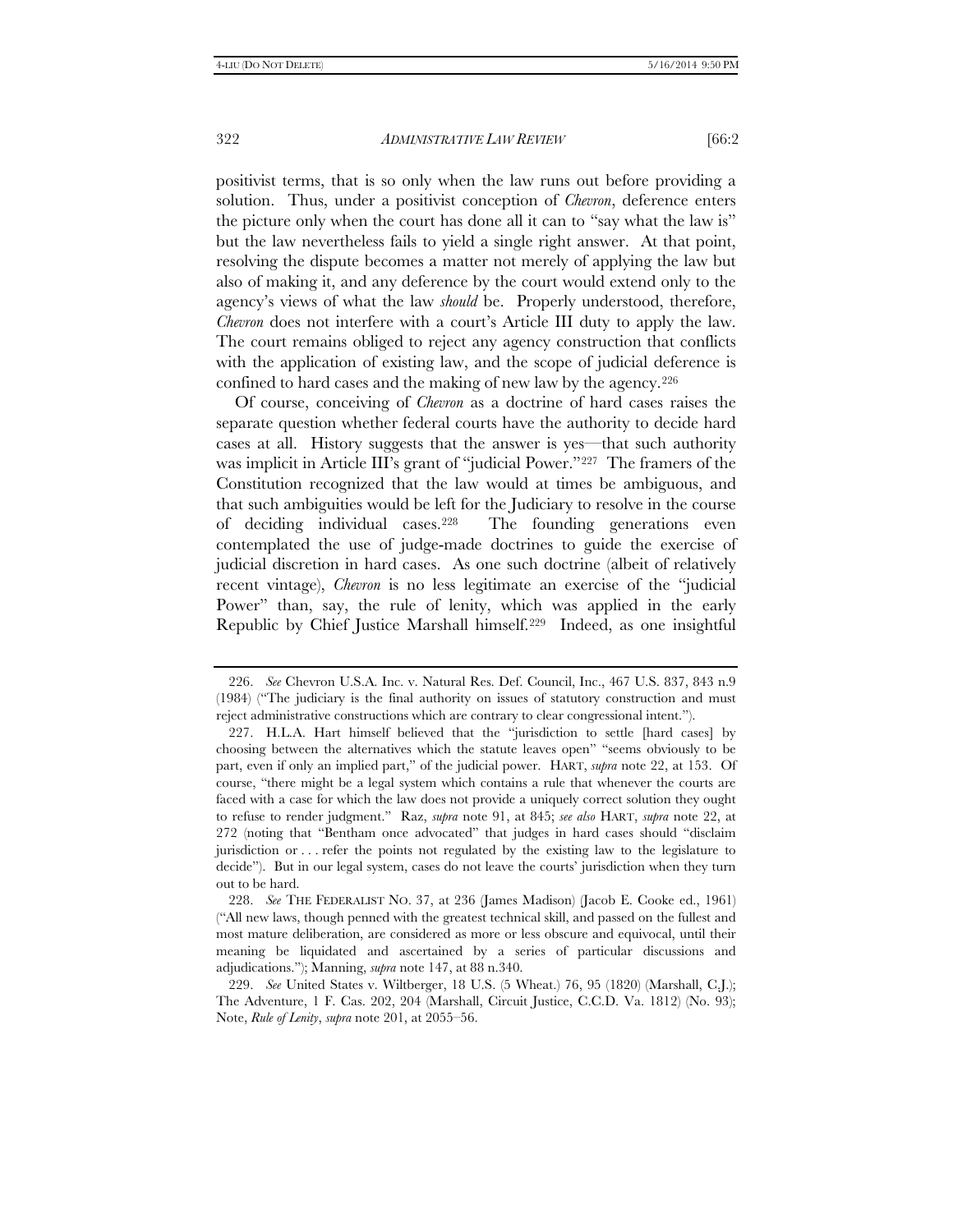positivist terms, that is so only when the law runs out before providing a solution. Thus, under a positivist conception of *Chevron*, deference enters the picture only when the court has done all it can to "say what the law is" but the law nevertheless fails to yield a single right answer. At that point, resolving the dispute becomes a matter not merely of applying the law but also of making it, and any deference by the court would extend only to the agency's views of what the law *should* be. Properly understood, therefore, *Chevron* does not interfere with a court's Article III duty to apply the law. The court remains obliged to reject any agency construction that conflicts with the application of existing law, and the scope of judicial deference is confined to hard cases and the making of new law by the agency.[226]

Of course, conceiving of *Chevron* as a doctrine of hard cases raises the separate question whether federal courts have the authority to decide hard cases at all. History suggests that the answer is yes—that such authority was implicit in Article III's grant of "judicial Power."[227] The framers of the Constitution recognized that the law would at times be ambiguous, and that such ambiguities would be left for the Judiciary to resolve in the course of deciding individual cases.[228] The founding generations even contemplated the use of judge-made doctrines to guide the exercise of judicial discretion in hard cases. As one such doctrine (albeit of relatively recent vintage), *Chevron* is no less legitimate an exercise of the "judicial Power" than, say, the rule of lenity, which was applied in the early Republic by Chief Justice Marshall himself.[229] Indeed, as one insightful

---

226. *See* Chevron U.S.A. Inc. v. Natural Res. Def. Council, Inc., 467 U.S. 837, 843 n.9 (1984) ("The judiciary is the final authority on issues of statutory construction and must reject administrative constructions which are contrary to clear congressional intent.").

227. H.L.A. Hart himself believed that the "jurisdiction to settle [hard cases] by choosing between the alternatives which the statute leaves open" "seems obviously to be part, even if only an implied part," of the judicial power. HART, *supra* note 22, at 153. Of course, "there might be a legal system which contains a rule that whenever the courts are faced with a case for which the law does not provide a uniquely correct solution they ought to refuse to render judgment." Raz, *supra* note 91, at 845; *see also* HART, *supra* note 22, at 272 (noting that "Bentham once advocated" that judges in hard cases should "disclaim jurisdiction or . . . refer the points not regulated by the existing law to the legislature to decide"). But in our legal system, cases do not leave the courts' jurisdiction when they turn out to be hard.

228. *See* THE FEDERALIST NO. 37, at 236 (James Madison) (Jacob E. Cooke ed., 1961) ("All new laws, though penned with the greatest technical skill, and passed on the fullest and most mature deliberation, are considered as more or less obscure and equivocal, until their meaning be liquidated and ascertained by a series of particular discussions and adjudications."); Manning, *supra* note 147, at 88 n.340.

229. *See* United States v. Wiltberger, 18 U.S. (5 Wheat.) 76, 95 (1820) (Marshall, C.J.); The Adventure, 1 F. Cas. 202, 204 (Marshall, Circuit Justice, C.C.D. Va. 1812) (No. 93); Note, *Rule of Lenity*, *supra* note 201, at 2055–56.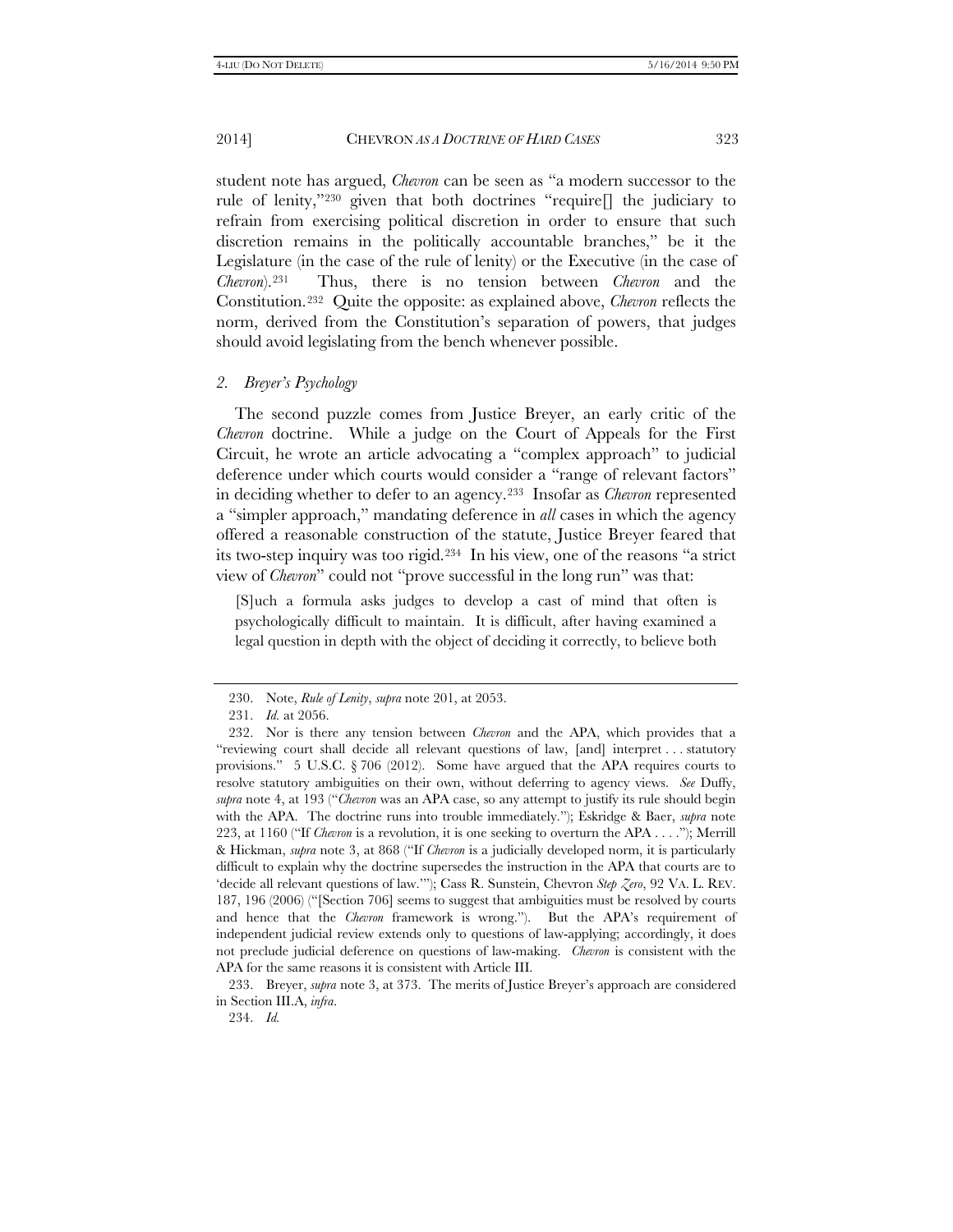student note has argued, *Chevron* can be seen as "a modern successor to the rule of lenity,"[230] given that both doctrines "require[] the judiciary to refrain from exercising political discretion in order to ensure that such discretion remains in the politically accountable branches," be it the Legislature (in the case of the rule of lenity) or the Executive (in the case of *Chevron*).[231] Thus, there is no tension between *Chevron* and the Constitution.[232] Quite the opposite: as explained above, *Chevron* reflects the norm, derived from the Constitution's separation of powers, that judges should avoid legislating from the bench whenever possible.

### 2. *Breyer's Psychology*

The second puzzle comes from Justice Breyer, an early critic of the *Chevron* doctrine. While a judge on the Court of Appeals for the First Circuit, he wrote an article advocating a "complex approach" to judicial deference under which courts would consider a "range of relevant factors" in deciding whether to defer to an agency.[233] Insofar as *Chevron* represented a "simpler approach," mandating deference in *all* cases in which the agency offered a reasonable construction of the statute, Justice Breyer feared that its two-step inquiry was too rigid.[234] In his view, one of the reasons "a strict view of *Chevron*" could not "prove successful in the long run" was that:

> [S]uch a formula asks judges to develop a cast of mind that often is psychologically difficult to maintain. It is difficult, after having examined a legal question in depth with the object of deciding it correctly, to believe both

---

230. Note, *Rule of Lenity*, *supra* note 201, at 2053.

231. *Id.* at 2056.

232. Nor is there any tension between *Chevron* and the APA, which provides that a "reviewing court shall decide all relevant questions of law, [and] interpret . . . statutory provisions." 5 U.S.C. § 706 (2012). Some have argued that the APA requires courts to resolve statutory ambiguities on their own, without deferring to agency views. *See* Duffy, *supra* note 4, at 193 ("*Chevron* was an APA case, so any attempt to justify its rule should begin with the APA. The doctrine runs into trouble immediately."); Eskridge & Baer, *supra* note 223, at 1160 ("If *Chevron* is a revolution, it is one seeking to overturn the APA . . . ."); Merrill & Hickman, *supra* note 3, at 868 ("If *Chevron* is a judicially developed norm, it is particularly difficult to explain why the doctrine supersedes the instruction in the APA that courts are to 'decide all relevant questions of law.'"); Cass R. Sunstein, Chevron *Step Zero*, 92 VA. L. REV. 187, 196 (2006) ("[Section 706] seems to suggest that ambiguities must be resolved by courts and hence that the *Chevron* framework is wrong."). But the APA's requirement of independent judicial review extends only to questions of law-applying; accordingly, it does not preclude judicial deference on questions of law-making. *Chevron* is consistent with the APA for the same reasons it is consistent with Article III.

233. Breyer, *supra* note 3, at 373. The merits of Justice Breyer's approach are considered in Section III.A, *infra*.

234. *Id.*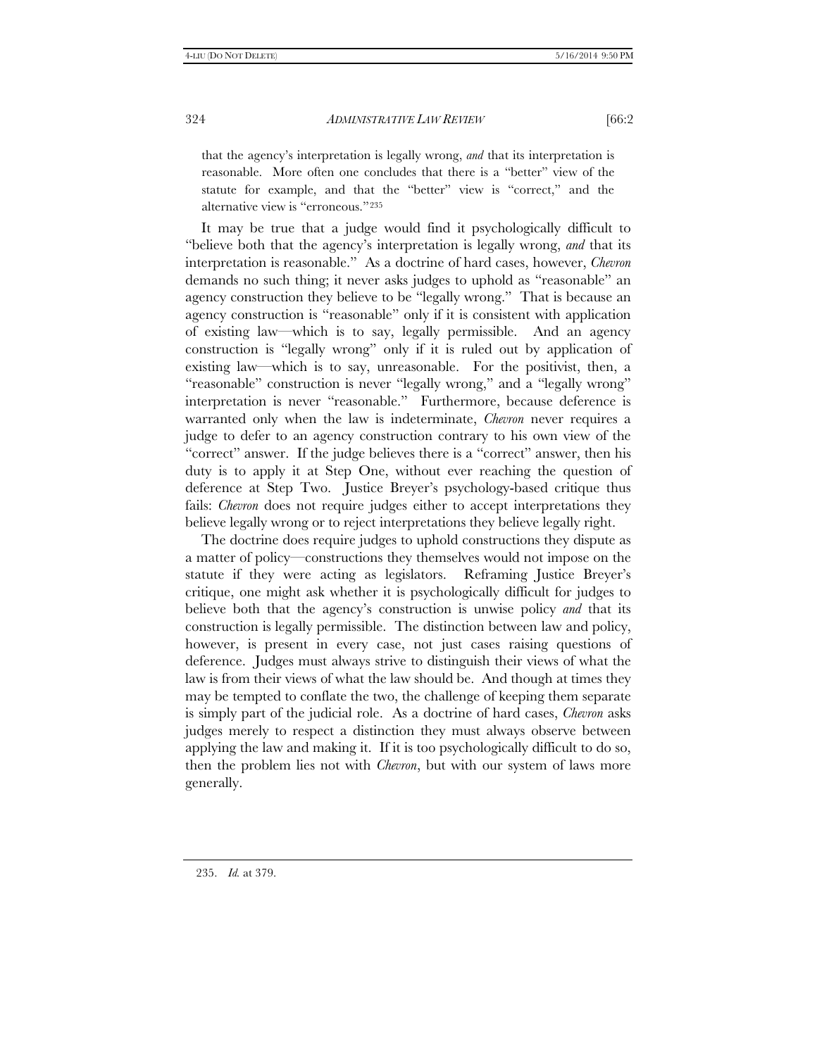> that the agency's interpretation is legally wrong, *and* that its interpretation is reasonable. More often one concludes that there is a "better" view of the statute for example, and that the "better" view is "correct," and the alternative view is "erroneous."[235]

It may be true that a judge would find it psychologically difficult to "believe both that the agency's interpretation is legally wrong, *and* that its interpretation is reasonable." As a doctrine of hard cases, however, *Chevron* demands no such thing; it never asks judges to uphold as "reasonable" an agency construction they believe to be "legally wrong." That is because an agency construction is "reasonable" only if it is consistent with application of existing law—which is to say, legally permissible. And an agency construction is "legally wrong" only if it is ruled out by application of existing law—which is to say, unreasonable. For the positivist, then, a "reasonable" construction is never "legally wrong," and a "legally wrong" interpretation is never "reasonable." Furthermore, because deference is warranted only when the law is indeterminate, *Chevron* never requires a judge to defer to an agency construction contrary to his own view of the "correct" answer. If the judge believes there is a "correct" answer, then his duty is to apply it at Step One, without ever reaching the question of deference at Step Two. Justice Breyer's psychology-based critique thus fails: *Chevron* does not require judges either to accept interpretations they believe legally wrong or to reject interpretations they believe legally right.

The doctrine does require judges to uphold constructions they dispute as a matter of policy—constructions they themselves would not impose on the statute if they were acting as legislators. Reframing Justice Breyer's critique, one might ask whether it is psychologically difficult for judges to believe both that the agency's construction is unwise policy *and* that its construction is legally permissible. The distinction between law and policy, however, is present in every case, not just cases raising questions of deference. Judges must always strive to distinguish their views of what the law is from their views of what the law should be. And though at times they may be tempted to conflate the two, the challenge of keeping them separate is simply part of the judicial role. As a doctrine of hard cases, *Chevron* asks judges merely to respect a distinction they must always observe between applying the law and making it. If it is too psychologically difficult to do so, then the problem lies not with *Chevron*, but with our system of laws more generally.

---

235. *Id.* at 379.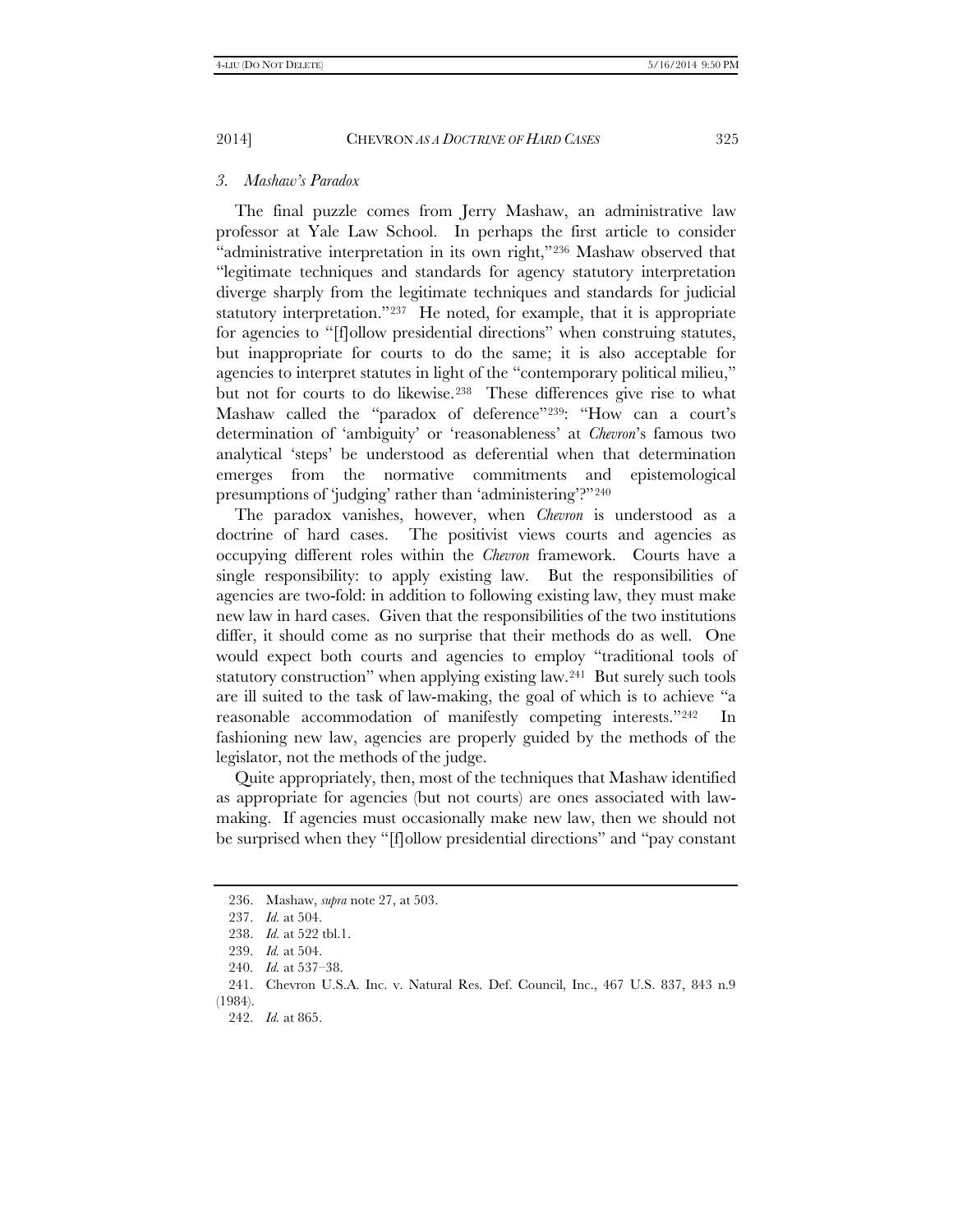### *3. Mashaw's Paradox*

The final puzzle comes from Jerry Mashaw, an administrative law professor at Yale Law School. In perhaps the first article to consider "administrative interpretation in its own right,"[236] Mashaw observed that "legitimate techniques and standards for agency statutory interpretation diverge sharply from the legitimate techniques and standards for judicial statutory interpretation."[237] He noted, for example, that it is appropriate for agencies to "[f]ollow presidential directions" when construing statutes, but inappropriate for courts to do the same; it is also acceptable for agencies to interpret statutes in light of the "contemporary political milieu," but not for courts to do likewise.[238] These differences give rise to what Mashaw called the "paradox of deference"[239]: "How can a court's determination of 'ambiguity' or 'reasonableness' at *Chevron*'s famous two analytical 'steps' be understood as deferential when that determination emerges from the normative commitments and epistemological presumptions of 'judging' rather than 'administering'?"[240]

The paradox vanishes, however, when *Chevron* is understood as a doctrine of hard cases. The positivist views courts and agencies as occupying different roles within the *Chevron* framework. Courts have a single responsibility: to apply existing law. But the responsibilities of agencies are two-fold: in addition to following existing law, they must make new law in hard cases. Given that the responsibilities of the two institutions differ, it should come as no surprise that their methods do as well. One would expect both courts and agencies to employ "traditional tools of statutory construction" when applying existing law.[241] But surely such tools are ill suited to the task of law-making, the goal of which is to achieve "a reasonable accommodation of manifestly competing interests."[242] In fashioning new law, agencies are properly guided by the methods of the legislator, not the methods of the judge.

Quite appropriately, then, most of the techniques that Mashaw identified as appropriate for agencies (but not courts) are ones associated with law-making. If agencies must occasionally make new law, then we should not be surprised when they "[f]ollow presidential directions" and "pay constant

---

236. Mashaw, *supra* note 27, at 503.

237. *Id.* at 504.

238. *Id.* at 522 tbl.1.

239. *Id.* at 504.

240. *Id.* at 537–38.

241. Chevron U.S.A. Inc. v. Natural Res. Def. Council, Inc., 467 U.S. 837, 843 n.9 (1984).

242. *Id.* at 865.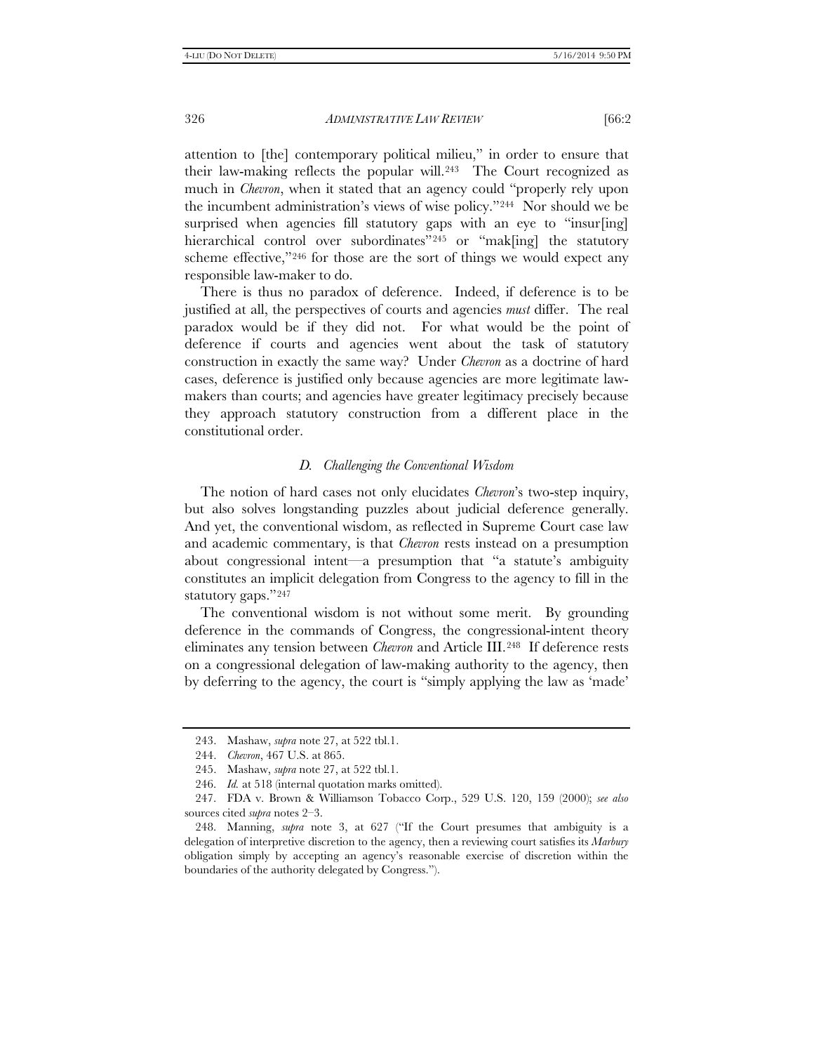attention to [the] contemporary political milieu," in order to ensure that their law-making reflects the popular will.[243] The Court recognized as much in *Chevron*, when it stated that an agency could "properly rely upon the incumbent administration's views of wise policy."[244] Nor should we be surprised when agencies fill statutory gaps with an eye to "insur[ing] hierarchical control over subordinates"[245] or "mak[ing] the statutory scheme effective,"[246] for those are the sort of things we would expect any responsible law-maker to do.

There is thus no paradox of deference. Indeed, if deference is to be justified at all, the perspectives of courts and agencies *must* differ. The real paradox would be if they did not. For what would be the point of deference if courts and agencies went about the task of statutory construction in exactly the same way? Under *Chevron* as a doctrine of hard cases, deference is justified only because agencies are more legitimate law-makers than courts; and agencies have greater legitimacy precisely because they approach statutory construction from a different place in the constitutional order.

### *D. Challenging the Conventional Wisdom*

The notion of hard cases not only elucidates *Chevron*'s two-step inquiry, but also solves longstanding puzzles about judicial deference generally. And yet, the conventional wisdom, as reflected in Supreme Court case law and academic commentary, is that *Chevron* rests instead on a presumption about congressional intent—a presumption that "a statute's ambiguity constitutes an implicit delegation from Congress to the agency to fill in the statutory gaps."[247]

The conventional wisdom is not without some merit. By grounding deference in the commands of Congress, the congressional-intent theory eliminates any tension between *Chevron* and Article III.[248] If deference rests on a congressional delegation of law-making authority to the agency, then by deferring to the agency, the court is "simply applying the law as 'made'

---

243. Mashaw, *supra* note 27, at 522 tbl.1.

244. *Chevron*, 467 U.S. at 865.

245. Mashaw, *supra* note 27, at 522 tbl.1.

246. *Id.* at 518 (internal quotation marks omitted).

247. FDA v. Brown & Williamson Tobacco Corp., 529 U.S. 120, 159 (2000); *see also* sources cited *supra* notes 2–3.

248. Manning, *supra* note 3, at 627 ("If the Court presumes that ambiguity is a delegation of interpretive discretion to the agency, then a reviewing court satisfies its *Marbury* obligation simply by accepting an agency's reasonable exercise of discretion within the boundaries of the authority delegated by Congress.").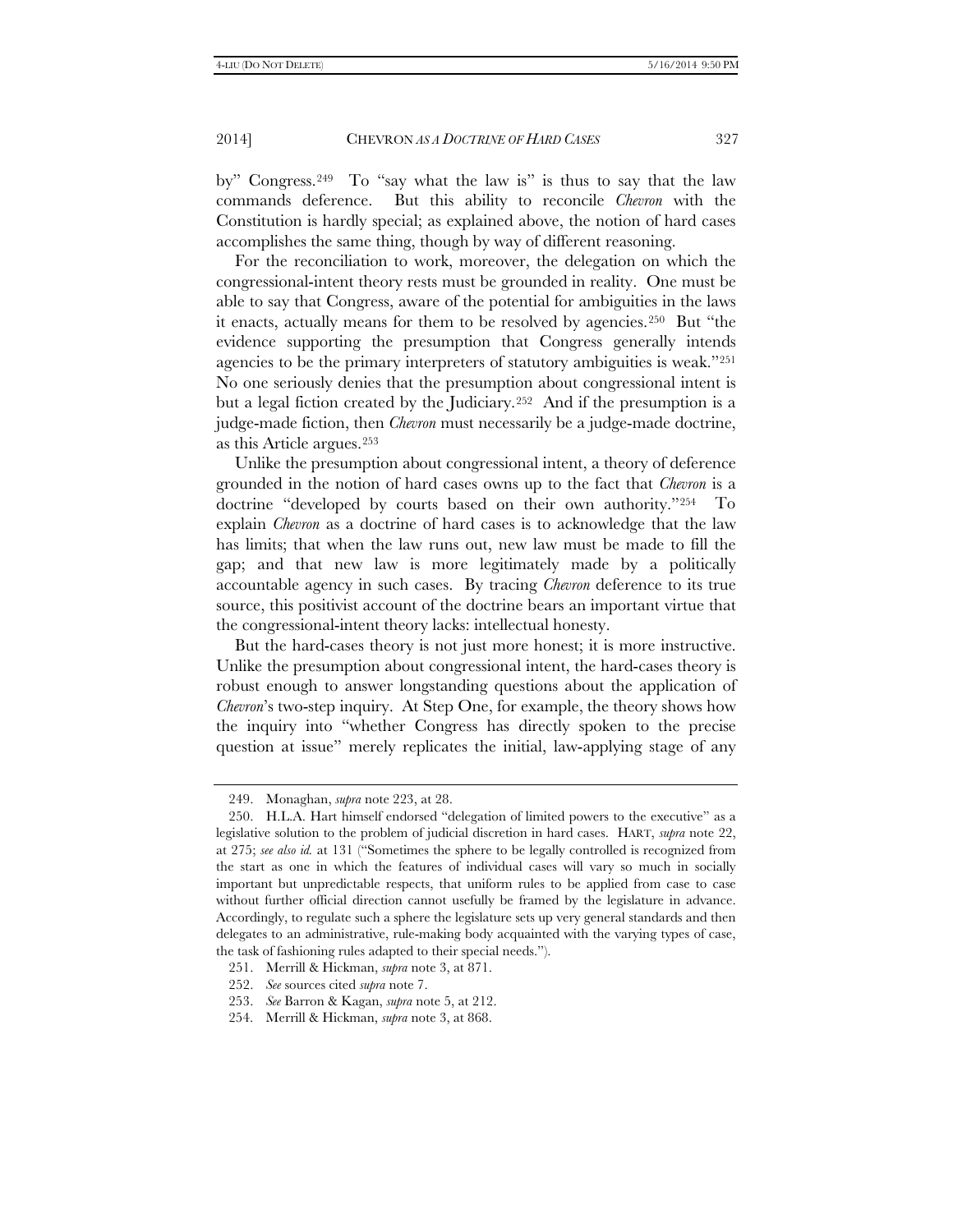by" Congress.[249] To "say what the law is" is thus to say that the law commands deference. But this ability to reconcile *Chevron* with the Constitution is hardly special; as explained above, the notion of hard cases accomplishes the same thing, though by way of different reasoning.

For the reconciliation to work, moreover, the delegation on which the congressional-intent theory rests must be grounded in reality. One must be able to say that Congress, aware of the potential for ambiguities in the laws it enacts, actually means for them to be resolved by agencies.[250] But "the evidence supporting the presumption that Congress generally intends agencies to be the primary interpreters of statutory ambiguities is weak."[251] No one seriously denies that the presumption about congressional intent is but a legal fiction created by the Judiciary.[252] And if the presumption is a judge-made fiction, then *Chevron* must necessarily be a judge-made doctrine, as this Article argues.[253]

Unlike the presumption about congressional intent, a theory of deference grounded in the notion of hard cases owns up to the fact that *Chevron* is a doctrine "developed by courts based on their own authority."[254] To explain *Chevron* as a doctrine of hard cases is to acknowledge that the law has limits; that when the law runs out, new law must be made to fill the gap; and that new law is more legitimately made by a politically accountable agency in such cases. By tracing *Chevron* deference to its true source, this positivist account of the doctrine bears an important virtue that the congressional-intent theory lacks: intellectual honesty.

But the hard-cases theory is not just more honest; it is more instructive. Unlike the presumption about congressional intent, the hard-cases theory is robust enough to answer longstanding questions about the application of *Chevron*'s two-step inquiry. At Step One, for example, the theory shows how the inquiry into "whether Congress has directly spoken to the precise question at issue" merely replicates the initial, law-applying stage of any

---

249. Monaghan, *supra* note 223, at 28.

250. H.L.A. Hart himself endorsed "delegation of limited powers to the executive" as a legislative solution to the problem of judicial discretion in hard cases. HART, *supra* note 22, at 275; *see also id.* at 131 ("Sometimes the sphere to be legally controlled is recognized from the start as one in which the features of individual cases will vary so much in socially important but unpredictable respects, that uniform rules to be applied from case to case without further official direction cannot usefully be framed by the legislature in advance. Accordingly, to regulate such a sphere the legislature sets up very general standards and then delegates to an administrative, rule-making body acquainted with the varying types of case, the task of fashioning rules adapted to their special needs.").

251. Merrill & Hickman, *supra* note 3, at 871.

252. *See* sources cited *supra* note 7.

253. *See* Barron & Kagan, *supra* note 5, at 212.

254. Merrill & Hickman, *supra* note 3, at 868.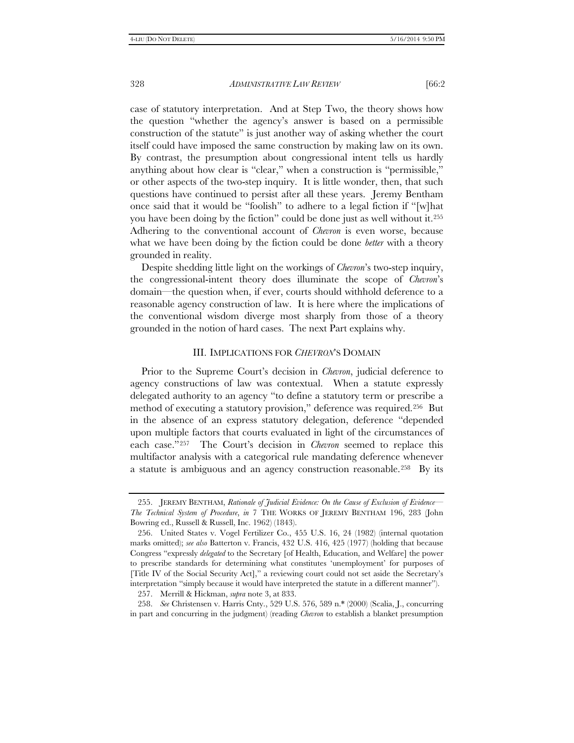case of statutory interpretation. And at Step Two, the theory shows how the question "whether the agency's answer is based on a permissible construction of the statute" is just another way of asking whether the court itself could have imposed the same construction by making law on its own. By contrast, the presumption about congressional intent tells us hardly anything about how clear is "clear," when a construction is "permissible," or other aspects of the two-step inquiry. It is little wonder, then, that such questions have continued to persist after all these years. Jeremy Bentham once said that it would be "foolish" to adhere to a legal fiction if "[w]hat you have been doing by the fiction" could be done just as well without it.[255] Adhering to the conventional account of *Chevron* is even worse, because what we have been doing by the fiction could be done *better* with a theory grounded in reality.

Despite shedding little light on the workings of *Chevron*'s two-step inquiry, the congressional-intent theory does illuminate the scope of *Chevron*'s domain—the question when, if ever, courts should withhold deference to a reasonable agency construction of law. It is here where the implications of the conventional wisdom diverge most sharply from those of a theory grounded in the notion of hard cases. The next Part explains why.

## III. IMPLICATIONS FOR *CHEVRON*'S DOMAIN

Prior to the Supreme Court's decision in *Chevron*, judicial deference to agency constructions of law was contextual. When a statute expressly delegated authority to an agency "to define a statutory term or prescribe a method of executing a statutory provision," deference was required.[256] But in the absence of an express statutory delegation, deference "depended upon multiple factors that courts evaluated in light of the circumstances of each case."[257] The Court's decision in *Chevron* seemed to replace this multifactor analysis with a categorical rule mandating deference whenever a statute is ambiguous and an agency construction reasonable.[258] By its

---

255. JEREMY BENTHAM, *Rationale of Judicial Evidence: On the Cause of Exclusion of Evidence—The Technical System of Procedure*, *in* 7 THE WORKS OF JEREMY BENTHAM 196, 283 (John Bowring ed., Russell & Russell, Inc. 1962) (1843).

256. United States v. Vogel Fertilizer Co., 455 U.S. 16, 24 (1982) (internal quotation marks omitted); *see also* Batterton v. Francis, 432 U.S. 416, 425 (1977) (holding that because Congress "expressly *delegated* to the Secretary [of Health, Education, and Welfare] the power to prescribe standards for determining what constitutes 'unemployment' for purposes of [Title IV of the Social Security Act]," a reviewing court could not set aside the Secretary's interpretation "simply because it would have interpreted the statute in a different manner").

257. Merrill & Hickman, *supra* note 3, at 833.

258. *See* Christensen v. Harris Cnty., 529 U.S. 576, 589 n.* (2000) (Scalia, J., concurring in part and concurring in the judgment) (reading *Chevron* to establish a blanket presumption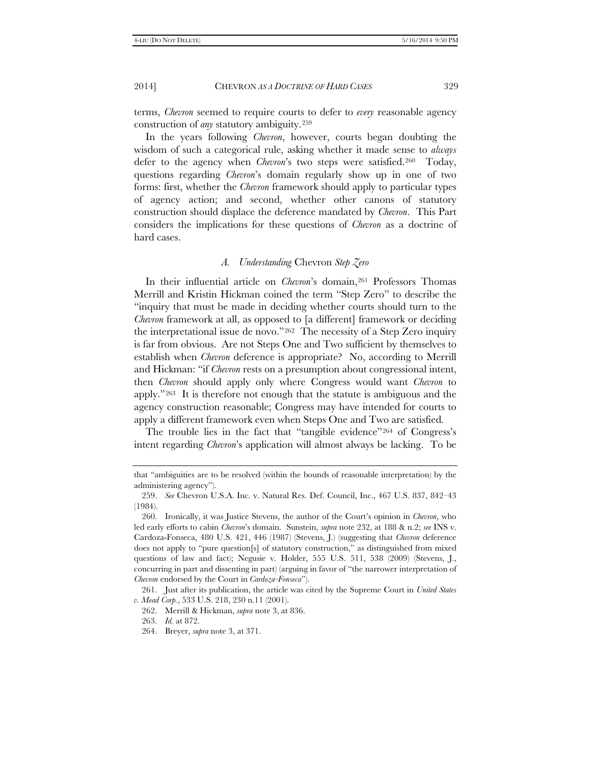terms, *Chevron* seemed to require courts to defer to *every* reasonable agency construction of *any* statutory ambiguity.[259]

In the years following *Chevron*, however, courts began doubting the wisdom of such a categorical rule, asking whether it made sense to *always* defer to the agency when *Chevron*'s two steps were satisfied.[260] Today, questions regarding *Chevron*'s domain regularly show up in one of two forms: first, whether the *Chevron* framework should apply to particular types of agency action; and second, whether other canons of statutory construction should displace the deference mandated by *Chevron*. This Part considers the implications for these questions of *Chevron* as a doctrine of hard cases.

### *A. Understanding* Chevron *Step Zero*

In their influential article on *Chevron*'s domain,[261] Professors Thomas Merrill and Kristin Hickman coined the term "Step Zero" to describe the "inquiry that must be made in deciding whether courts should turn to the *Chevron* framework at all, as opposed to [a different] framework or deciding the interpretational issue de novo."[262] The necessity of a Step Zero inquiry is far from obvious. Are not Steps One and Two sufficient by themselves to establish when *Chevron* deference is appropriate? No, according to Merrill and Hickman: "if *Chevron* rests on a presumption about congressional intent, then *Chevron* should apply only where Congress would want *Chevron* to apply."[263] It is therefore not enough that the statute is ambiguous and the agency construction reasonable; Congress may have intended for courts to apply a different framework even when Steps One and Two are satisfied.

The trouble lies in the fact that "tangible evidence"[264] of Congress's intent regarding *Chevron*'s application will almost always be lacking. To be

---

that "ambiguities are to be resolved (within the bounds of reasonable interpretation) by the administering agency").

259. *See* Chevron U.S.A. Inc. v. Natural Res. Def. Council, Inc., 467 U.S. 837, 842–43 (1984).

260. Ironically, it was Justice Stevens, the author of the Court's opinion in *Chevron*, who led early efforts to cabin *Chevron*'s domain. Sunstein, *supra* note 232, at 188 & n.2; *see* INS v. Cardoza-Fonseca, 480 U.S. 421, 446 (1987) (Stevens, J.) (suggesting that *Chevron* deference does not apply to "pure question[s] of statutory construction," as distinguished from mixed questions of law and fact); Negusie v. Holder, 555 U.S. 511, 538 (2009) (Stevens, J., concurring in part and dissenting in part) (arguing in favor of "the narrower interpretation of *Chevron* endorsed by the Court in *Cardoza-Fonseca*").

261. Just after its publication, the article was cited by the Supreme Court in *United States v. Mead Corp.*, 533 U.S. 218, 230 n.11 (2001).

262. Merrill & Hickman, *supra* note 3, at 836.

263. *Id.* at 872.

264. Breyer, *supra* note 3, at 371.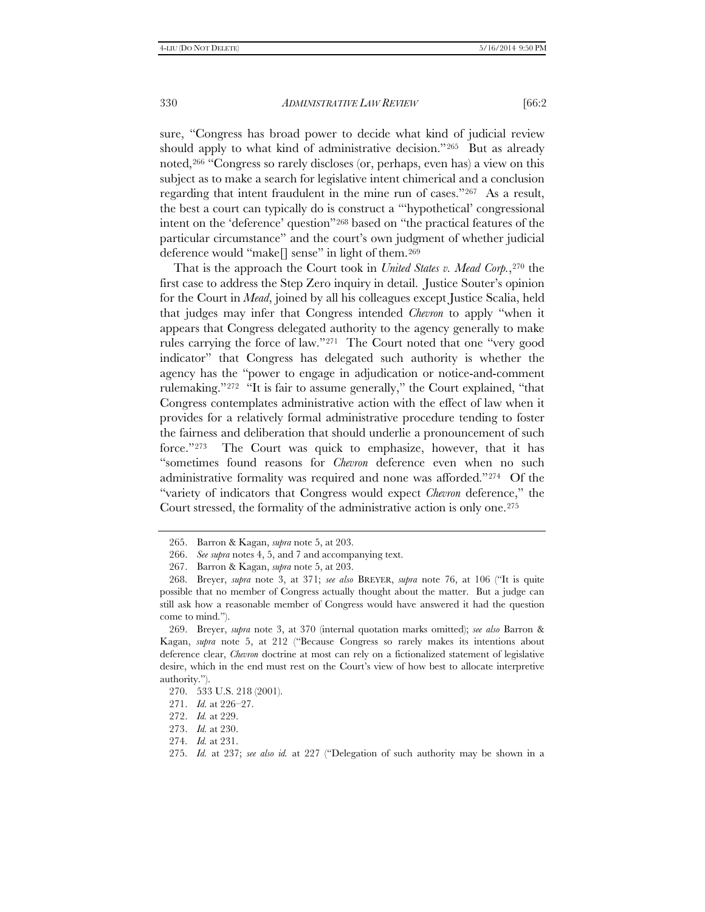sure, "Congress has broad power to decide what kind of judicial review should apply to what kind of administrative decision."[265] But as already noted,[266] "Congress so rarely discloses (or, perhaps, even has) a view on this subject as to make a search for legislative intent chimerical and a conclusion regarding that intent fraudulent in the mine run of cases."[267] As a result, the best a court can typically do is construct a "'hypothetical' congressional intent on the 'deference' question"[268] based on "the practical features of the particular circumstance" and the court's own judgment of whether judicial deference would "make[] sense" in light of them.[269]

That is the approach the Court took in *United States v. Mead Corp.*,[270] the first case to address the Step Zero inquiry in detail. Justice Souter's opinion for the Court in *Mead*, joined by all his colleagues except Justice Scalia, held that judges may infer that Congress intended *Chevron* to apply "when it appears that Congress delegated authority to the agency generally to make rules carrying the force of law."[271] The Court noted that one "very good indicator" that Congress has delegated such authority is whether the agency has the "power to engage in adjudication or notice-and-comment rulemaking."[272] "It is fair to assume generally," the Court explained, "that Congress contemplates administrative action with the effect of law when it provides for a relatively formal administrative procedure tending to foster the fairness and deliberation that should underlie a pronouncement of such force."[273] The Court was quick to emphasize, however, that it has "sometimes found reasons for *Chevron* deference even when no such administrative formality was required and none was afforded."[274] Of the "variety of indicators that Congress would expect *Chevron* deference," the Court stressed, the formality of the administrative action is only one.[275]

---

265. Barron & Kagan, *supra* note 5, at 203.

266. *See supra* notes 4, 5, and 7 and accompanying text.

267. Barron & Kagan, *supra* note 5, at 203.

268. Breyer, *supra* note 3, at 371; *see also* BREYER, *supra* note 76, at 106 ("It is quite possible that no member of Congress actually thought about the matter. But a judge can still ask how a reasonable member of Congress would have answered it had the question come to mind.").

269. Breyer, *supra* note 3, at 370 (internal quotation marks omitted); *see also* Barron & Kagan, *supra* note 5, at 212 ("Because Congress so rarely makes its intentions about deference clear, *Chevron* doctrine at most can rely on a fictionalized statement of legislative desire, which in the end must rest on the Court's view of how best to allocate interpretive authority.").

270. 533 U.S. 218 (2001).

271. *Id.* at 226–27.

272. *Id.* at 229.

273. *Id.* at 230.

274. *Id.* at 231.

275. *Id.* at 237; *see also id.* at 227 ("Delegation of such authority may be shown in a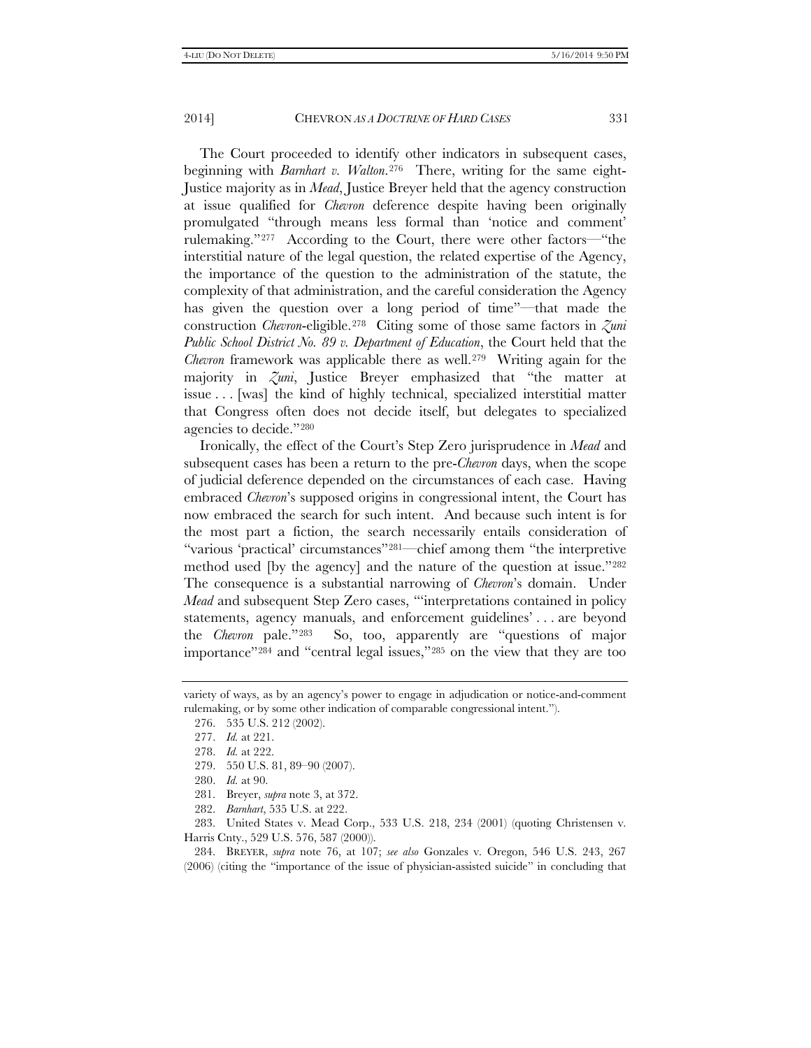The Court proceeded to identify other indicators in subsequent cases, beginning with *Barnhart v. Walton*.[276] There, writing for the same eight-Justice majority as in *Mead*, Justice Breyer held that the agency construction at issue qualified for *Chevron* deference despite having been originally promulgated "through means less formal than 'notice and comment' rulemaking."[277] According to the Court, there were other factors—"the interstitial nature of the legal question, the related expertise of the Agency, the importance of the question to the administration of the statute, the complexity of that administration, and the careful consideration the Agency has given the question over a long period of time"—that made the construction *Chevron*-eligible.[278] Citing some of those same factors in *Zuni Public School District No. 89 v. Department of Education*, the Court held that the *Chevron* framework was applicable there as well.[279] Writing again for the majority in *Zuni*, Justice Breyer emphasized that "the matter at issue . . . [was] the kind of highly technical, specialized interstitial matter that Congress often does not decide itself, but delegates to specialized agencies to decide."[280]

Ironically, the effect of the Court's Step Zero jurisprudence in *Mead* and subsequent cases has been a return to the pre-*Chevron* days, when the scope of judicial deference depended on the circumstances of each case. Having embraced *Chevron*'s supposed origins in congressional intent, the Court has now embraced the search for such intent. And because such intent is for the most part a fiction, the search necessarily entails consideration of "various 'practical' circumstances"[281]—chief among them "the interpretive method used [by the agency] and the nature of the question at issue."[282] The consequence is a substantial narrowing of *Chevron*'s domain. Under *Mead* and subsequent Step Zero cases, "'interpretations contained in policy statements, agency manuals, and enforcement guidelines' . . . are beyond the *Chevron* pale."[283] So, too, apparently are "questions of major importance"[284] and "central legal issues,"[285] on the view that they are too

---

variety of ways, as by an agency's power to engage in adjudication or notice-and-comment rulemaking, or by some other indication of comparable congressional intent.").

276. 535 U.S. 212 (2002).

277. *Id.* at 221.

278. *Id.* at 222.

279. 550 U.S. 81, 89–90 (2007).

280. *Id.* at 90.

281. Breyer, *supra* note 3, at 372.

282. *Barnhart*, 535 U.S. at 222.

283. United States v. Mead Corp., 533 U.S. 218, 234 (2001) (quoting Christensen v. Harris Cnty., 529 U.S. 576, 587 (2000)).

284. BREYER, *supra* note 76, at 107; *see also* Gonzales v. Oregon, 546 U.S. 243, 267 (2006) (citing the "importance of the issue of physician-assisted suicide" in concluding that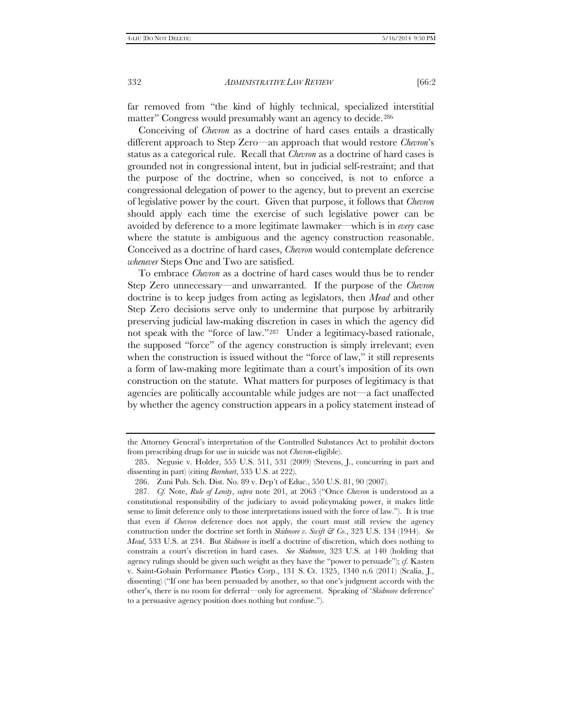far removed from "the kind of highly technical, specialized interstitial matter" Congress would presumably want an agency to decide.[286]

Conceiving of *Chevron* as a doctrine of hard cases entails a drastically different approach to Step Zero—an approach that would restore *Chevron*'s status as a categorical rule. Recall that *Chevron* as a doctrine of hard cases is grounded not in congressional intent, but in judicial self-restraint; and that the purpose of the doctrine, when so conceived, is not to enforce a congressional delegation of power to the agency, but to prevent an exercise of legislative power by the court. Given that purpose, it follows that *Chevron* should apply each time the exercise of such legislative power can be avoided by deference to a more legitimate lawmaker—which is in *every* case where the statute is ambiguous and the agency construction reasonable. Conceived as a doctrine of hard cases, *Chevron* would contemplate deference *whenever* Steps One and Two are satisfied.

To embrace *Chevron* as a doctrine of hard cases would thus be to render Step Zero unnecessary—and unwarranted. If the purpose of the *Chevron* doctrine is to keep judges from acting as legislators, then *Mead* and other Step Zero decisions serve only to undermine that purpose by arbitrarily preserving judicial law-making discretion in cases in which the agency did not speak with the "force of law."[287] Under a legitimacy-based rationale, the supposed "force" of the agency construction is simply irrelevant; even when the construction is issued without the "force of law," it still represents a form of law-making more legitimate than a court's imposition of its own construction on the statute. What matters for purposes of legitimacy is that agencies are politically accountable while judges are not—a fact unaffected by whether the agency construction appears in a policy statement instead of

---

the Attorney General's interpretation of the Controlled Substances Act to prohibit doctors from prescribing drugs for use in suicide was not *Chevron*-eligible).

285. Negusie v. Holder, 555 U.S. 511, 531 (2009) (Stevens, J., concurring in part and dissenting in part) (citing *Barnhart*, 535 U.S. at 222).

286. Zuni Pub. Sch. Dist. No. 89 v. Dep't of Educ., 550 U.S. 81, 90 (2007).

287. *Cf.* Note, *Rule of Lenity*, *supra* note 201, at 2063 ("Once *Chevron* is understood as a constitutional responsibility of the judiciary to avoid policymaking power, it makes little sense to limit deference only to those interpretations issued with the force of law."). It is true that even if *Chevron* deference does not apply, the court must still review the agency construction under the doctrine set forth in *Skidmore v. Swift & Co.*, 323 U.S. 134 (1944). *See Mead*, 533 U.S. at 234. But *Skidmore* is itself a doctrine of discretion, which does nothing to constrain a court's discretion in hard cases. *See Skidmore*, 323 U.S. at 140 (holding that agency rulings should be given such weight as they have the "power to persuade"); *cf.* Kasten v. Saint-Gobain Performance Plastics Corp., 131 S. Ct. 1325, 1340 n.6 (2011) (Scalia, J., dissenting) ("If one has been persuaded by another, so that one's judgment accords with the other's, there is no room for deferral—only for agreement. Speaking of '*Skidmore* deference' to a persuasive agency position does nothing but confuse.").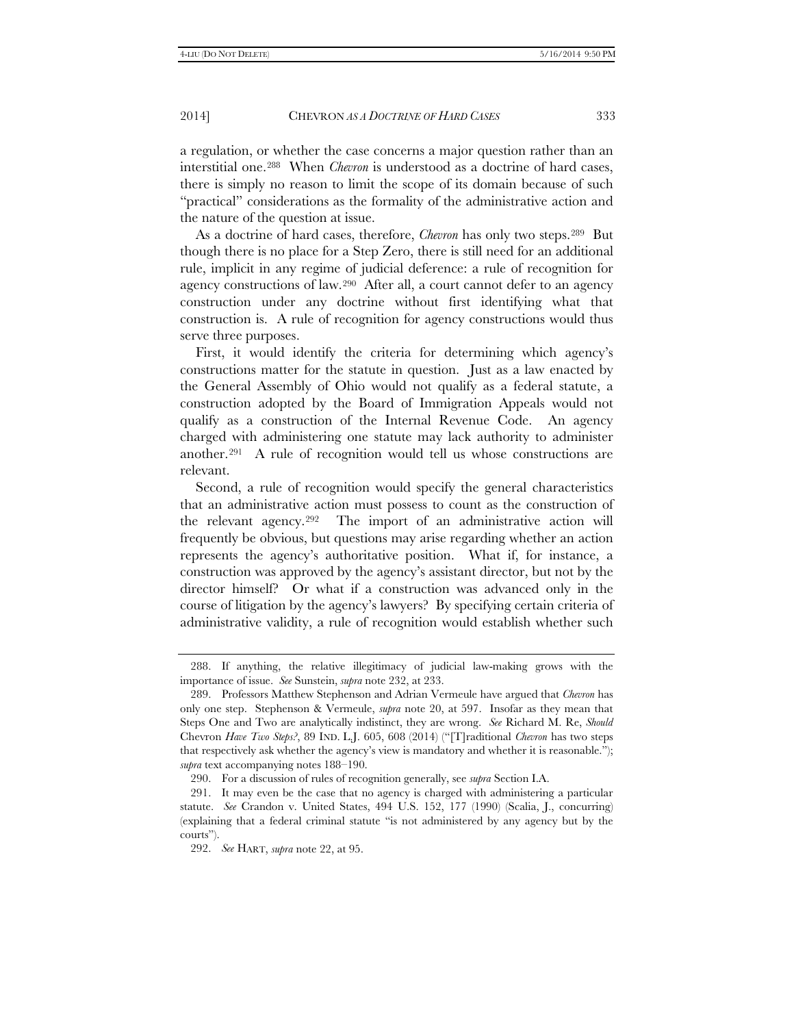a regulation, or whether the case concerns a major question rather than an interstitial one.[288] When *Chevron* is understood as a doctrine of hard cases, there is simply no reason to limit the scope of its domain because of such "practical" considerations as the formality of the administrative action and the nature of the question at issue.

As a doctrine of hard cases, therefore, *Chevron* has only two steps.[289] But though there is no place for a Step Zero, there is still need for an additional rule, implicit in any regime of judicial deference: a rule of recognition for agency constructions of law.[290] After all, a court cannot defer to an agency construction under any doctrine without first identifying what that construction is. A rule of recognition for agency constructions would thus serve three purposes.

First, it would identify the criteria for determining which agency's constructions matter for the statute in question. Just as a law enacted by the General Assembly of Ohio would not qualify as a federal statute, a construction adopted by the Board of Immigration Appeals would not qualify as a construction of the Internal Revenue Code. An agency charged with administering one statute may lack authority to administer another.[291] A rule of recognition would tell us whose constructions are relevant.

Second, a rule of recognition would specify the general characteristics that an administrative action must possess to count as the construction of the relevant agency.[292] The import of an administrative action will frequently be obvious, but questions may arise regarding whether an action represents the agency's authoritative position. What if, for instance, a construction was approved by the agency's assistant director, but not by the director himself? Or what if a construction was advanced only in the course of litigation by the agency's lawyers? By specifying certain criteria of administrative validity, a rule of recognition would establish whether such

---

288. If anything, the relative illegitimacy of judicial law-making grows with the importance of issue. *See* Sunstein, *supra* note 232, at 233.

289. Professors Matthew Stephenson and Adrian Vermeule have argued that *Chevron* has only one step. Stephenson & Vermeule, *supra* note 20, at 597. Insofar as they mean that Steps One and Two are analytically indistinct, they are wrong. *See* Richard M. Re, *Should* Chevron *Have Two Steps?*, 89 IND. L.J. 605, 608 (2014) ("[T]raditional *Chevron* has two steps that respectively ask whether the agency's view is mandatory and whether it is reasonable."); *supra* text accompanying notes 188–190.

290. For a discussion of rules of recognition generally, see *supra* Section I.A.

291. It may even be the case that no agency is charged with administering a particular statute. *See* Crandon v. United States, 494 U.S. 152, 177 (1990) (Scalia, J., concurring) (explaining that a federal criminal statute "is not administered by any agency but by the courts").

292. *See* HART, *supra* note 22, at 95.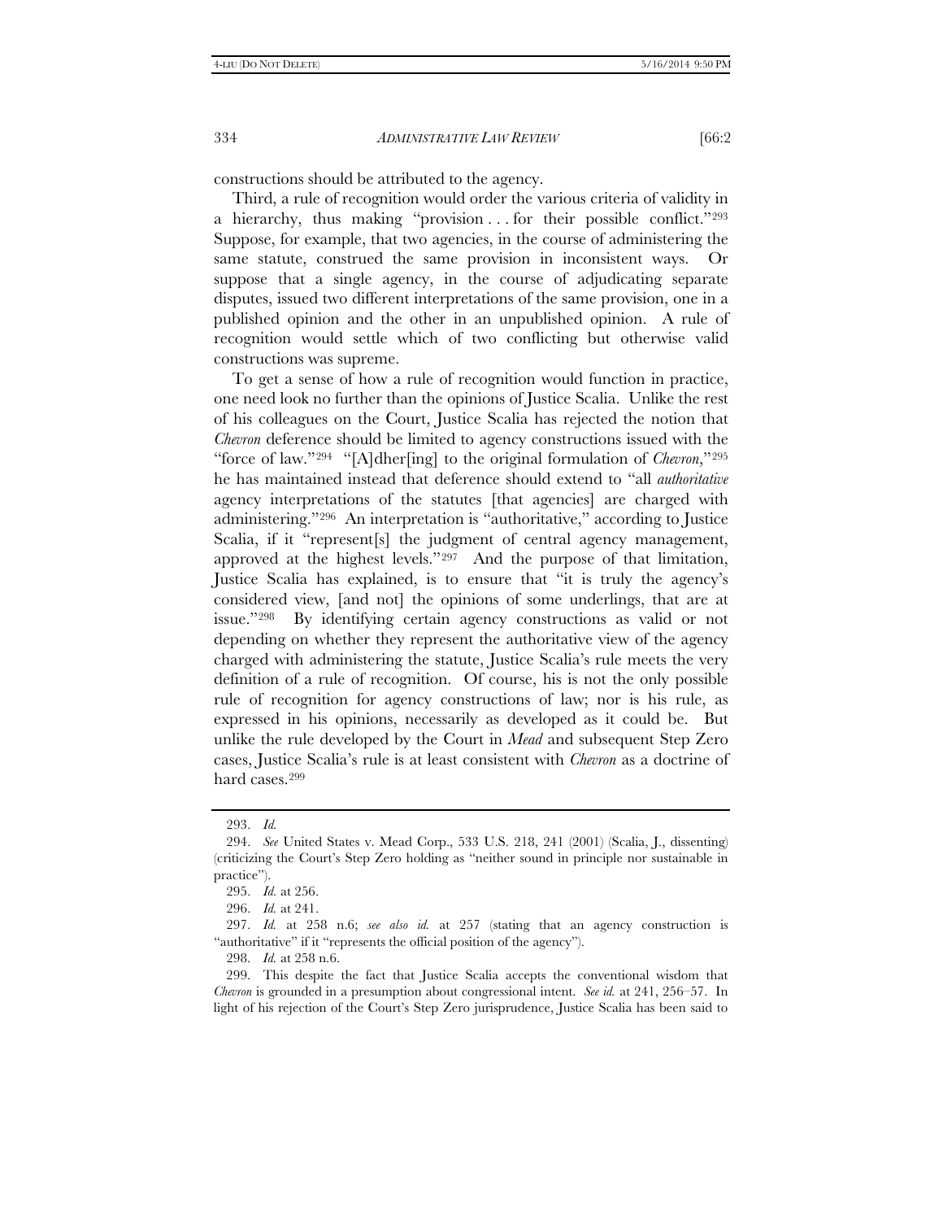constructions should be attributed to the agency.

Third, a rule of recognition would order the various criteria of validity in a hierarchy, thus making "provision . . . for their possible conflict."[293] Suppose, for example, that two agencies, in the course of administering the same statute, construed the same provision in inconsistent ways. Or suppose that a single agency, in the course of adjudicating separate disputes, issued two different interpretations of the same provision, one in a published opinion and the other in an unpublished opinion. A rule of recognition would settle which of two conflicting but otherwise valid constructions was supreme.

To get a sense of how a rule of recognition would function in practice, one need look no further than the opinions of Justice Scalia. Unlike the rest of his colleagues on the Court, Justice Scalia has rejected the notion that *Chevron* deference should be limited to agency constructions issued with the "force of law."[294] "[A]dher[ing] to the original formulation of *Chevron*,"[295] he has maintained instead that deference should extend to "all *authoritative* agency interpretations of the statutes [that agencies] are charged with administering."[296] An interpretation is "authoritative," according to Justice Scalia, if it "represent[s] the judgment of central agency management, approved at the highest levels."[297] And the purpose of that limitation, Justice Scalia has explained, is to ensure that "it is truly the agency's considered view, [and not] the opinions of some underlings, that are at issue."[298] By identifying certain agency constructions as valid or not depending on whether they represent the authoritative view of the agency charged with administering the statute, Justice Scalia's rule meets the very definition of a rule of recognition. Of course, his is not the only possible rule of recognition for agency constructions of law; nor is his rule, as expressed in his opinions, necessarily as developed as it could be. But unlike the rule developed by the Court in *Mead* and subsequent Step Zero cases, Justice Scalia's rule is at least consistent with *Chevron* as a doctrine of hard cases.[299]

---

293. *Id.*

294. *See* United States v. Mead Corp., 533 U.S. 218, 241 (2001) (Scalia, J., dissenting) (criticizing the Court's Step Zero holding as "neither sound in principle nor sustainable in practice").

295. *Id.* at 256.

296. *Id.* at 241.

297. *Id.* at 258 n.6; *see also id.* at 257 (stating that an agency construction is "authoritative" if it "represents the official position of the agency").

298. *Id.* at 258 n.6.

299. This despite the fact that Justice Scalia accepts the conventional wisdom that *Chevron* is grounded in a presumption about congressional intent. *See id.* at 241, 256–57. In light of his rejection of the Court's Step Zero jurisprudence, Justice Scalia has been said to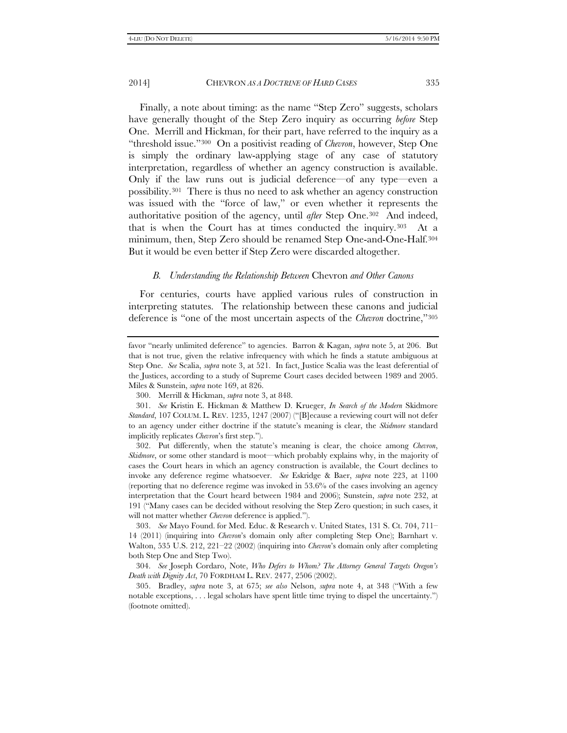Finally, a note about timing: as the name "Step Zero" suggests, scholars have generally thought of the Step Zero inquiry as occurring *before* Step One. Merrill and Hickman, for their part, have referred to the inquiry as a "threshold issue."[300] On a positivist reading of *Chevron*, however, Step One is simply the ordinary law-applying stage of any case of statutory interpretation, regardless of whether an agency construction is available. Only if the law runs out is judicial deference—of any type—even a possibility.[301] There is thus no need to ask whether an agency construction was issued with the "force of law," or even whether it represents the authoritative position of the agency, until *after* Step One.[302] And indeed, that is when the Court has at times conducted the inquiry.[303] At a minimum, then, Step Zero should be renamed Step One-and-One-Half.[304] But it would be even better if Step Zero were discarded altogether.

### *B. Understanding the Relationship Between* Chevron *and Other Canons*

For centuries, courts have applied various rules of construction in interpreting statutes. The relationship between these canons and judicial deference is "one of the most uncertain aspects of the *Chevron* doctrine,"[305]

---

favor "nearly unlimited deference" to agencies. Barron & Kagan, *supra* note 5, at 206. But that is not true, given the relative infrequency with which he finds a statute ambiguous at Step One. *See* Scalia, *supra* note 3, at 521. In fact, Justice Scalia was the least deferential of the Justices, according to a study of Supreme Court cases decided between 1989 and 2005. Miles & Sunstein, *supra* note 169, at 826.

300. Merrill & Hickman, *supra* note 3, at 848.

301. *See* Kristin E. Hickman & Matthew D. Krueger, *In Search of the Modern* Skidmore *Standard*, 107 COLUM. L. REV. 1235, 1247 (2007) ("[B]ecause a reviewing court will not defer to an agency under either doctrine if the statute's meaning is clear, the *Skidmore* standard implicitly replicates *Chevron*'s first step.").

302. Put differently, when the statute's meaning is clear, the choice among *Chevron*, *Skidmore*, or some other standard is moot—which probably explains why, in the majority of cases the Court hears in which an agency construction is available, the Court declines to invoke any deference regime whatsoever. *See* Eskridge & Baer, *supra* note 223, at 1100 (reporting that no deference regime was invoked in 53.6% of the cases involving an agency interpretation that the Court heard between 1984 and 2006); Sunstein, *supra* note 232, at 191 ("Many cases can be decided without resolving the Step Zero question; in such cases, it will not matter whether *Chevron* deference is applied.").

303. *See* Mayo Found. for Med. Educ. & Research v. United States, 131 S. Ct. 704, 711–14 (2011) (inquiring into *Chevron*'s domain only after completing Step One); Barnhart v. Walton, 535 U.S. 212, 221–22 (2002) (inquiring into *Chevron*'s domain only after completing both Step One and Step Two).

304. *See* Joseph Cordaro, Note, *Who Defers to Whom? The Attorney General Targets Oregon's Death with Dignity Act*, 70 FORDHAM L. REV. 2477, 2506 (2002).

305. Bradley, *supra* note 3, at 675; *see also* Nelson, *supra* note 4, at 348 ("With a few notable exceptions, . . . legal scholars have spent little time trying to dispel the uncertainty.") (footnote omitted).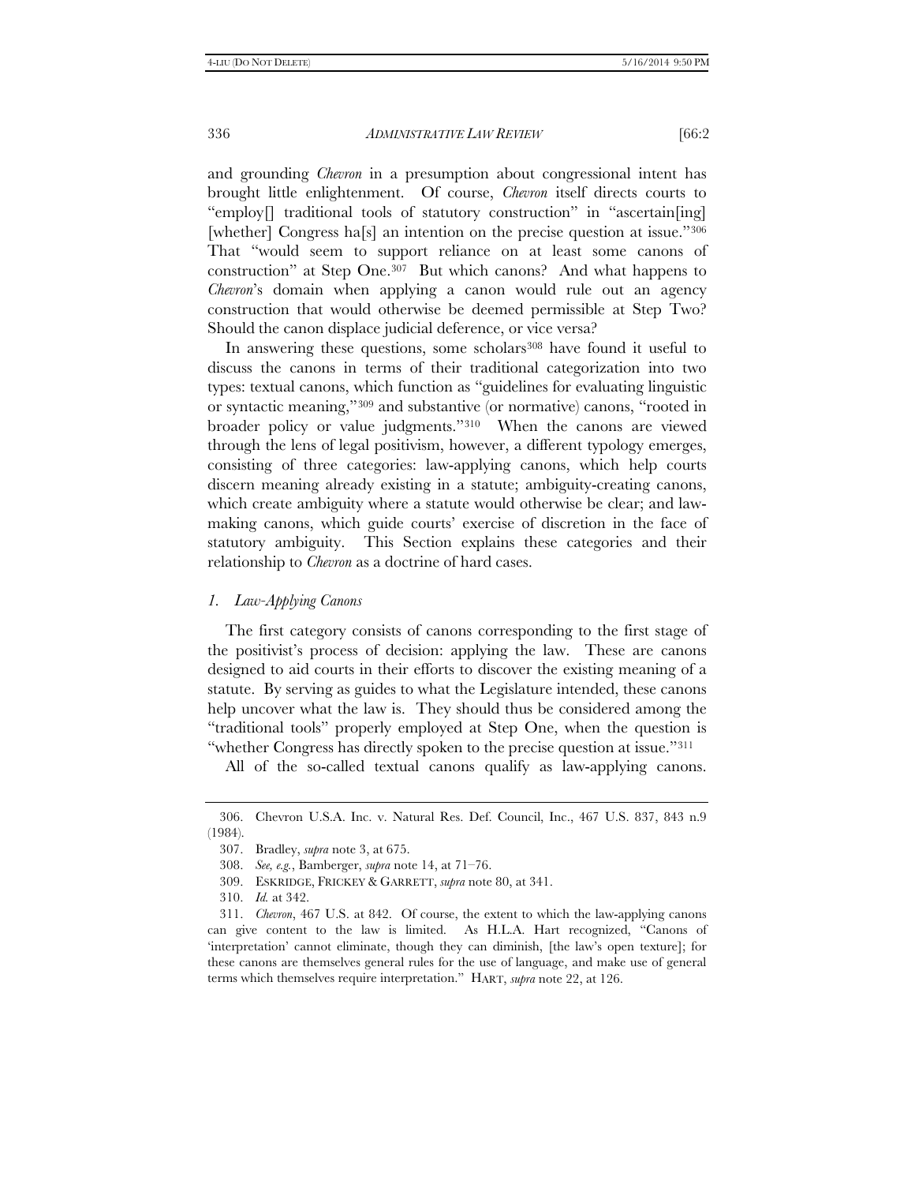and grounding *Chevron* in a presumption about congressional intent has brought little enlightenment. Of course, *Chevron* itself directs courts to "employ[] traditional tools of statutory construction" in "ascertain[ing] [whether] Congress ha[s] an intention on the precise question at issue."[306] That "would seem to support reliance on at least some canons of construction" at Step One.[307] But which canons? And what happens to *Chevron*'s domain when applying a canon would rule out an agency construction that would otherwise be deemed permissible at Step Two? Should the canon displace judicial deference, or vice versa?

In answering these questions, some scholars[308] have found it useful to discuss the canons in terms of their traditional categorization into two types: textual canons, which function as "guidelines for evaluating linguistic or syntactic meaning,"[309] and substantive (or normative) canons, "rooted in broader policy or value judgments."[310] When the canons are viewed through the lens of legal positivism, however, a different typology emerges, consisting of three categories: law-applying canons, which help courts discern meaning already existing in a statute; ambiguity-creating canons, which create ambiguity where a statute would otherwise be clear; and law-making canons, which guide courts' exercise of discretion in the face of statutory ambiguity. This Section explains these categories and their relationship to *Chevron* as a doctrine of hard cases.

### *1. Law-Applying Canons*

The first category consists of canons corresponding to the first stage of the positivist's process of decision: applying the law. These are canons designed to aid courts in their efforts to discover the existing meaning of a statute. By serving as guides to what the Legislature intended, these canons help uncover what the law is. They should thus be considered among the "traditional tools" properly employed at Step One, when the question is "whether Congress has directly spoken to the precise question at issue."[311]

All of the so-called textual canons qualify as law-applying canons.

---

306. Chevron U.S.A. Inc. v. Natural Res. Def. Council, Inc., 467 U.S. 837, 843 n.9 (1984).

307. Bradley, *supra* note 3, at 675.

308. *See, e.g.*, Bamberger, *supra* note 14, at 71–76.

309. ESKRIDGE, FRICKEY & GARRETT, *supra* note 80, at 341.

310. *Id.* at 342.

311. *Chevron*, 467 U.S. at 842. Of course, the extent to which the law-applying canons can give content to the law is limited. As H.L.A. Hart recognized, "Canons of 'interpretation' cannot eliminate, though they can diminish, [the law's open texture]; for these canons are themselves general rules for the use of language, and make use of general terms which themselves require interpretation." HART, *supra* note 22, at 126.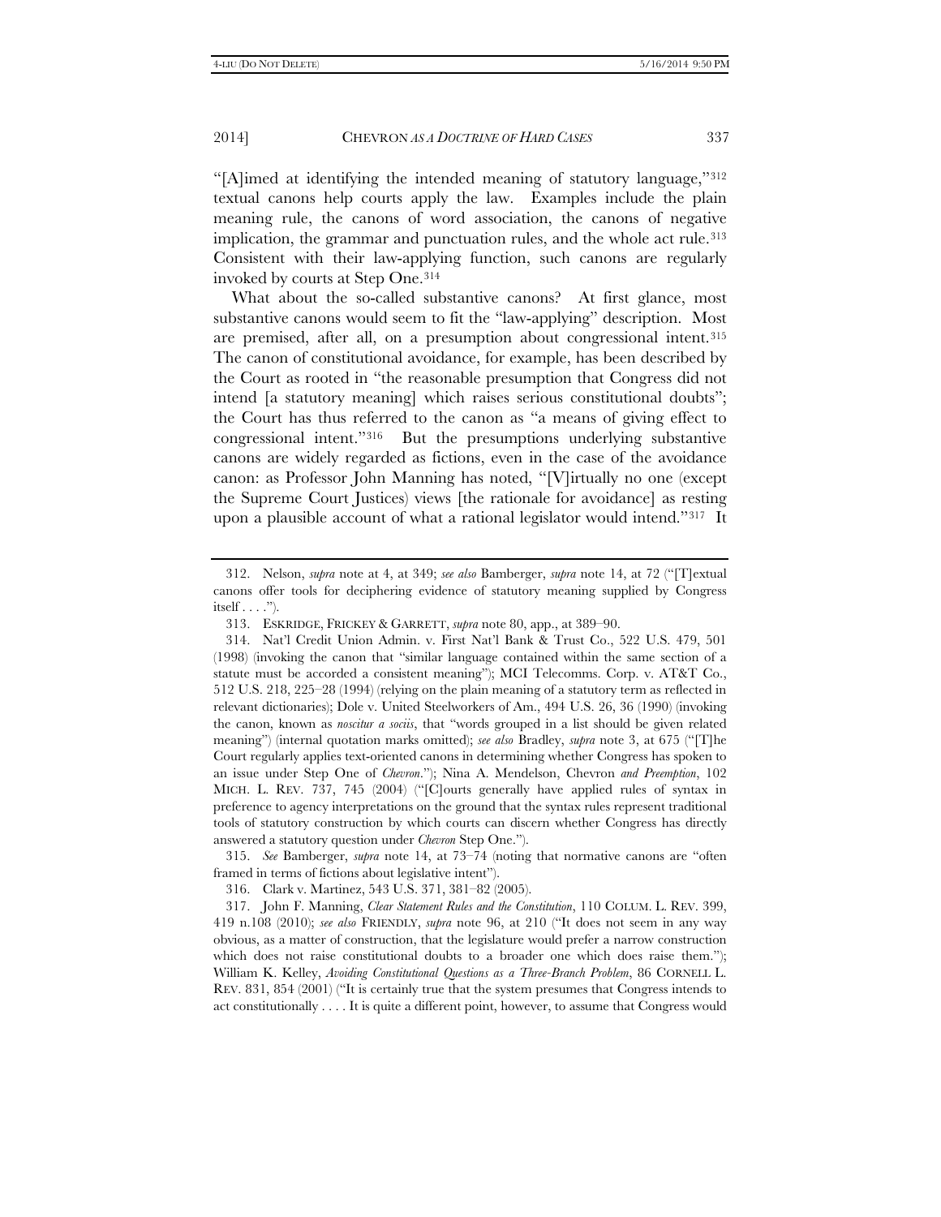"[A]imed at identifying the intended meaning of statutory language,"[312] textual canons help courts apply the law. Examples include the plain meaning rule, the canons of word association, the canons of negative implication, the grammar and punctuation rules, and the whole act rule.[313] Consistent with their law-applying function, such canons are regularly invoked by courts at Step One.[314]

What about the so-called substantive canons? At first glance, most substantive canons would seem to fit the "law-applying" description. Most are premised, after all, on a presumption about congressional intent.[315] The canon of constitutional avoidance, for example, has been described by the Court as rooted in "the reasonable presumption that Congress did not intend [a statutory meaning] which raises serious constitutional doubts"; the Court has thus referred to the canon as "a means of giving effect to congressional intent."[316] But the presumptions underlying substantive canons are widely regarded as fictions, even in the case of the avoidance canon: as Professor John Manning has noted, "[V]irtually no one (except the Supreme Court Justices) views [the rationale for avoidance] as resting upon a plausible account of what a rational legislator would intend."[317] It

---

312. Nelson, *supra* note at 4, at 349; *see also* Bamberger, *supra* note 14, at 72 ("[T]extual canons offer tools for deciphering evidence of statutory meaning supplied by Congress itself . . . .").

313. ESKRIDGE, FRICKEY & GARRETT, *supra* note 80, app., at 389–90.

314. Nat'l Credit Union Admin. v. First Nat'l Bank & Trust Co., 522 U.S. 479, 501 (1998) (invoking the canon that "similar language contained within the same section of a statute must be accorded a consistent meaning"); MCI Telecomms. Corp. v. AT&T Co., 512 U.S. 218, 225–28 (1994) (relying on the plain meaning of a statutory term as reflected in relevant dictionaries); Dole v. United Steelworkers of Am., 494 U.S. 26, 36 (1990) (invoking the canon, known as *noscitur a sociis*, that "words grouped in a list should be given related meaning") (internal quotation marks omitted); *see also* Bradley, *supra* note 3, at 675 ("[T]he Court regularly applies text-oriented canons in determining whether Congress has spoken to an issue under Step One of *Chevron*."); Nina A. Mendelson, Chevron *and Preemption*, 102 MICH. L. REV. 737, 745 (2004) ("[C]ourts generally have applied rules of syntax in preference to agency interpretations on the ground that the syntax rules represent traditional tools of statutory construction by which courts can discern whether Congress has directly answered a statutory question under *Chevron* Step One.").

315. *See* Bamberger, *supra* note 14, at 73–74 (noting that normative canons are "often framed in terms of fictions about legislative intent").

316. Clark v. Martinez, 543 U.S. 371, 381–82 (2005).

317. John F. Manning, *Clear Statement Rules and the Constitution*, 110 COLUM. L. REV. 399, 419 n.108 (2010); *see also* FRIENDLY, *supra* note 96, at 210 ("It does not seem in any way obvious, as a matter of construction, that the legislature would prefer a narrow construction which does not raise constitutional doubts to a broader one which does raise them."); William K. Kelley, *Avoiding Constitutional Questions as a Three-Branch Problem*, 86 CORNELL L. REV. 831, 854 (2001) ("It is certainly true that the system presumes that Congress intends to act constitutionally . . . . It is quite a different point, however, to assume that Congress would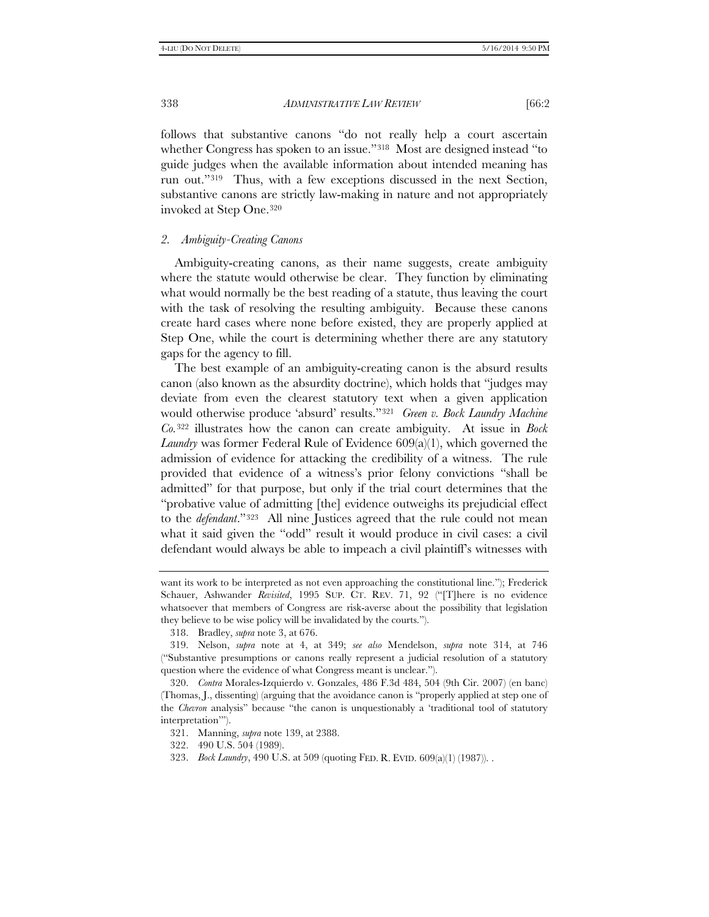follows that substantive canons "do not really help a court ascertain whether Congress has spoken to an issue."[318] Most are designed instead "to guide judges when the available information about intended meaning has run out."[319] Thus, with a few exceptions discussed in the next Section, substantive canons are strictly law-making in nature and not appropriately invoked at Step One.[320]

### *2. Ambiguity-Creating Canons*

Ambiguity-creating canons, as their name suggests, create ambiguity where the statute would otherwise be clear. They function by eliminating what would normally be the best reading of a statute, thus leaving the court with the task of resolving the resulting ambiguity. Because these canons create hard cases where none before existed, they are properly applied at Step One, while the court is determining whether there are any statutory gaps for the agency to fill.

The best example of an ambiguity-creating canon is the absurd results canon (also known as the absurdity doctrine), which holds that "judges may deviate from even the clearest statutory text when a given application would otherwise produce 'absurd' results."[321] *Green v. Bock Laundry Machine Co.*[322] illustrates how the canon can create ambiguity. At issue in *Bock Laundry* was former Federal Rule of Evidence 609(a)(1), which governed the admission of evidence for attacking the credibility of a witness. The rule provided that evidence of a witness's prior felony convictions "shall be admitted" for that purpose, but only if the trial court determines that the "probative value of admitting [the] evidence outweighs its prejudicial effect to the *defendant*."[323] All nine Justices agreed that the rule could not mean what it said given the "odd" result it would produce in civil cases: a civil defendant would always be able to impeach a civil plaintiff's witnesses with

---

want its work to be interpreted as not even approaching the constitutional line."); Frederick Schauer, Ashwander *Revisited*, 1995 SUP. CT. REV. 71, 92 ("[T]here is no evidence whatsoever that members of Congress are risk-averse about the possibility that legislation they believe to be wise policy will be invalidated by the courts.").

318. Bradley, *supra* note 3, at 676.

319. Nelson, *supra* note at 4, at 349; *see also* Mendelson, *supra* note 314, at 746 ("Substantive presumptions or canons really represent a judicial resolution of a statutory question where the evidence of what Congress meant is unclear.").

320. *Contra* Morales-Izquierdo v. Gonzales, 486 F.3d 484, 504 (9th Cir. 2007) (en banc) (Thomas, J., dissenting) (arguing that the avoidance canon is "properly applied at step one of the *Chevron* analysis" because "the canon is unquestionably a 'traditional tool of statutory interpretation'").

321. Manning, *supra* note 139, at 2388.

322. 490 U.S. 504 (1989).

323. *Bock Laundry*, 490 U.S. at 509 (quoting FED. R. EVID. 609(a)(1) (1987)). .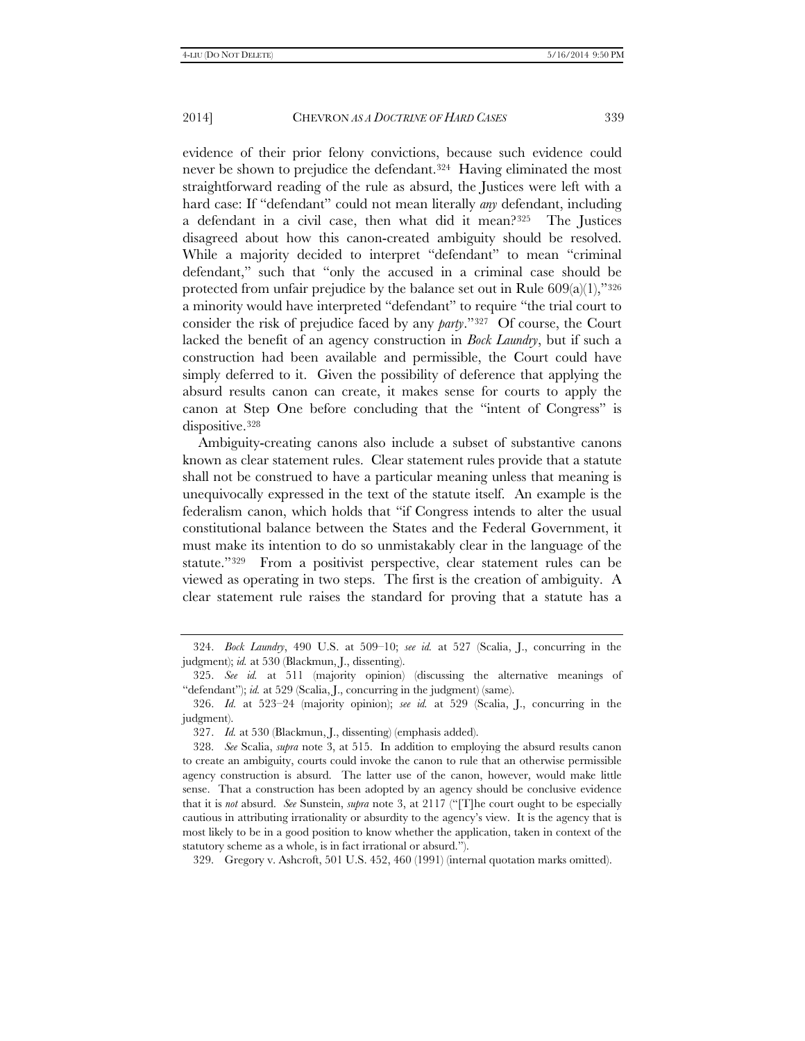evidence of their prior felony convictions, because such evidence could never be shown to prejudice the defendant.[324] Having eliminated the most straightforward reading of the rule as absurd, the Justices were left with a hard case: If "defendant" could not mean literally *any* defendant, including a defendant in a civil case, then what did it mean?[325] The Justices disagreed about how this canon-created ambiguity should be resolved. While a majority decided to interpret "defendant" to mean "criminal defendant," such that "only the accused in a criminal case should be protected from unfair prejudice by the balance set out in Rule 609(a)(1),"[326] a minority would have interpreted "defendant" to require "the trial court to consider the risk of prejudice faced by any *party*."[327] Of course, the Court lacked the benefit of an agency construction in *Bock Laundry*, but if such a construction had been available and permissible, the Court could have simply deferred to it. Given the possibility of deference that applying the absurd results canon can create, it makes sense for courts to apply the canon at Step One before concluding that the "intent of Congress" is dispositive.[328]

Ambiguity-creating canons also include a subset of substantive canons known as clear statement rules. Clear statement rules provide that a statute shall not be construed to have a particular meaning unless that meaning is unequivocally expressed in the text of the statute itself. An example is the federalism canon, which holds that "if Congress intends to alter the usual constitutional balance between the States and the Federal Government, it must make its intention to do so unmistakably clear in the language of the statute."[329] From a positivist perspective, clear statement rules can be viewed as operating in two steps. The first is the creation of ambiguity. A clear statement rule raises the standard for proving that a statute has a

---

324. *Bock Laundry*, 490 U.S. at 509–10; *see id.* at 527 (Scalia, J., concurring in the judgment); *id.* at 530 (Blackmun, J., dissenting).

325. *See id.* at 511 (majority opinion) (discussing the alternative meanings of "defendant"); *id.* at 529 (Scalia, J., concurring in the judgment) (same).

326. *Id.* at 523–24 (majority opinion); *see id.* at 529 (Scalia, J., concurring in the judgment).

327. *Id.* at 530 (Blackmun, J., dissenting) (emphasis added).

328. *See* Scalia, *supra* note 3, at 515. In addition to employing the absurd results canon to create an ambiguity, courts could invoke the canon to rule that an otherwise permissible agency construction is absurd. The latter use of the canon, however, would make little sense. That a construction has been adopted by an agency should be conclusive evidence that it is *not* absurd. *See* Sunstein, *supra* note 3, at 2117 ("[T]he court ought to be especially cautious in attributing irrationality or absurdity to the agency's view. It is the agency that is most likely to be in a good position to know whether the application, taken in context of the statutory scheme as a whole, is in fact irrational or absurd.").

329. Gregory v. Ashcroft, 501 U.S. 452, 460 (1991) (internal quotation marks omitted).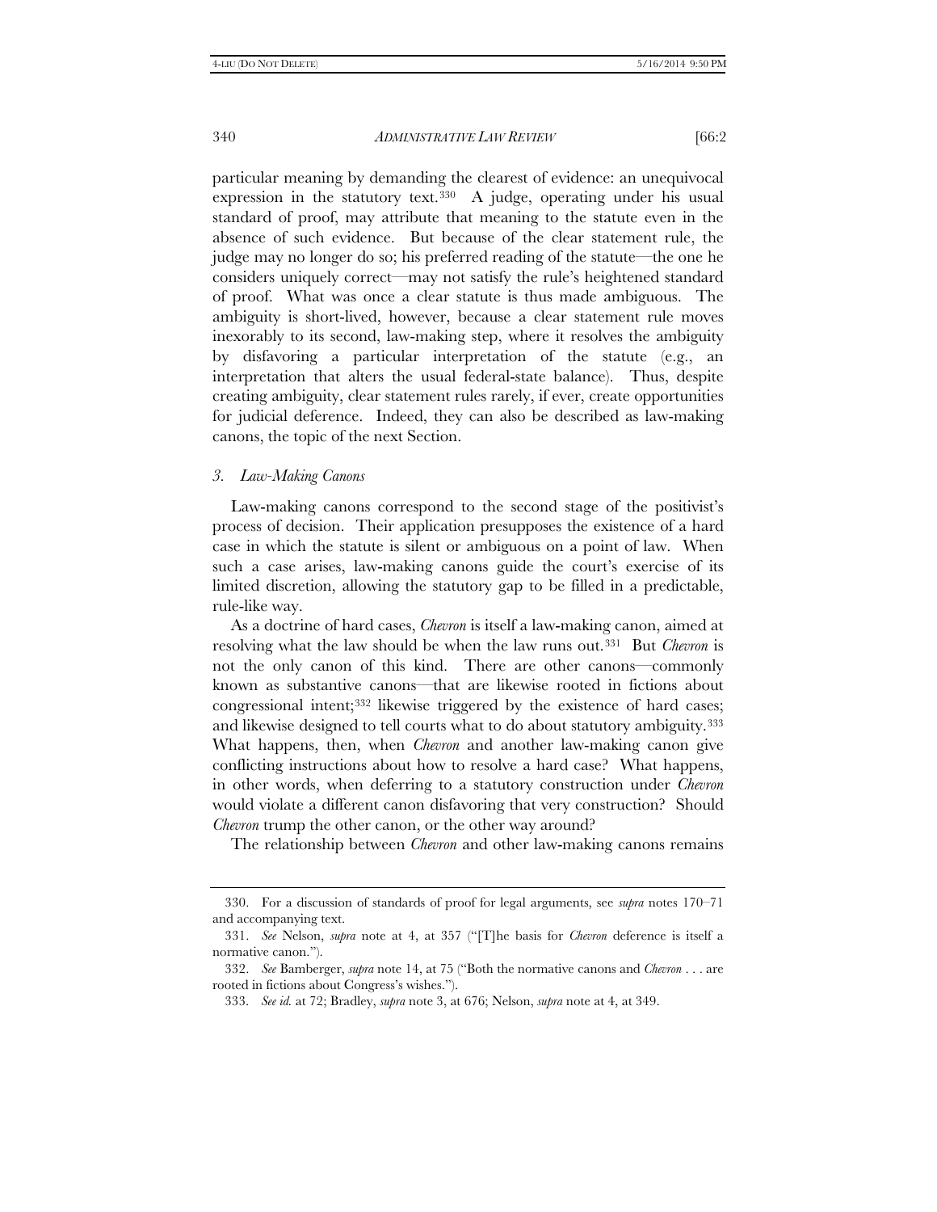particular meaning by demanding the clearest of evidence: an unequivocal expression in the statutory text.[330] A judge, operating under his usual standard of proof, may attribute that meaning to the statute even in the absence of such evidence. But because of the clear statement rule, the judge may no longer do so; his preferred reading of the statute—the one he considers uniquely correct—may not satisfy the rule's heightened standard of proof. What was once a clear statute is thus made ambiguous. The ambiguity is short-lived, however, because a clear statement rule moves inexorably to its second, law-making step, where it resolves the ambiguity by disfavoring a particular interpretation of the statute (e.g., an interpretation that alters the usual federal-state balance). Thus, despite creating ambiguity, clear statement rules rarely, if ever, create opportunities for judicial deference. Indeed, they can also be described as law-making canons, the topic of the next Section.

### *3. Law-Making Canons*

Law-making canons correspond to the second stage of the positivist's process of decision. Their application presupposes the existence of a hard case in which the statute is silent or ambiguous on a point of law. When such a case arises, law-making canons guide the court's exercise of its limited discretion, allowing the statutory gap to be filled in a predictable, rule-like way.

As a doctrine of hard cases, *Chevron* is itself a law-making canon, aimed at resolving what the law should be when the law runs out.[331] But *Chevron* is not the only canon of this kind. There are other canons—commonly known as substantive canons—that are likewise rooted in fictions about congressional intent;[332] likewise triggered by the existence of hard cases; and likewise designed to tell courts what to do about statutory ambiguity.[333] What happens, then, when *Chevron* and another law-making canon give conflicting instructions about how to resolve a hard case? What happens, in other words, when deferring to a statutory construction under *Chevron* would violate a different canon disfavoring that very construction? Should *Chevron* trump the other canon, or the other way around?

The relationship between *Chevron* and other law-making canons remains

---

330. For a discussion of standards of proof for legal arguments, see *supra* notes 170–71 and accompanying text.

331. *See* Nelson, *supra* note at 4, at 357 ("[T]he basis for *Chevron* deference is itself a normative canon.").

332. *See* Bamberger, *supra* note 14, at 75 ("Both the normative canons and *Chevron* . . . are rooted in fictions about Congress's wishes.").

333. *See id.* at 72; Bradley, *supra* note 3, at 676; Nelson, *supra* note at 4, at 349.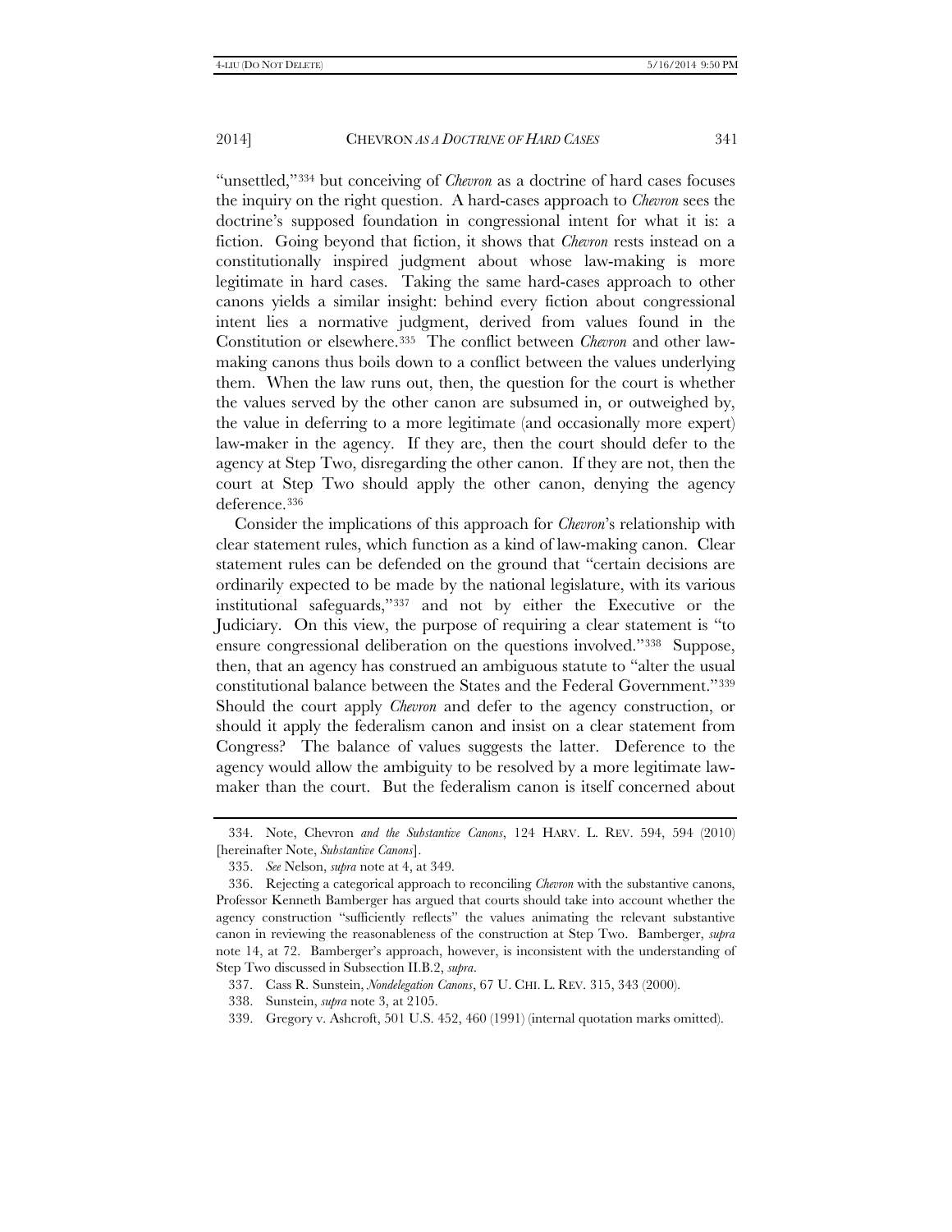"unsettled,"[334] but conceiving of *Chevron* as a doctrine of hard cases focuses the inquiry on the right question. A hard-cases approach to *Chevron* sees the doctrine's supposed foundation in congressional intent for what it is: a fiction. Going beyond that fiction, it shows that *Chevron* rests instead on a constitutionally inspired judgment about whose law-making is more legitimate in hard cases. Taking the same hard-cases approach to other canons yields a similar insight: behind every fiction about congressional intent lies a normative judgment, derived from values found in the Constitution or elsewhere.[335] The conflict between *Chevron* and other law-making canons thus boils down to a conflict between the values underlying them. When the law runs out, then, the question for the court is whether the values served by the other canon are subsumed in, or outweighed by, the value in deferring to a more legitimate (and occasionally more expert) law-maker in the agency. If they are, then the court should defer to the agency at Step Two, disregarding the other canon. If they are not, then the court at Step Two should apply the other canon, denying the agency deference.[336]

Consider the implications of this approach for *Chevron*'s relationship with clear statement rules, which function as a kind of law-making canon. Clear statement rules can be defended on the ground that "certain decisions are ordinarily expected to be made by the national legislature, with its various institutional safeguards,"[337] and not by either the Executive or the Judiciary. On this view, the purpose of requiring a clear statement is "to ensure congressional deliberation on the questions involved."[338] Suppose, then, that an agency has construed an ambiguous statute to "alter the usual constitutional balance between the States and the Federal Government."[339] Should the court apply *Chevron* and defer to the agency construction, or should it apply the federalism canon and insist on a clear statement from Congress? The balance of values suggests the latter. Deference to the agency would allow the ambiguity to be resolved by a more legitimate law-maker than the court. But the federalism canon is itself concerned about

---

334. Note, Chevron *and the Substantive Canons*, 124 HARV. L. REV. 594, 594 (2010) [hereinafter Note, *Substantive Canons*].

335. *See* Nelson, *supra* note at 4, at 349.

336. Rejecting a categorical approach to reconciling *Chevron* with the substantive canons, Professor Kenneth Bamberger has argued that courts should take into account whether the agency construction "sufficiently reflects" the values animating the relevant substantive canon in reviewing the reasonableness of the construction at Step Two. Bamberger, *supra* note 14, at 72. Bamberger's approach, however, is inconsistent with the understanding of Step Two discussed in Subsection II.B.2, *supra*.

337. Cass R. Sunstein, *Nondelegation Canons*, 67 U. CHI. L. REV. 315, 343 (2000).

338. Sunstein, *supra* note 3, at 2105.

339. Gregory v. Ashcroft, 501 U.S. 452, 460 (1991) (internal quotation marks omitted).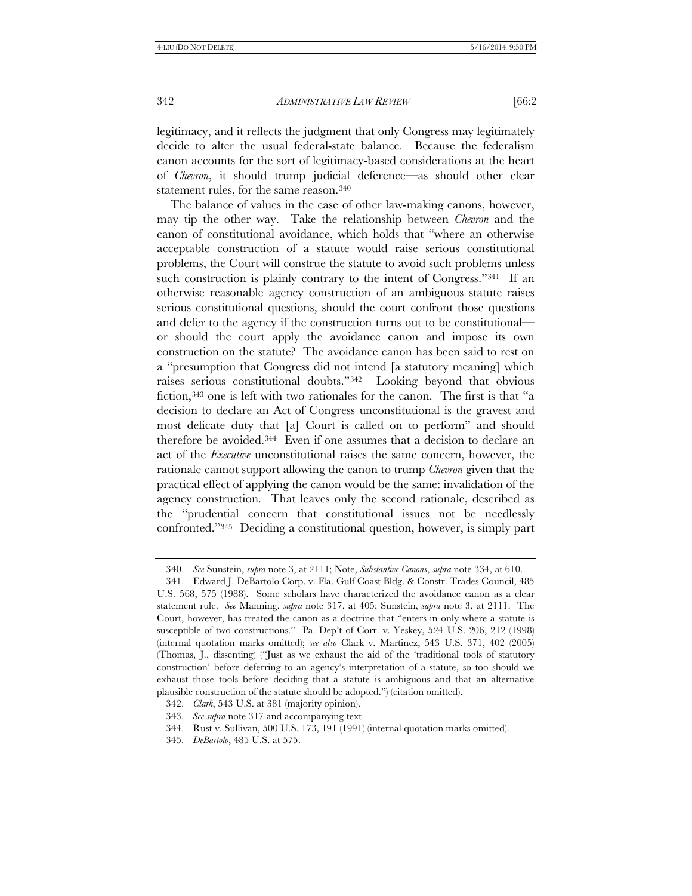legitimacy, and it reflects the judgment that only Congress may legitimately decide to alter the usual federal-state balance. Because the federalism canon accounts for the sort of legitimacy-based considerations at the heart of *Chevron*, it should trump judicial deference—as should other clear statement rules, for the same reason.[340]

The balance of values in the case of other law-making canons, however, may tip the other way. Take the relationship between *Chevron* and the canon of constitutional avoidance, which holds that "where an otherwise acceptable construction of a statute would raise serious constitutional problems, the Court will construe the statute to avoid such problems unless such construction is plainly contrary to the intent of Congress."[341] If an otherwise reasonable agency construction of an ambiguous statute raises serious constitutional questions, should the court confront those questions and defer to the agency if the construction turns out to be constitutional—or should the court apply the avoidance canon and impose its own construction on the statute? The avoidance canon has been said to rest on a "presumption that Congress did not intend [a statutory meaning] which raises serious constitutional doubts."[342] Looking beyond that obvious fiction,[343] one is left with two rationales for the canon. The first is that "a decision to declare an Act of Congress unconstitutional is the gravest and most delicate duty that [a] Court is called on to perform" and should therefore be avoided.[344] Even if one assumes that a decision to declare an act of the *Executive* unconstitutional raises the same concern, however, the rationale cannot support allowing the canon to trump *Chevron* given that the practical effect of applying the canon would be the same: invalidation of the agency construction. That leaves only the second rationale, described as the "prudential concern that constitutional issues not be needlessly confronted."[345] Deciding a constitutional question, however, is simply part

---

340. *See* Sunstein, *supra* note 3, at 2111; Note, *Substantive Canons*, *supra* note 334, at 610.

341. Edward J. DeBartolo Corp. v. Fla. Gulf Coast Bldg. & Constr. Trades Council, 485 U.S. 568, 575 (1988). Some scholars have characterized the avoidance canon as a clear statement rule. *See* Manning, *supra* note 317, at 405; Sunstein, *supra* note 3, at 2111. The Court, however, has treated the canon as a doctrine that "enters in only where a statute is susceptible of two constructions." Pa. Dep't of Corr. v. Yeskey, 524 U.S. 206, 212 (1998) (internal quotation marks omitted); *see also* Clark v. Martinez, 543 U.S. 371, 402 (2005) (Thomas, J., dissenting) ("Just as we exhaust the aid of the 'traditional tools of statutory construction' before deferring to an agency's interpretation of a statute, so too should we exhaust those tools before deciding that a statute is ambiguous and that an alternative plausible construction of the statute should be adopted.") (citation omitted).

342. *Clark*, 543 U.S. at 381 (majority opinion).

343. *See supra* note 317 and accompanying text.

344. Rust v. Sullivan, 500 U.S. 173, 191 (1991) (internal quotation marks omitted).

345. *DeBartolo*, 485 U.S. at 575.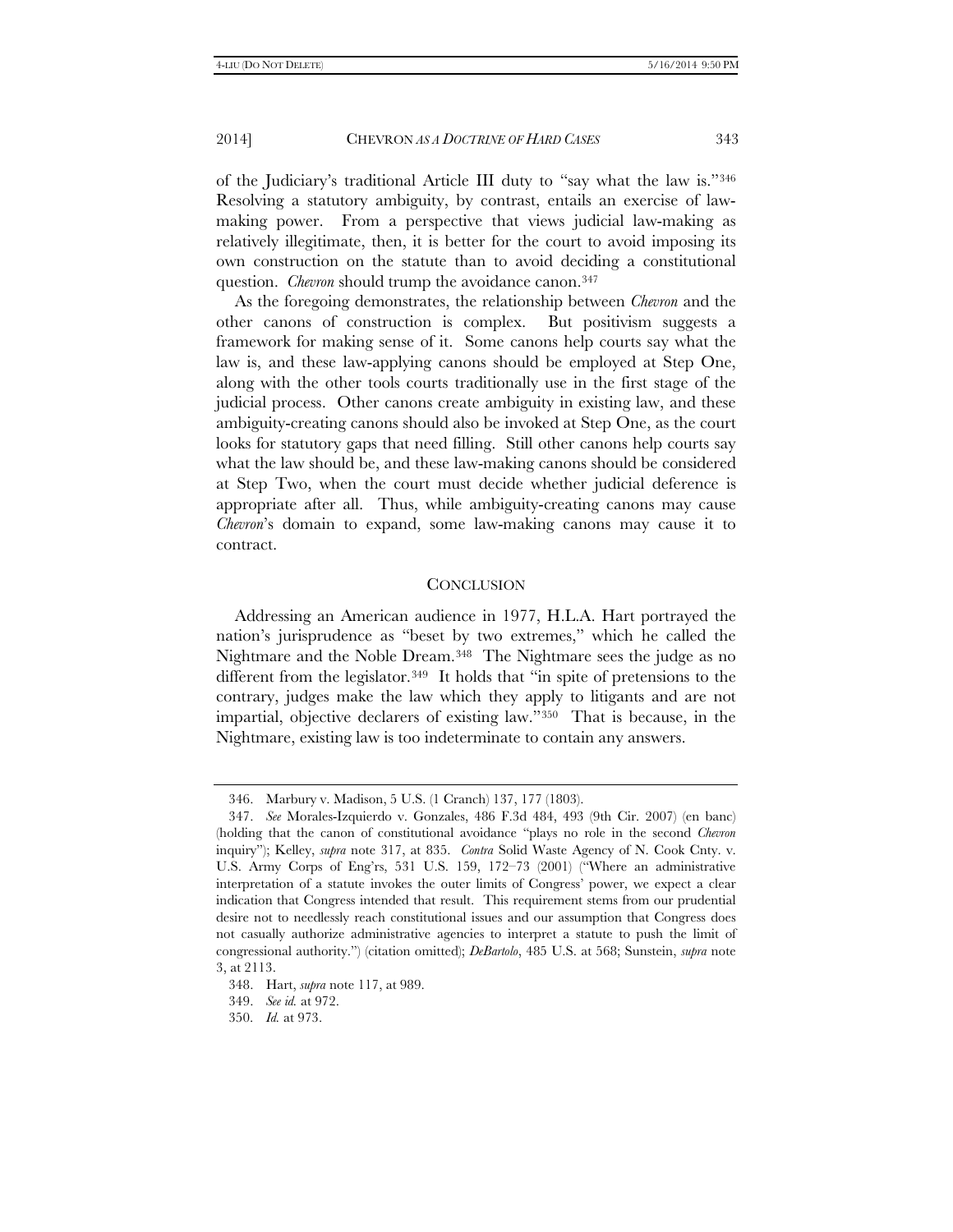of the Judiciary's traditional Article III duty to "say what the law is."[346] Resolving a statutory ambiguity, by contrast, entails an exercise of law-making power. From a perspective that views judicial law-making as relatively illegitimate, then, it is better for the court to avoid imposing its own construction on the statute than to avoid deciding a constitutional question. *Chevron* should trump the avoidance canon.[347]

As the foregoing demonstrates, the relationship between *Chevron* and the other canons of construction is complex. But positivism suggests a framework for making sense of it. Some canons help courts say what the law is, and these law-applying canons should be employed at Step One, along with the other tools courts traditionally use in the first stage of the judicial process. Other canons create ambiguity in existing law, and these ambiguity-creating canons should also be invoked at Step One, as the court looks for statutory gaps that need filling. Still other canons help courts say what the law should be, and these law-making canons should be considered at Step Two, when the court must decide whether judicial deference is appropriate after all. Thus, while ambiguity-creating canons may cause *Chevron*'s domain to expand, some law-making canons may cause it to contract.

## CONCLUSION

Addressing an American audience in 1977, H.L.A. Hart portrayed the nation's jurisprudence as "beset by two extremes," which he called the Nightmare and the Noble Dream.[348] The Nightmare sees the judge as no different from the legislator.[349] It holds that "in spite of pretensions to the contrary, judges make the law which they apply to litigants and are not impartial, objective declarers of existing law."[350] That is because, in the Nightmare, existing law is too indeterminate to contain any answers.

---

346. Marbury v. Madison, 5 U.S. (1 Cranch) 137, 177 (1803).

347. *See* Morales-Izquierdo v. Gonzales, 486 F.3d 484, 493 (9th Cir. 2007) (en banc) (holding that the canon of constitutional avoidance "plays no role in the second *Chevron* inquiry"); Kelley, *supra* note 317, at 835. *Contra* Solid Waste Agency of N. Cook Cnty. v. U.S. Army Corps of Eng'rs, 531 U.S. 159, 172–73 (2001) ("Where an administrative interpretation of a statute invokes the outer limits of Congress' power, we expect a clear indication that Congress intended that result. This requirement stems from our prudential desire not to needlessly reach constitutional issues and our assumption that Congress does not casually authorize administrative agencies to interpret a statute to push the limit of congressional authority.") (citation omitted); *DeBartolo*, 485 U.S. at 568; Sunstein, *supra* note 3, at 2113.

348. Hart, *supra* note 117, at 989.

349. *See id.* at 972.

350. *Id.* at 973.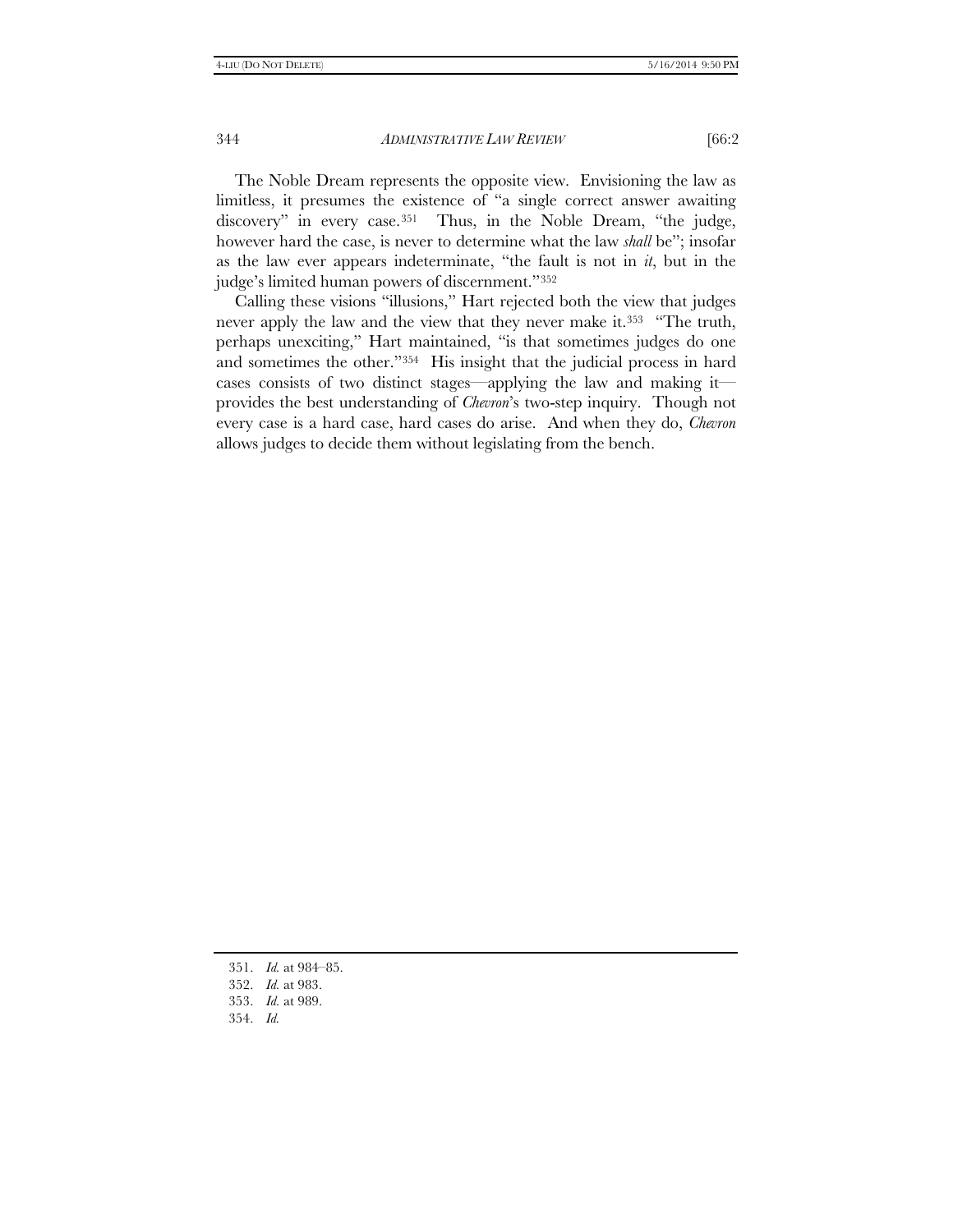The Noble Dream represents the opposite view. Envisioning the law as limitless, it presumes the existence of "a single correct answer awaiting discovery" in every case.[351] Thus, in the Noble Dream, "the judge, however hard the case, is never to determine what the law *shall* be"; insofar as the law ever appears indeterminate, "the fault is not in *it*, but in the judge's limited human powers of discernment."[352]

Calling these visions "illusions," Hart rejected both the view that judges never apply the law and the view that they never make it.[353] "The truth, perhaps unexciting," Hart maintained, "is that sometimes judges do one and sometimes the other."[354] His insight that the judicial process in hard cases consists of two distinct stages—applying the law and making it—provides the best understanding of *Chevron*'s two-step inquiry. Though not every case is a hard case, hard cases do arise. And when they do, *Chevron* allows judges to decide them without legislating from the bench.

---

351. *Id.* at 984–85.

352. *Id.* at 983.

353. *Id.* at 989.

354. *Id.*